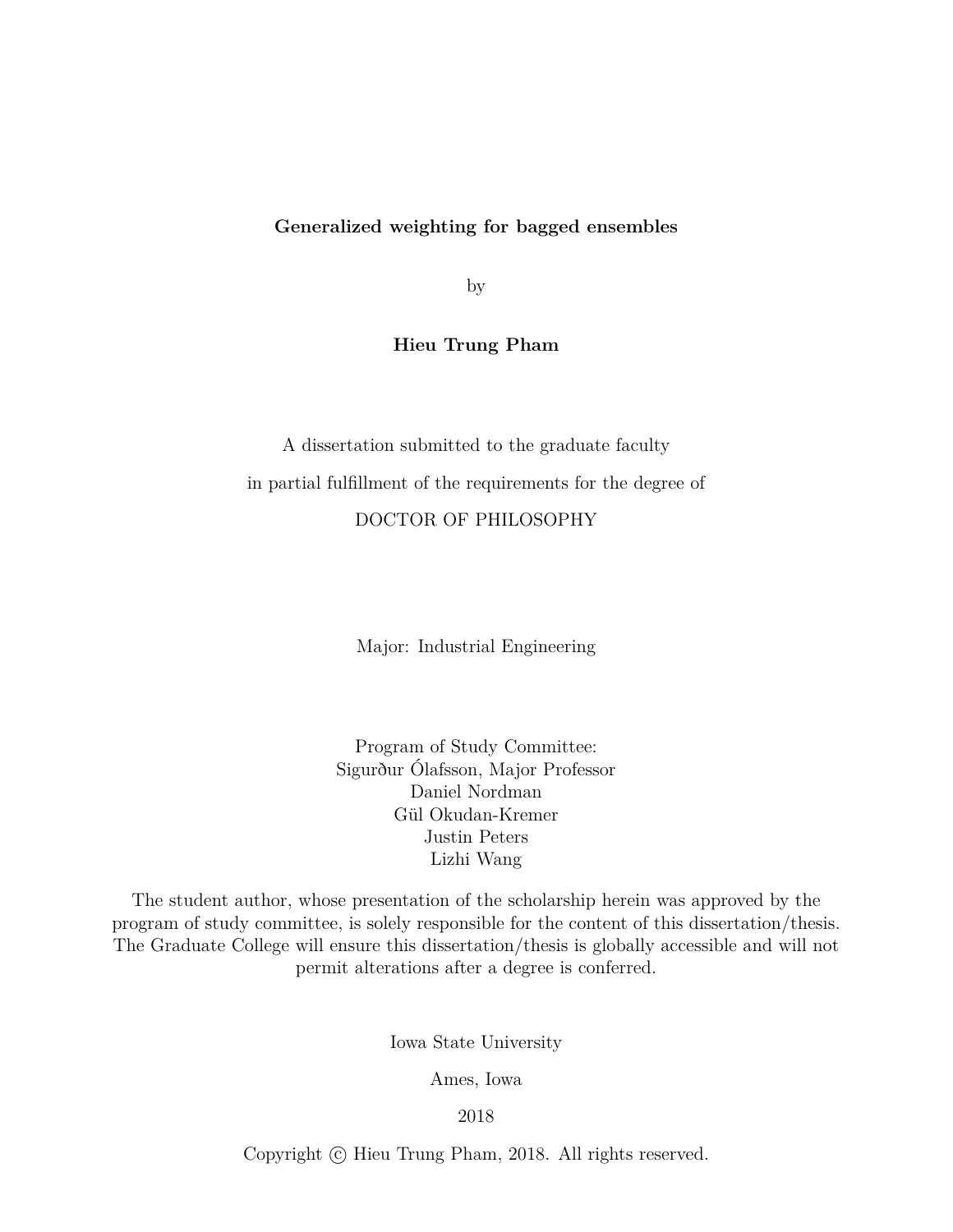**Generalized weighting for bagged ensembles**

by

**Hieu Trung Pham**

A dissertation submitted to the graduate faculty

in partial fulfillment of the requirements for the degree of

DOCTOR OF PHILOSOPHY

Major: Industrial Engineering

Program of Study Committee:
Sigurður Ólafsson, Major Professor
Daniel Nordman
Gül Okudan-Kremer
Justin Peters
Lizhi Wang

The student author, whose presentation of the scholarship herein was approved by the program of study committee, is solely responsible for the content of this dissertation/thesis. The Graduate College will ensure this dissertation/thesis is globally accessible and will not permit alterations after a degree is conferred.

Iowa State University

Ames, Iowa

2018

Copyright © Hieu Trung Pham, 2018. All rights reserved.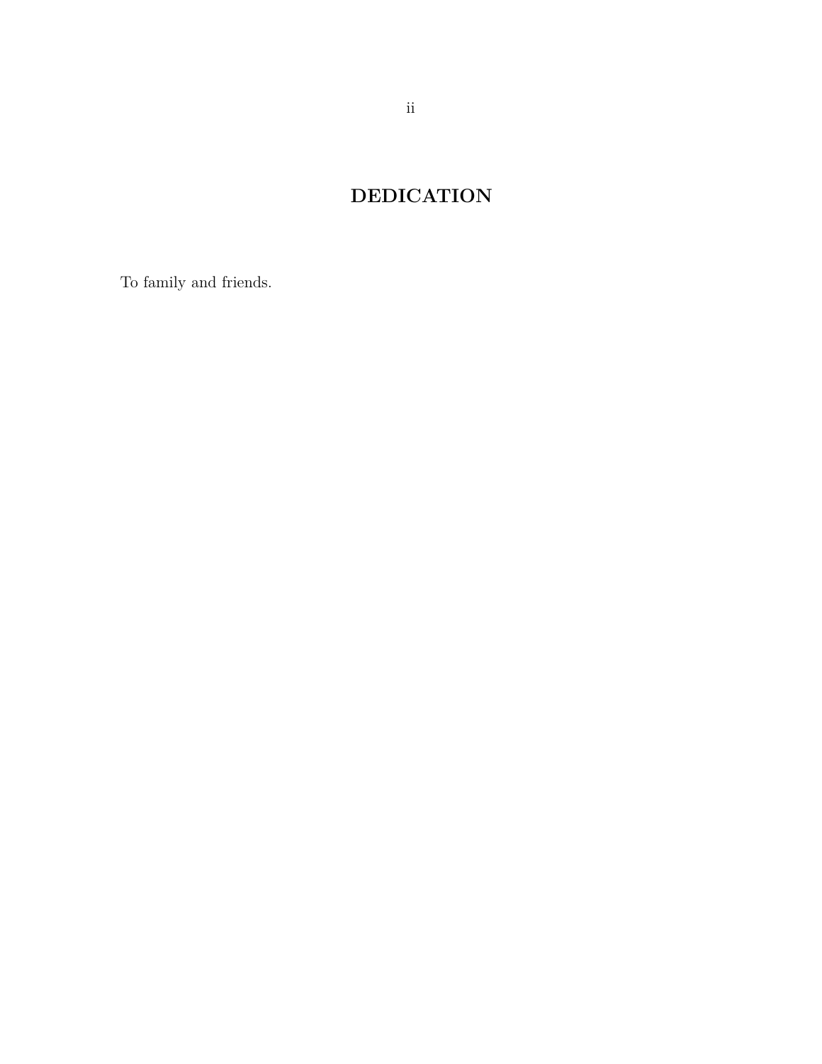# DEDICATION

To family and friends.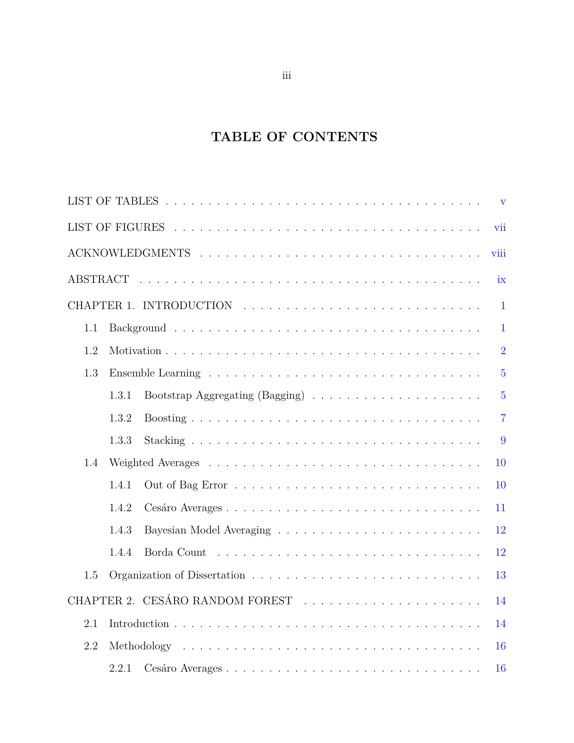# TABLE OF CONTENTS

LIST OF TABLES . . . . . . . . . . . . . . . . . . . . . . . . . . . . . . . . . . . . v

LIST OF FIGURES . . . . . . . . . . . . . . . . . . . . . . . . . . . . . . . . . . . vii

ACKNOWLEDGMENTS . . . . . . . . . . . . . . . . . . . . . . . . . . . . . . . . viii

ABSTRACT . . . . . . . . . . . . . . . . . . . . . . . . . . . . . . . . . . . . . . . ix

CHAPTER 1. INTRODUCTION . . . . . . . . . . . . . . . . . . . . . . . . . . . . 1

- 1.1 Background . . . . . . . . . . . . . . . . . . . . . . . . . . . . . . . . . . . 1
- 1.2 Motivation . . . . . . . . . . . . . . . . . . . . . . . . . . . . . . . . . . . 2
- 1.3 Ensemble Learning . . . . . . . . . . . . . . . . . . . . . . . . . . . . . . . 5
  - 1.3.1 Bootstrap Aggregating (Bagging) . . . . . . . . . . . . . . . . . . . . 5
  - 1.3.2 Boosting . . . . . . . . . . . . . . . . . . . . . . . . . . . . . . . . . 7
  - 1.3.3 Stacking . . . . . . . . . . . . . . . . . . . . . . . . . . . . . . . . . 9
- 1.4 Weighted Averages . . . . . . . . . . . . . . . . . . . . . . . . . . . . . . . 10
  - 1.4.1 Out of Bag Error . . . . . . . . . . . . . . . . . . . . . . . . . . . . 10
  - 1.4.2 Cesáro Averages . . . . . . . . . . . . . . . . . . . . . . . . . . . . . 11
  - 1.4.3 Bayesian Model Averaging . . . . . . . . . . . . . . . . . . . . . . . . 12
  - 1.4.4 Borda Count . . . . . . . . . . . . . . . . . . . . . . . . . . . . . . . 12
- 1.5 Organization of Dissertation . . . . . . . . . . . . . . . . . . . . . . . . . 13

CHAPTER 2. CESÁRO RANDOM FOREST . . . . . . . . . . . . . . . . . . . . . 14

- 2.1 Introduction . . . . . . . . . . . . . . . . . . . . . . . . . . . . . . . . . . 14
- 2.2 Methodology . . . . . . . . . . . . . . . . . . . . . . . . . . . . . . . . . . 16
  - 2.2.1 Cesáro Averages . . . . . . . . . . . . . . . . . . . . . . . . . . . . . 16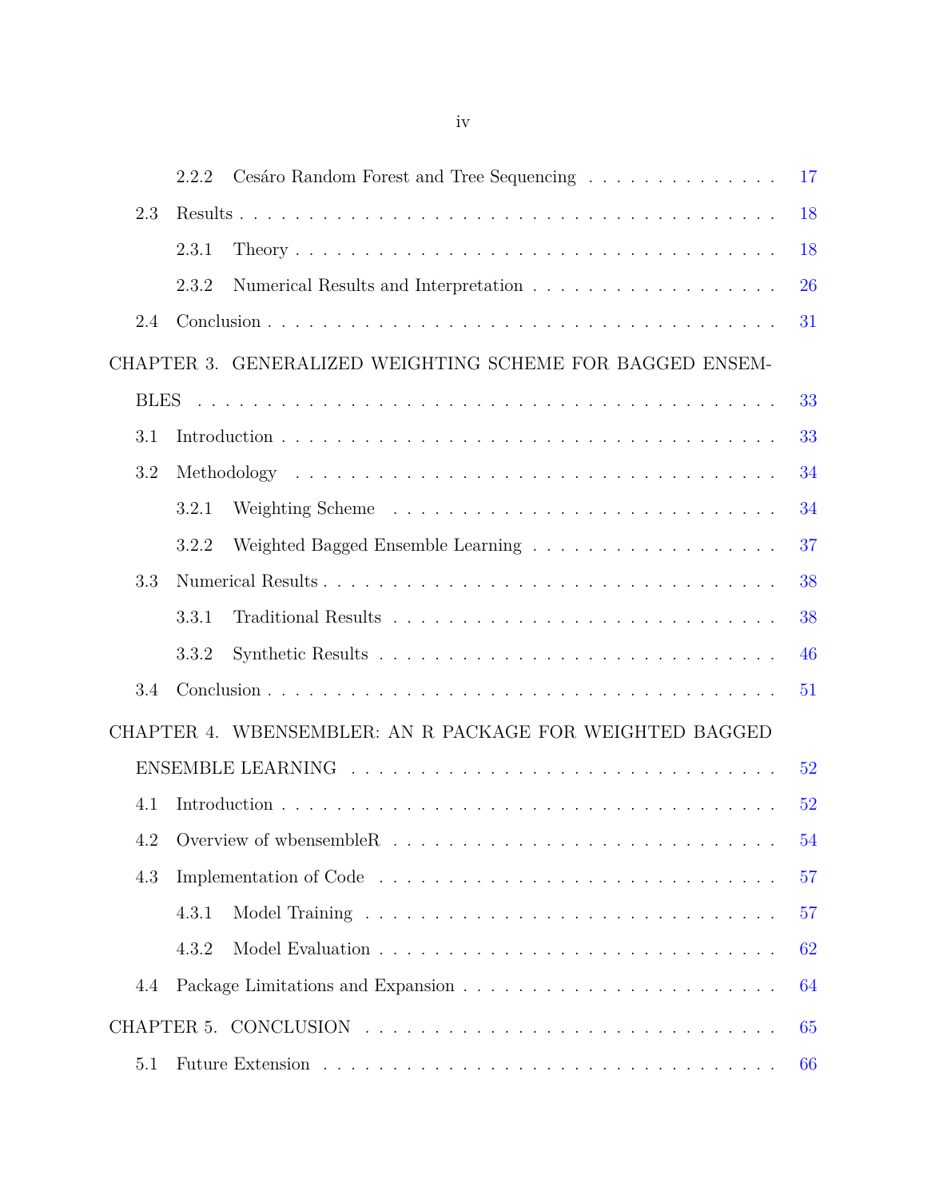2.2.2 Cesáro Random Forest and Tree Sequencing . . . . . . . . . . . . . . . 17

2.3 Results . . . . . . . . . . . . . . . . . . . . . . . . . . . . . . . . . . . . . . . 18

2.3.1 Theory . . . . . . . . . . . . . . . . . . . . . . . . . . . . . . . . . . 18

2.3.2 Numerical Results and Interpretation . . . . . . . . . . . . . . . . . . 26

2.4 Conclusion . . . . . . . . . . . . . . . . . . . . . . . . . . . . . . . . . . . . . 31

CHAPTER 3. GENERALIZED WEIGHTING SCHEME FOR BAGGED ENSEMBLES . . . . . . . . . . . . . . . . . . . . . . . . . . . . . . . . . . . . . . . . 33

3.1 Introduction . . . . . . . . . . . . . . . . . . . . . . . . . . . . . . . . . . . . 33

3.2 Methodology . . . . . . . . . . . . . . . . . . . . . . . . . . . . . . . . . . . 34

3.2.1 Weighting Scheme . . . . . . . . . . . . . . . . . . . . . . . . . . . . 34

3.2.2 Weighted Bagged Ensemble Learning . . . . . . . . . . . . . . . . . . 37

3.3 Numerical Results . . . . . . . . . . . . . . . . . . . . . . . . . . . . . . . . . 38

3.3.1 Traditional Results . . . . . . . . . . . . . . . . . . . . . . . . . . . . 38

3.3.2 Synthetic Results . . . . . . . . . . . . . . . . . . . . . . . . . . . . . 46

3.4 Conclusion . . . . . . . . . . . . . . . . . . . . . . . . . . . . . . . . . . . . . 51

CHAPTER 4. WBENSEMBLER: AN R PACKAGE FOR WEIGHTED BAGGED ENSEMBLE LEARNING . . . . . . . . . . . . . . . . . . . . . . . . . . . . . 52

4.1 Introduction . . . . . . . . . . . . . . . . . . . . . . . . . . . . . . . . . . . . 52

4.2 Overview of wbensembleR . . . . . . . . . . . . . . . . . . . . . . . . . . . . 54

4.3 Implementation of Code . . . . . . . . . . . . . . . . . . . . . . . . . . . . . 57

4.3.1 Model Training . . . . . . . . . . . . . . . . . . . . . . . . . . . . . . 57

4.3.2 Model Evaluation . . . . . . . . . . . . . . . . . . . . . . . . . . . . . 62

4.4 Package Limitations and Expansion . . . . . . . . . . . . . . . . . . . . . . . 64

CHAPTER 5. CONCLUSION . . . . . . . . . . . . . . . . . . . . . . . . . . . . . 65

5.1 Future Extension . . . . . . . . . . . . . . . . . . . . . . . . . . . . . . . . . 66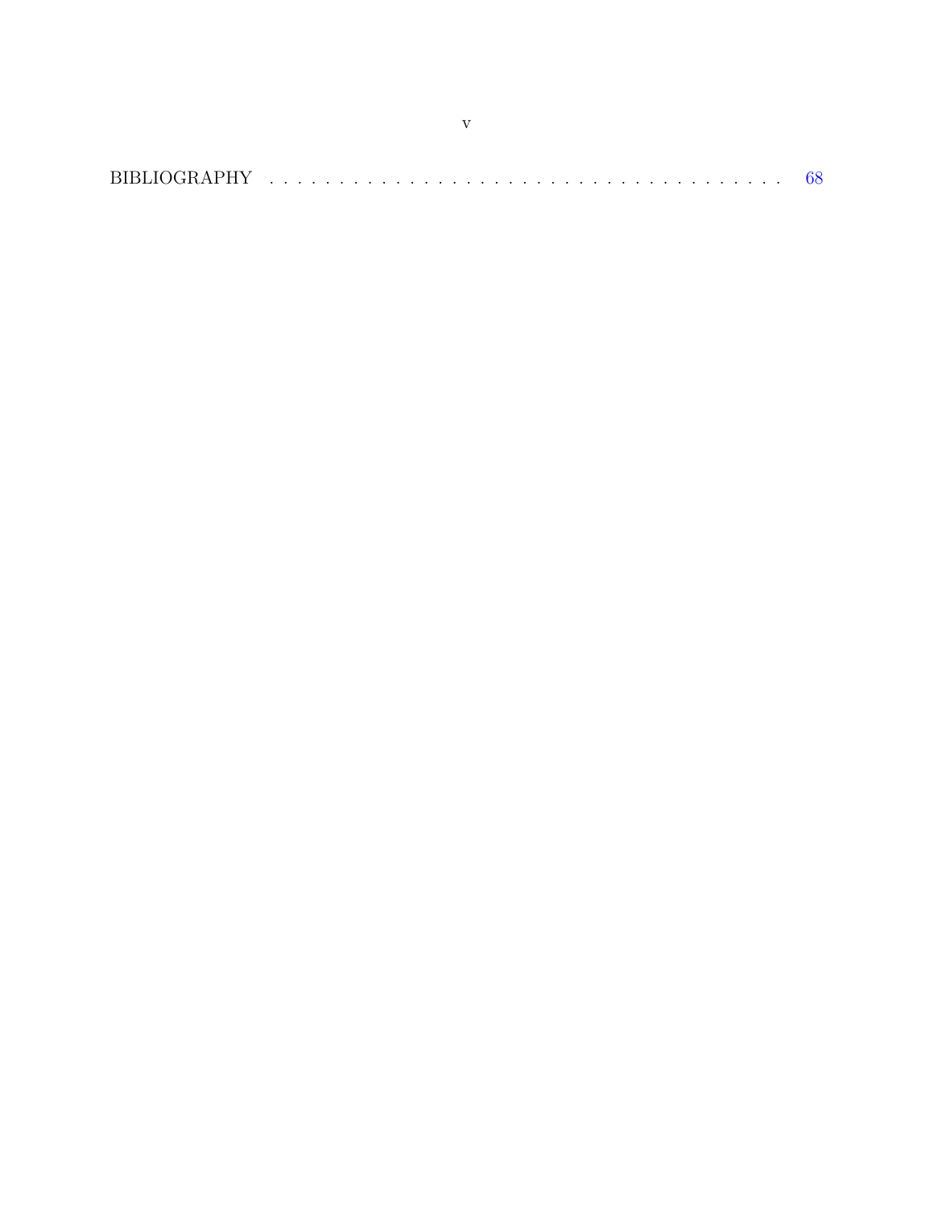BIBLIOGRAPHY . . . . . . . . . . . . . . . . . . . . . . . . . . . . . . . . . . . . . 68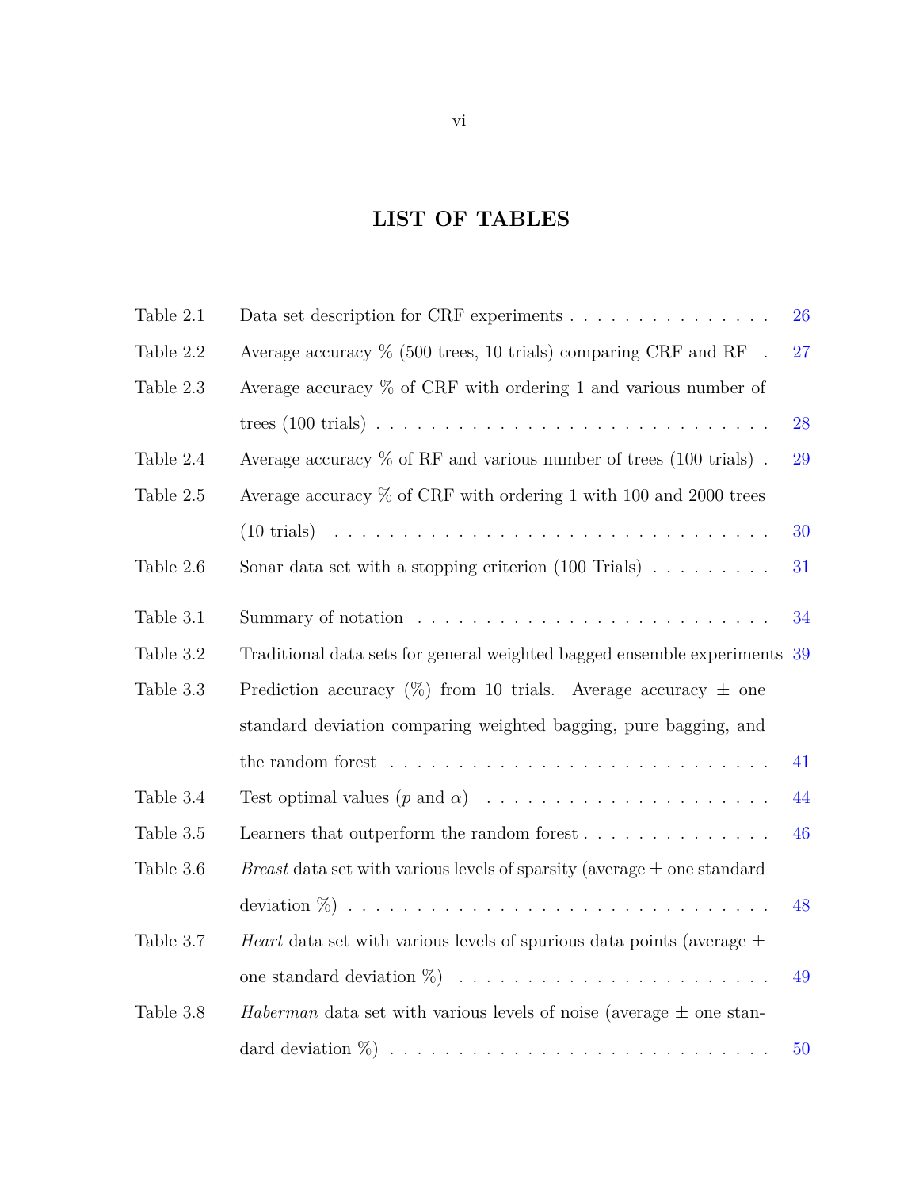# LIST OF TABLES

| | | |
|---|---|---|
| Table 2.1 | Data set description for CRF experiments | 26 |
| Table 2.2 | Average accuracy % (500 trees, 10 trials) comparing CRF and RF | 27 |
| Table 2.3 | Average accuracy % of CRF with ordering 1 and various number of trees (100 trials) | 28 |
| Table 2.4 | Average accuracy % of RF and various number of trees (100 trials) | 29 |
| Table 2.5 | Average accuracy % of CRF with ordering 1 with 100 and 2000 trees (10 trials) | 30 |
| Table 2.6 | Sonar data set with a stopping criterion (100 Trials) | 31 |
| Table 3.1 | Summary of notation | 34 |
| Table 3.2 | Traditional data sets for general weighted bagged ensemble experiments | 39 |
| Table 3.3 | Prediction accuracy (%) from 10 trials. Average accuracy ± one standard deviation comparing weighted bagging, pure bagging, and the random forest | 41 |
| Table 3.4 | Test optimal values ($p$ and $\alpha$) | 44 |
| Table 3.5 | Learners that outperform the random forest | 46 |
| Table 3.6 | *Breast* data set with various levels of sparsity (average ± one standard deviation %) | 48 |
| Table 3.7 | *Heart* data set with various levels of spurious data points (average ± one standard deviation %) | 49 |
| Table 3.8 | *Haberman* data set with various levels of noise (average ± one standard deviation %) | 50 |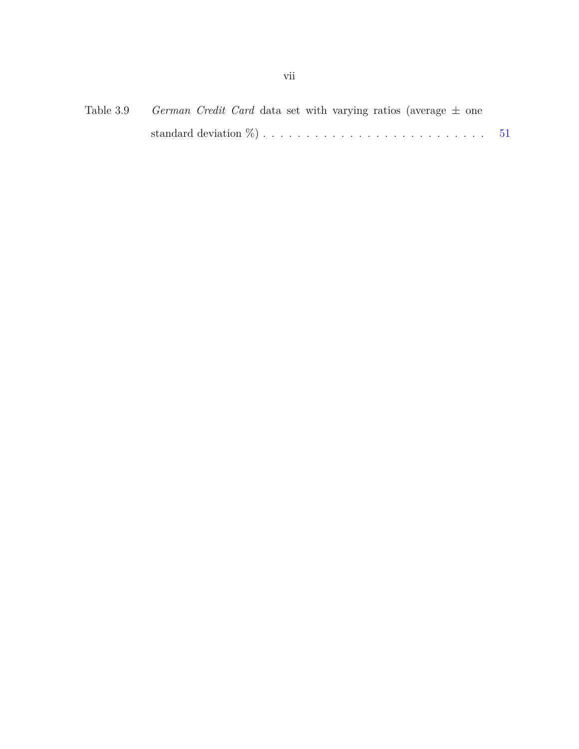Table 3.9 *German Credit Card* data set with varying ratios (average ± one standard deviation %) . . . . . . . . . . . . . . . . . . . . . . . . . . 51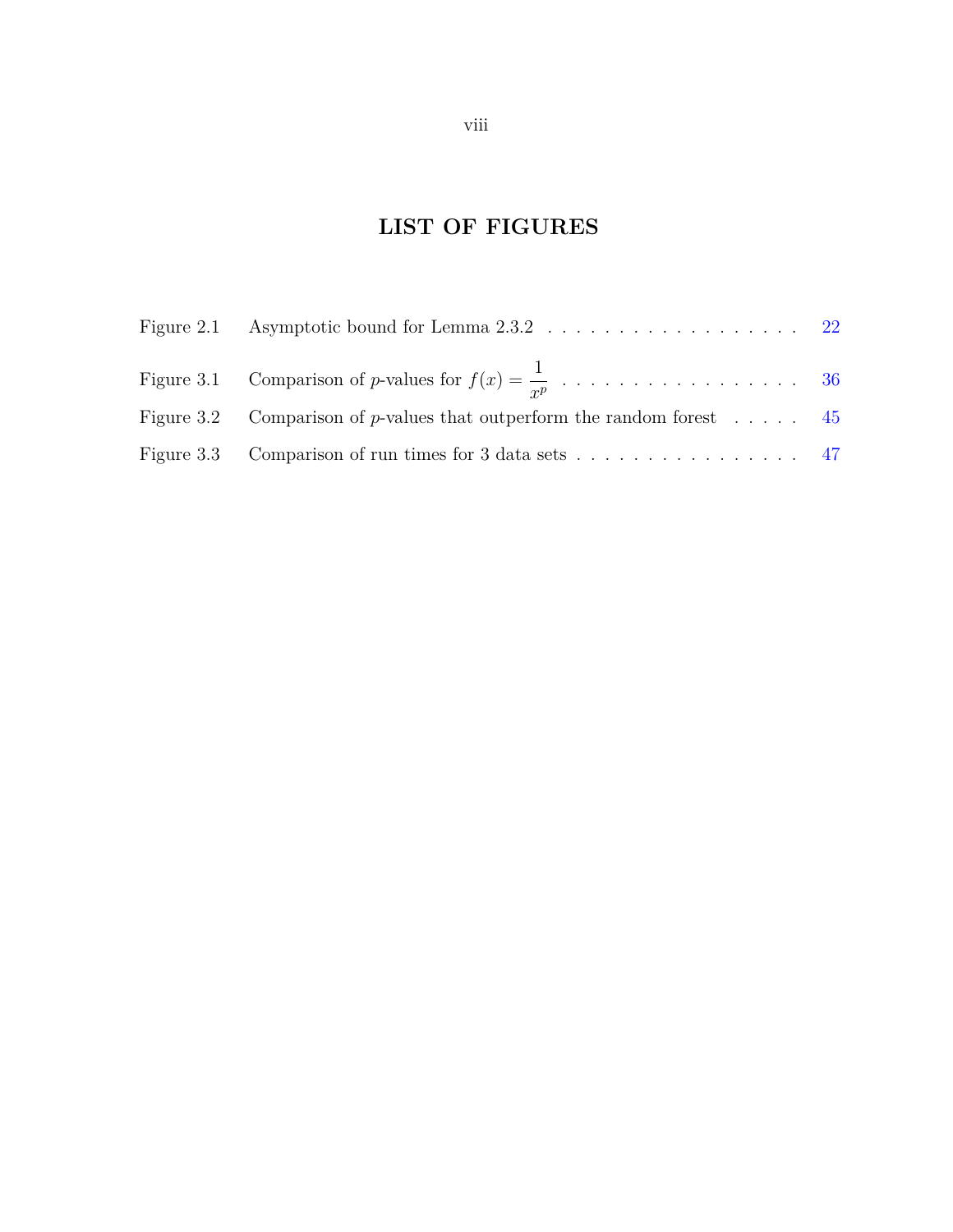# LIST OF FIGURES

| | | |
|---|---|---|
| Figure 2.1 | Asymptotic bound for Lemma 2.3.2 | 22 |
| Figure 3.1 | Comparison of $p$-values for $f(x) = \dfrac{1}{x^p}$ | 36 |
| Figure 3.2 | Comparison of $p$-values that outperform the random forest | 45 |
| Figure 3.3 | Comparison of run times for 3 data sets | 47 |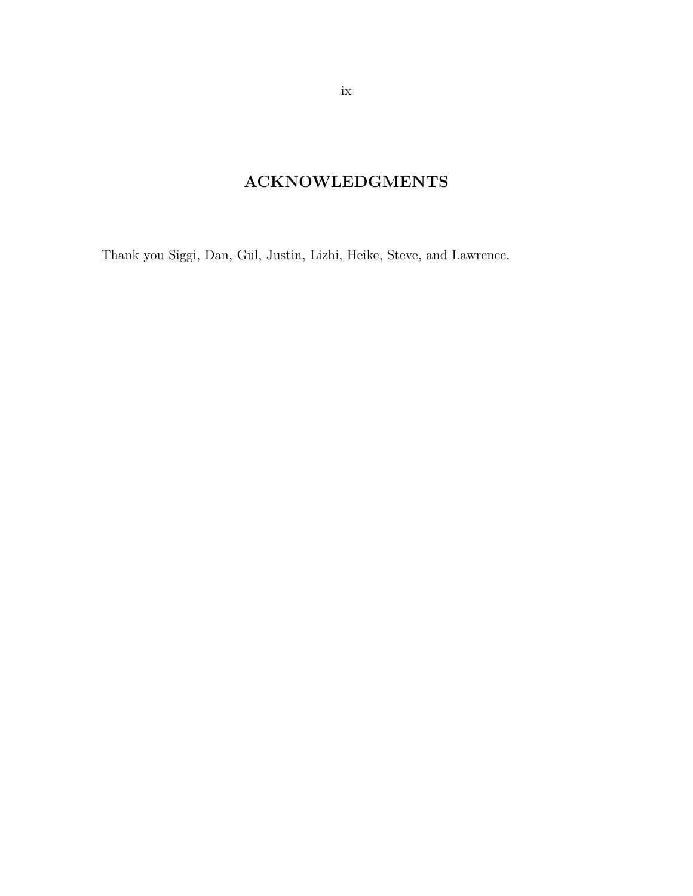# ACKNOWLEDGMENTS

Thank you Siggi, Dan, Gül, Justin, Lizhi, Heike, Steve, and Lawrence.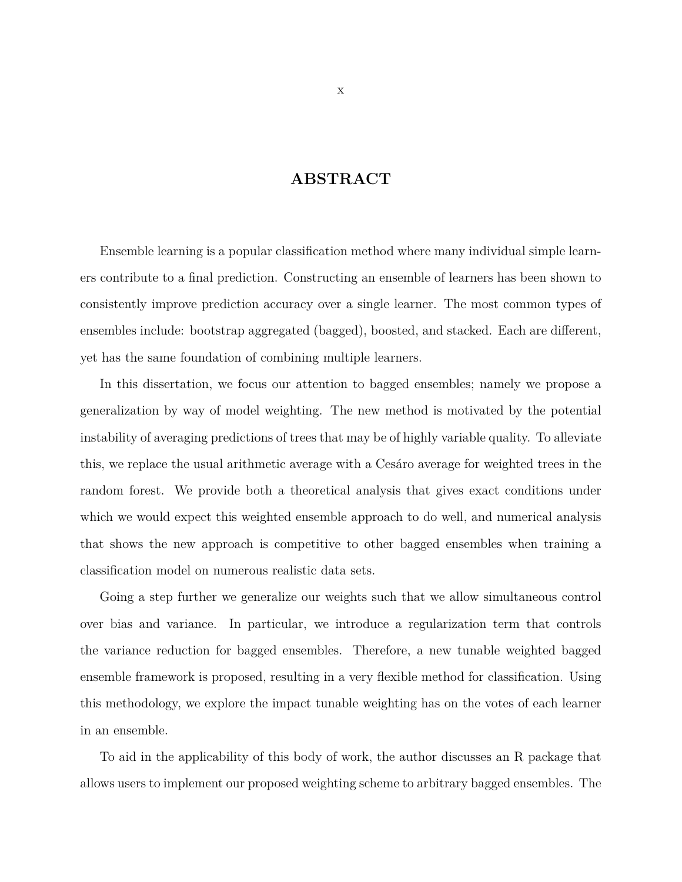# ABSTRACT

Ensemble learning is a popular classification method where many individual simple learners contribute to a final prediction. Constructing an ensemble of learners has been shown to consistently improve prediction accuracy over a single learner. The most common types of ensembles include: bootstrap aggregated (bagged), boosted, and stacked. Each are different, yet has the same foundation of combining multiple learners.

In this dissertation, we focus our attention to bagged ensembles; namely we propose a generalization by way of model weighting. The new method is motivated by the potential instability of averaging predictions of trees that may be of highly variable quality. To alleviate this, we replace the usual arithmetic average with a Cesáro average for weighted trees in the random forest. We provide both a theoretical analysis that gives exact conditions under which we would expect this weighted ensemble approach to do well, and numerical analysis that shows the new approach is competitive to other bagged ensembles when training a classification model on numerous realistic data sets.

Going a step further we generalize our weights such that we allow simultaneous control over bias and variance. In particular, we introduce a regularization term that controls the variance reduction for bagged ensembles. Therefore, a new tunable weighted bagged ensemble framework is proposed, resulting in a very flexible method for classification. Using this methodology, we explore the impact tunable weighting has on the votes of each learner in an ensemble.

To aid in the applicability of this body of work, the author discusses an R package that allows users to implement our proposed weighting scheme to arbitrary bagged ensembles. The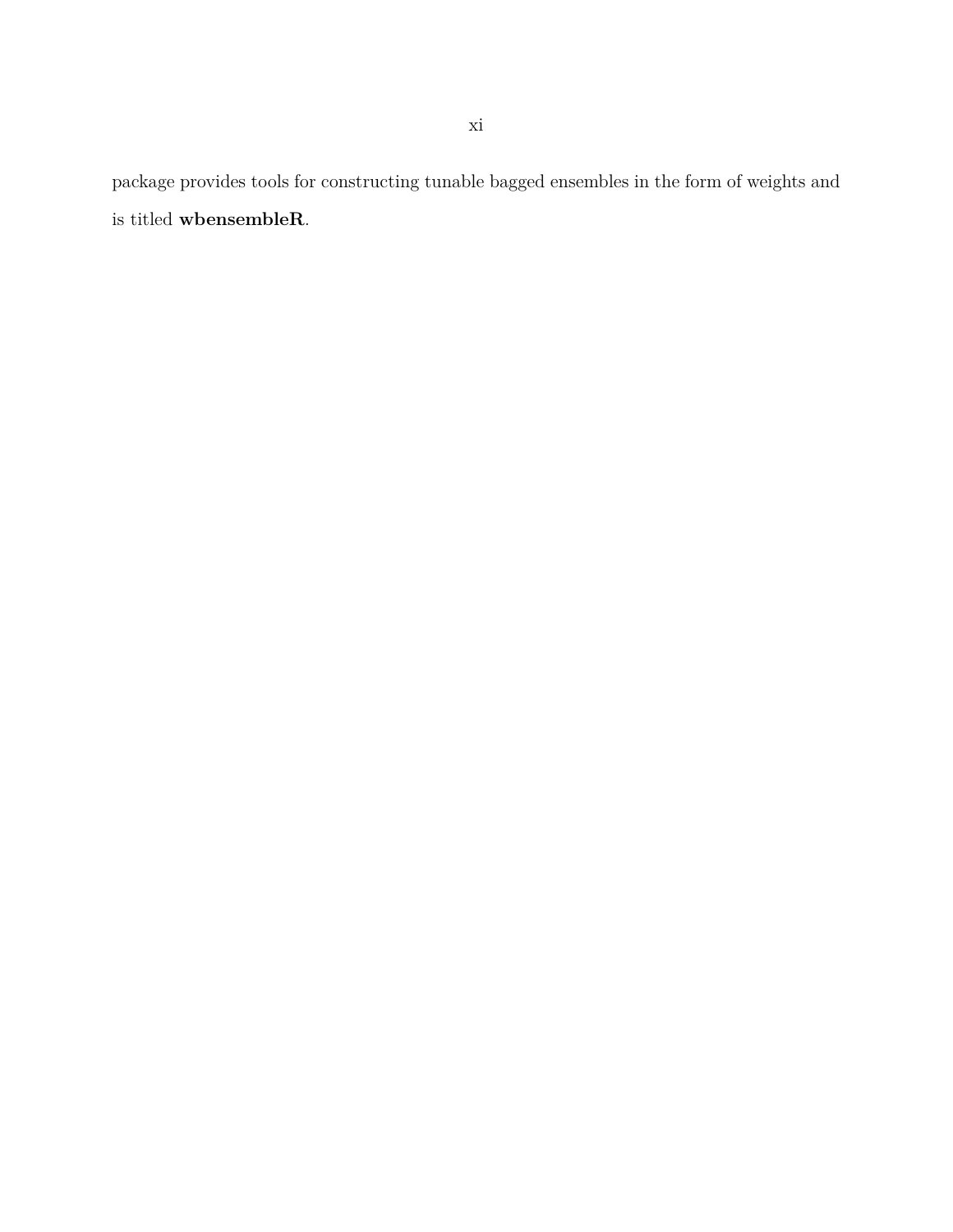package provides tools for constructing tunable bagged ensembles in the form of weights and is titled **wbensembleR**.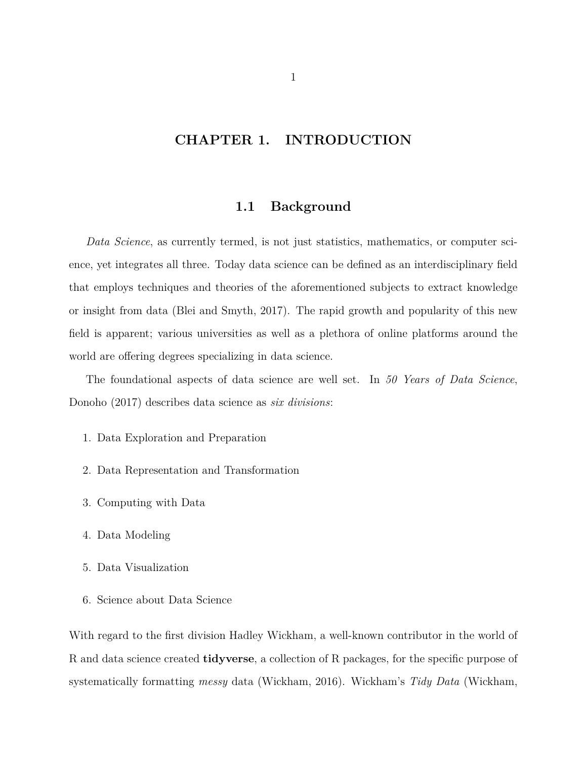# CHAPTER 1. INTRODUCTION

## 1.1 Background

*Data Science*, as currently termed, is not just statistics, mathematics, or computer science, yet integrates all three. Today data science can be defined as an interdisciplinary field that employs techniques and theories of the aforementioned subjects to extract knowledge or insight from data (Blei and Smyth, 2017). The rapid growth and popularity of this new field is apparent; various universities as well as a plethora of online platforms around the world are offering degrees specializing in data science.

The foundational aspects of data science are well set. In *50 Years of Data Science*, Donoho (2017) describes data science as *six divisions*:

1. Data Exploration and Preparation
2. Data Representation and Transformation
3. Computing with Data
4. Data Modeling
5. Data Visualization
6. Science about Data Science

With regard to the first division Hadley Wickham, a well-known contributor in the world of R and data science created **tidyverse**, a collection of R packages, for the specific purpose of systematically formatting *messy* data (Wickham, 2016). Wickham's *Tidy Data* (Wickham,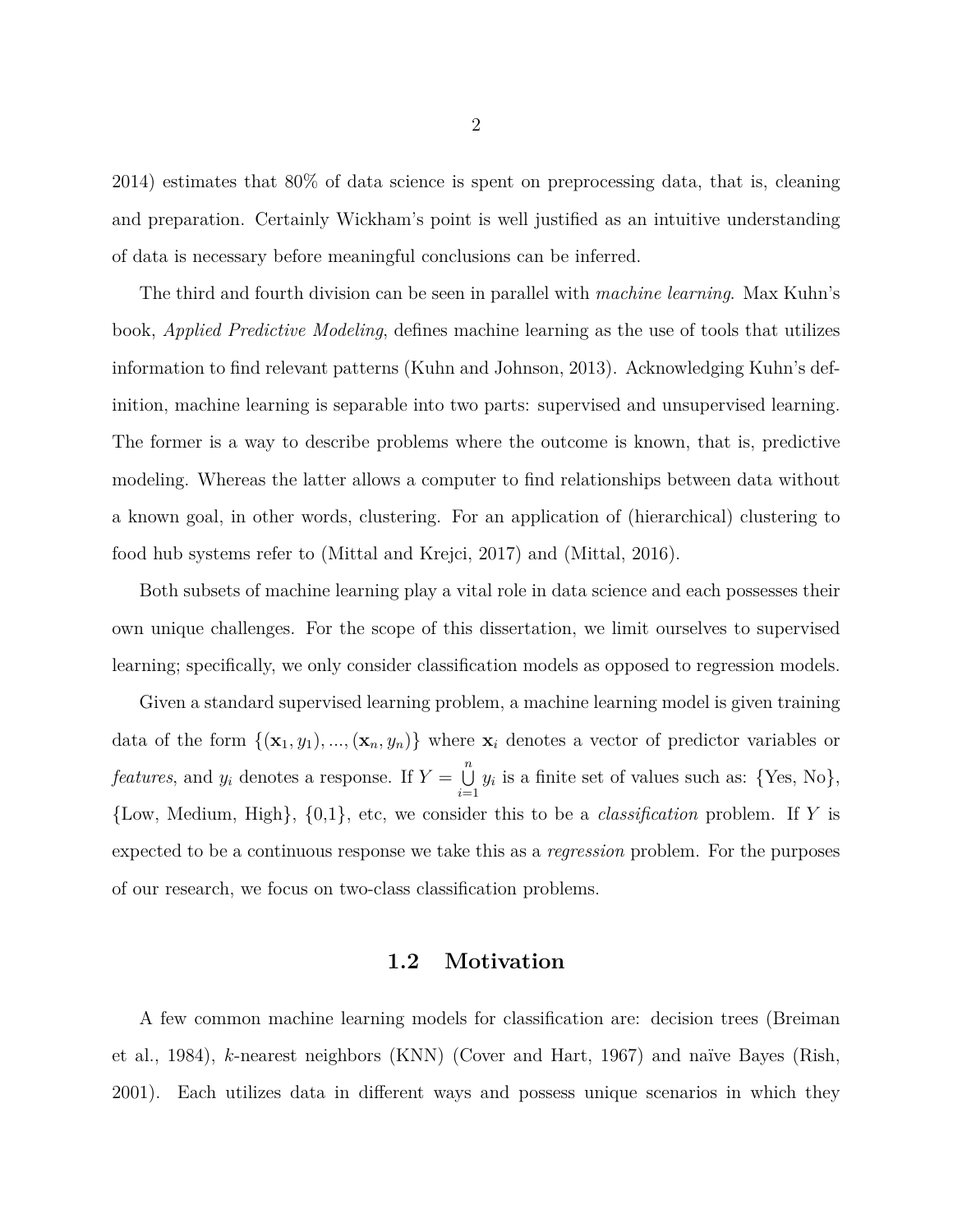2014) estimates that 80% of data science is spent on preprocessing data, that is, cleaning and preparation. Certainly Wickham's point is well justified as an intuitive understanding of data is necessary before meaningful conclusions can be inferred.

The third and fourth division can be seen in parallel with *machine learning*. Max Kuhn's book, *Applied Predictive Modeling*, defines machine learning as the use of tools that utilizes information to find relevant patterns (Kuhn and Johnson, 2013). Acknowledging Kuhn's definition, machine learning is separable into two parts: supervised and unsupervised learning. The former is a way to describe problems where the outcome is known, that is, predictive modeling. Whereas the latter allows a computer to find relationships between data without a known goal, in other words, clustering. For an application of (hierarchical) clustering to food hub systems refer to (Mittal and Krejci, 2017) and (Mittal, 2016).

Both subsets of machine learning play a vital role in data science and each possesses their own unique challenges. For the scope of this dissertation, we limit ourselves to supervised learning; specifically, we only consider classification models as opposed to regression models.

Given a standard supervised learning problem, a machine learning model is given training data of the form $\{(\mathbf{x}_1, y_1), ..., (\mathbf{x}_n, y_n)\}$ where $\mathbf{x}_i$ denotes a vector of predictor variables or *features*, and $y_i$ denotes a response. If $Y = \bigcup_{i=1}^{n} y_i$ is a finite set of values such as: {Yes, No}, {Low, Medium, High}, {0,1}, etc, we consider this to be a *classification* problem. If $Y$ is expected to be a continuous response we take this as a *regression* problem. For the purposes of our research, we focus on two-class classification problems.

## 1.2 Motivation

A few common machine learning models for classification are: decision trees (Breiman et al., 1984), $k$-nearest neighbors (KNN) (Cover and Hart, 1967) and naïve Bayes (Rish, 2001). Each utilizes data in different ways and possess unique scenarios in which they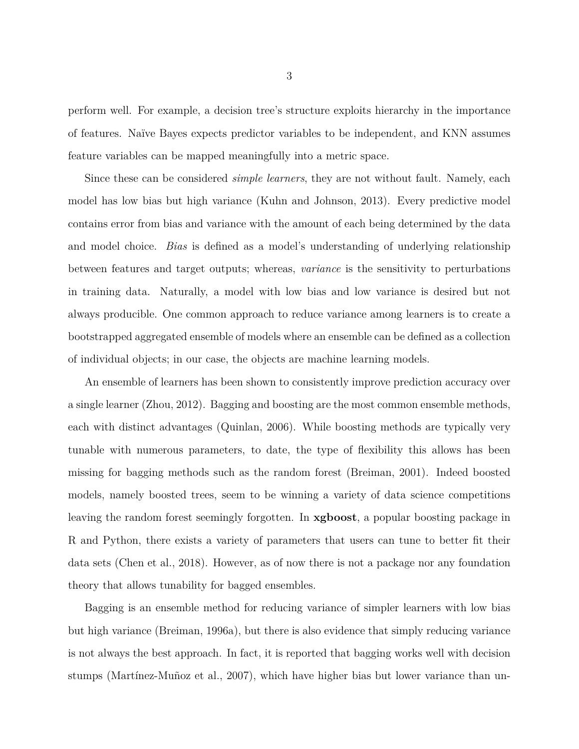perform well. For example, a decision tree's structure exploits hierarchy in the importance of features. Naïve Bayes expects predictor variables to be independent, and KNN assumes feature variables can be mapped meaningfully into a metric space.

Since these can be considered *simple learners*, they are not without fault. Namely, each model has low bias but high variance (Kuhn and Johnson, 2013). Every predictive model contains error from bias and variance with the amount of each being determined by the data and model choice. *Bias* is defined as a model's understanding of underlying relationship between features and target outputs; whereas, *variance* is the sensitivity to perturbations in training data. Naturally, a model with low bias and low variance is desired but not always producible. One common approach to reduce variance among learners is to create a bootstrapped aggregated ensemble of models where an ensemble can be defined as a collection of individual objects; in our case, the objects are machine learning models.

An ensemble of learners has been shown to consistently improve prediction accuracy over a single learner (Zhou, 2012). Bagging and boosting are the most common ensemble methods, each with distinct advantages (Quinlan, 2006). While boosting methods are typically very tunable with numerous parameters, to date, the type of flexibility this allows has been missing for bagging methods such as the random forest (Breiman, 2001). Indeed boosted models, namely boosted trees, seem to be winning a variety of data science competitions leaving the random forest seemingly forgotten. In **xgboost**, a popular boosting package in R and Python, there exists a variety of parameters that users can tune to better fit their data sets (Chen et al., 2018). However, as of now there is not a package nor any foundation theory that allows tunability for bagged ensembles.

Bagging is an ensemble method for reducing variance of simpler learners with low bias but high variance (Breiman, 1996a), but there is also evidence that simply reducing variance is not always the best approach. In fact, it is reported that bagging works well with decision stumps (Martínez-Muñoz et al., 2007), which have higher bias but lower variance than un-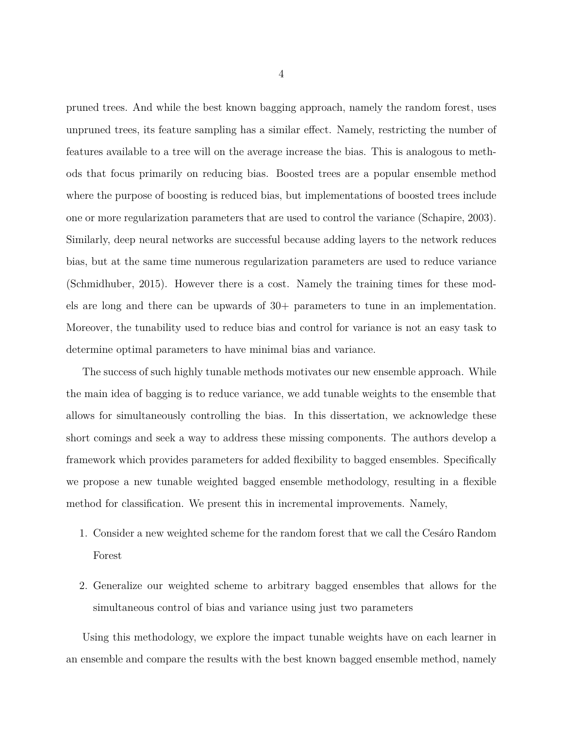pruned trees. And while the best known bagging approach, namely the random forest, uses unpruned trees, its feature sampling has a similar effect. Namely, restricting the number of features available to a tree will on the average increase the bias. This is analogous to methods that focus primarily on reducing bias. Boosted trees are a popular ensemble method where the purpose of boosting is reduced bias, but implementations of boosted trees include one or more regularization parameters that are used to control the variance (Schapire, 2003). Similarly, deep neural networks are successful because adding layers to the network reduces bias, but at the same time numerous regularization parameters are used to reduce variance (Schmidhuber, 2015). However there is a cost. Namely the training times for these models are long and there can be upwards of 30+ parameters to tune in an implementation. Moreover, the tunability used to reduce bias and control for variance is not an easy task to determine optimal parameters to have minimal bias and variance.

The success of such highly tunable methods motivates our new ensemble approach. While the main idea of bagging is to reduce variance, we add tunable weights to the ensemble that allows for simultaneously controlling the bias. In this dissertation, we acknowledge these short comings and seek a way to address these missing components. The authors develop a framework which provides parameters for added flexibility to bagged ensembles. Specifically we propose a new tunable weighted bagged ensemble methodology, resulting in a flexible method for classification. We present this in incremental improvements. Namely,

1. Consider a new weighted scheme for the random forest that we call the Cesáro Random Forest
2. Generalize our weighted scheme to arbitrary bagged ensembles that allows for the simultaneous control of bias and variance using just two parameters

Using this methodology, we explore the impact tunable weights have on each learner in an ensemble and compare the results with the best known bagged ensemble method, namely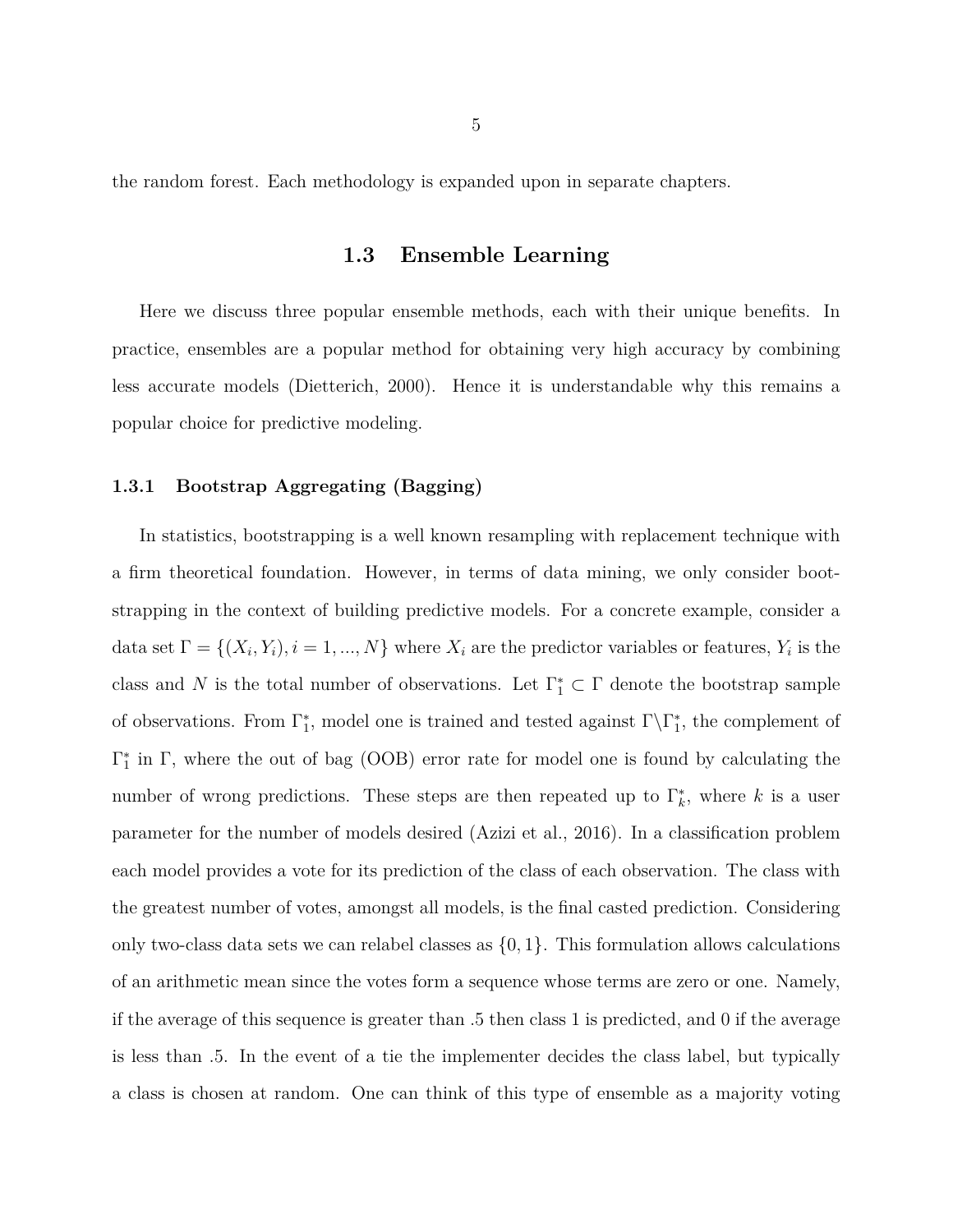the random forest. Each methodology is expanded upon in separate chapters.

## 1.3 Ensemble Learning

Here we discuss three popular ensemble methods, each with their unique benefits. In practice, ensembles are a popular method for obtaining very high accuracy by combining less accurate models (Dietterich, 2000). Hence it is understandable why this remains a popular choice for predictive modeling.

### 1.3.1 Bootstrap Aggregating (Bagging)

In statistics, bootstrapping is a well known resampling with replacement technique with a firm theoretical foundation. However, in terms of data mining, we only consider bootstrapping in the context of building predictive models. For a concrete example, consider a data set $\Gamma = \{(X_i, Y_i), i = 1, ..., N\}$ where $X_i$ are the predictor variables or features, $Y_i$ is the class and $N$ is the total number of observations. Let $\Gamma_1^* \subset \Gamma$ denote the bootstrap sample of observations. From $\Gamma_1^*$, model one is trained and tested against $\Gamma \backslash \Gamma_1^*$, the complement of $\Gamma_1^*$ in $\Gamma$, where the out of bag (OOB) error rate for model one is found by calculating the number of wrong predictions. These steps are then repeated up to $\Gamma_k^*$, where $k$ is a user parameter for the number of models desired (Azizi et al., 2016). In a classification problem each model provides a vote for its prediction of the class of each observation. The class with the greatest number of votes, amongst all models, is the final casted prediction. Considering only two-class data sets we can relabel classes as $\{0, 1\}$. This formulation allows calculations of an arithmetic mean since the votes form a sequence whose terms are zero or one. Namely, if the average of this sequence is greater than .5 then class 1 is predicted, and 0 if the average is less than .5. In the event of a tie the implementer decides the class label, but typically a class is chosen at random. One can think of this type of ensemble as a majority voting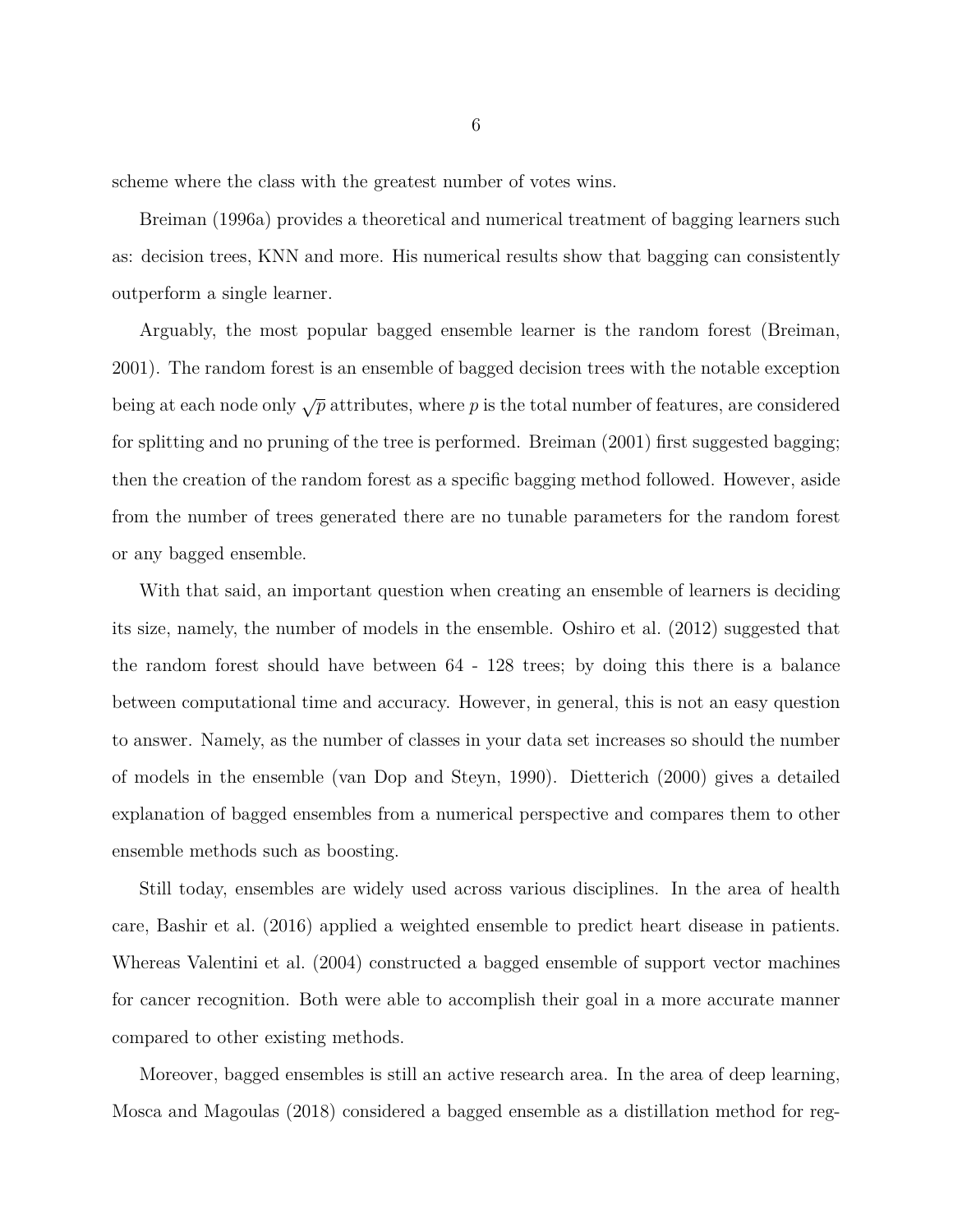scheme where the class with the greatest number of votes wins.

Breiman (1996a) provides a theoretical and numerical treatment of bagging learners such as: decision trees, KNN and more. His numerical results show that bagging can consistently outperform a single learner.

Arguably, the most popular bagged ensemble learner is the random forest (Breiman, 2001). The random forest is an ensemble of bagged decision trees with the notable exception being at each node only $\sqrt{p}$ attributes, where $p$ is the total number of features, are considered for splitting and no pruning of the tree is performed. Breiman (2001) first suggested bagging; then the creation of the random forest as a specific bagging method followed. However, aside from the number of trees generated there are no tunable parameters for the random forest or any bagged ensemble.

With that said, an important question when creating an ensemble of learners is deciding its size, namely, the number of models in the ensemble. Oshiro et al. (2012) suggested that the random forest should have between 64 - 128 trees; by doing this there is a balance between computational time and accuracy. However, in general, this is not an easy question to answer. Namely, as the number of classes in your data set increases so should the number of models in the ensemble (van Dop and Steyn, 1990). Dietterich (2000) gives a detailed explanation of bagged ensembles from a numerical perspective and compares them to other ensemble methods such as boosting.

Still today, ensembles are widely used across various disciplines. In the area of health care, Bashir et al. (2016) applied a weighted ensemble to predict heart disease in patients. Whereas Valentini et al. (2004) constructed a bagged ensemble of support vector machines for cancer recognition. Both were able to accomplish their goal in a more accurate manner compared to other existing methods.

Moreover, bagged ensembles is still an active research area. In the area of deep learning, Mosca and Magoulas (2018) considered a bagged ensemble as a distillation method for reg-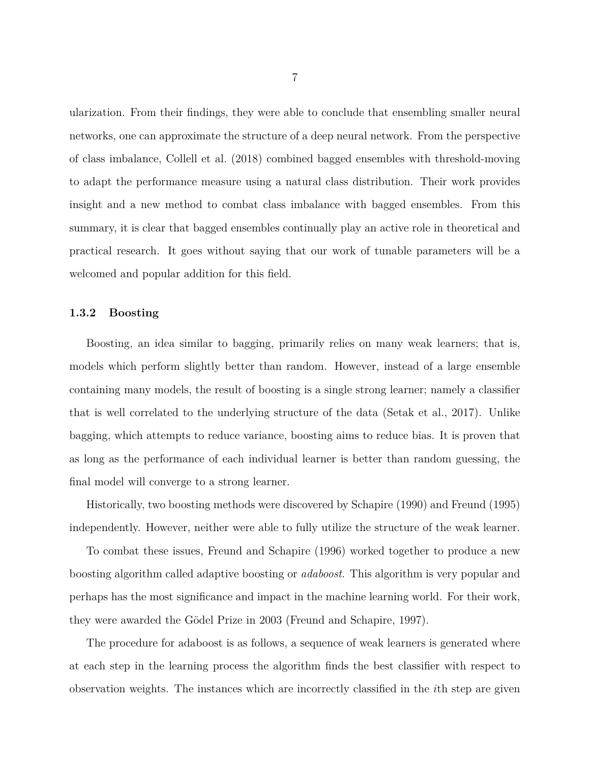ularization. From their findings, they were able to conclude that ensembling smaller neural networks, one can approximate the structure of a deep neural network. From the perspective of class imbalance, Collell et al. (2018) combined bagged ensembles with threshold-moving to adapt the performance measure using a natural class distribution. Their work provides insight and a new method to combat class imbalance with bagged ensembles. From this summary, it is clear that bagged ensembles continually play an active role in theoretical and practical research. It goes without saying that our work of tunable parameters will be a welcomed and popular addition for this field.

### 1.3.2 Boosting

Boosting, an idea similar to bagging, primarily relies on many weak learners; that is, models which perform slightly better than random. However, instead of a large ensemble containing many models, the result of boosting is a single strong learner; namely a classifier that is well correlated to the underlying structure of the data (Setak et al., 2017). Unlike bagging, which attempts to reduce variance, boosting aims to reduce bias. It is proven that as long as the performance of each individual learner is better than random guessing, the final model will converge to a strong learner.

Historically, two boosting methods were discovered by Schapire (1990) and Freund (1995) independently. However, neither were able to fully utilize the structure of the weak learner.

To combat these issues, Freund and Schapire (1996) worked together to produce a new boosting algorithm called adaptive boosting or *adaboost*. This algorithm is very popular and perhaps has the most significance and impact in the machine learning world. For their work, they were awarded the Gödel Prize in 2003 (Freund and Schapire, 1997).

The procedure for adaboost is as follows, a sequence of weak learners is generated where at each step in the learning process the algorithm finds the best classifier with respect to observation weights. The instances which are incorrectly classified in the $i$th step are given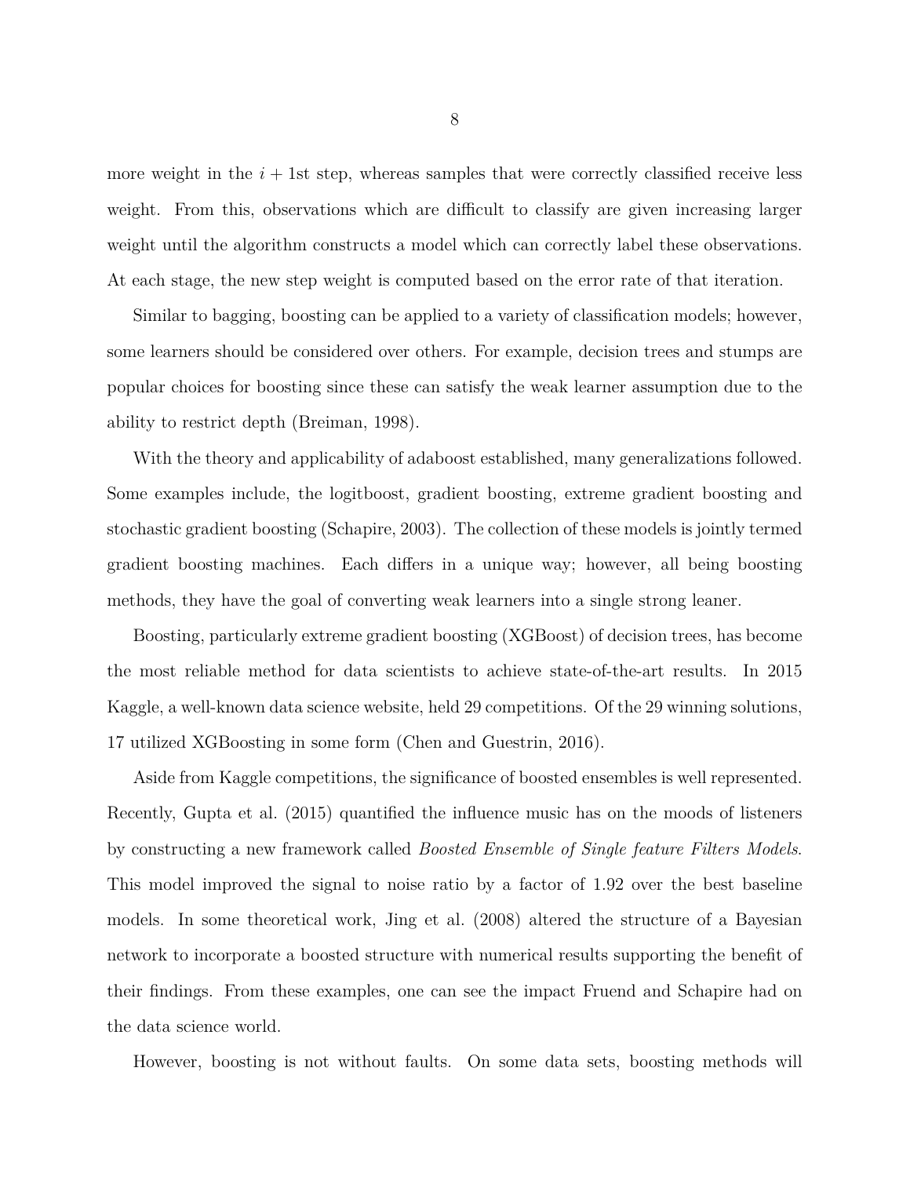more weight in the $i + 1$st step, whereas samples that were correctly classified receive less weight. From this, observations which are difficult to classify are given increasing larger weight until the algorithm constructs a model which can correctly label these observations. At each stage, the new step weight is computed based on the error rate of that iteration.

Similar to bagging, boosting can be applied to a variety of classification models; however, some learners should be considered over others. For example, decision trees and stumps are popular choices for boosting since these can satisfy the weak learner assumption due to the ability to restrict depth (Breiman, 1998).

With the theory and applicability of adaboost established, many generalizations followed. Some examples include, the logitboost, gradient boosting, extreme gradient boosting and stochastic gradient boosting (Schapire, 2003). The collection of these models is jointly termed gradient boosting machines. Each differs in a unique way; however, all being boosting methods, they have the goal of converting weak learners into a single strong leaner.

Boosting, particularly extreme gradient boosting (XGBoost) of decision trees, has become the most reliable method for data scientists to achieve state-of-the-art results. In 2015 Kaggle, a well-known data science website, held 29 competitions. Of the 29 winning solutions, 17 utilized XGBoosting in some form (Chen and Guestrin, 2016).

Aside from Kaggle competitions, the significance of boosted ensembles is well represented. Recently, Gupta et al. (2015) quantified the influence music has on the moods of listeners by constructing a new framework called *Boosted Ensemble of Single feature Filters Models*. This model improved the signal to noise ratio by a factor of 1.92 over the best baseline models. In some theoretical work, Jing et al. (2008) altered the structure of a Bayesian network to incorporate a boosted structure with numerical results supporting the benefit of their findings. From these examples, one can see the impact Fruend and Schapire had on the data science world.

However, boosting is not without faults. On some data sets, boosting methods will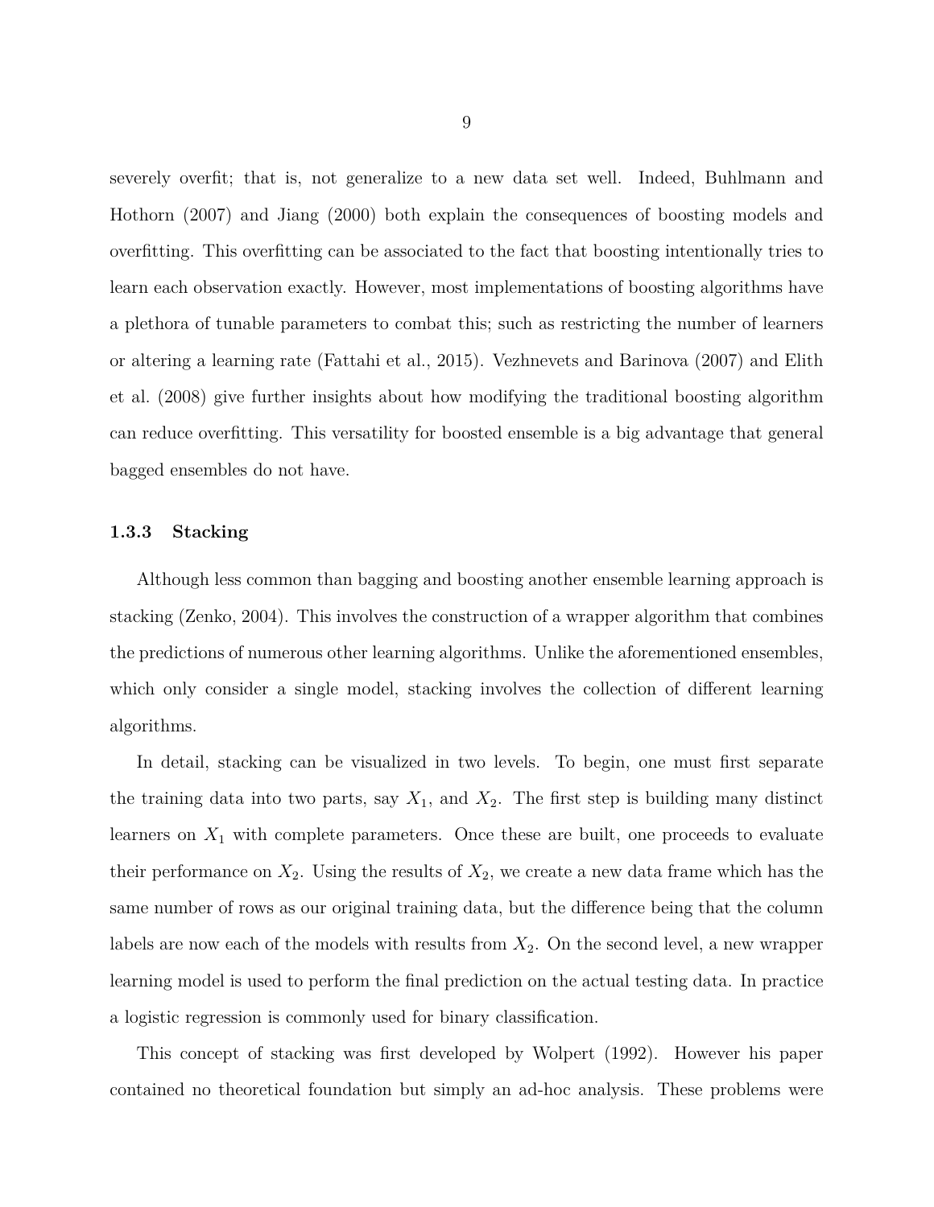severely overfit; that is, not generalize to a new data set well. Indeed, Buhlmann and Hothorn (2007) and Jiang (2000) both explain the consequences of boosting models and overfitting. This overfitting can be associated to the fact that boosting intentionally tries to learn each observation exactly. However, most implementations of boosting algorithms have a plethora of tunable parameters to combat this; such as restricting the number of learners or altering a learning rate (Fattahi et al., 2015). Vezhnevets and Barinova (2007) and Elith et al. (2008) give further insights about how modifying the traditional boosting algorithm can reduce overfitting. This versatility for boosted ensemble is a big advantage that general bagged ensembles do not have.

### 1.3.3 Stacking

Although less common than bagging and boosting another ensemble learning approach is stacking (Zenko, 2004). This involves the construction of a wrapper algorithm that combines the predictions of numerous other learning algorithms. Unlike the aforementioned ensembles, which only consider a single model, stacking involves the collection of different learning algorithms.

In detail, stacking can be visualized in two levels. To begin, one must first separate the training data into two parts, say $X_1$, and $X_2$. The first step is building many distinct learners on $X_1$ with complete parameters. Once these are built, one proceeds to evaluate their performance on $X_2$. Using the results of $X_2$, we create a new data frame which has the same number of rows as our original training data, but the difference being that the column labels are now each of the models with results from $X_2$. On the second level, a new wrapper learning model is used to perform the final prediction on the actual testing data. In practice a logistic regression is commonly used for binary classification.

This concept of stacking was first developed by Wolpert (1992). However his paper contained no theoretical foundation but simply an ad-hoc analysis. These problems were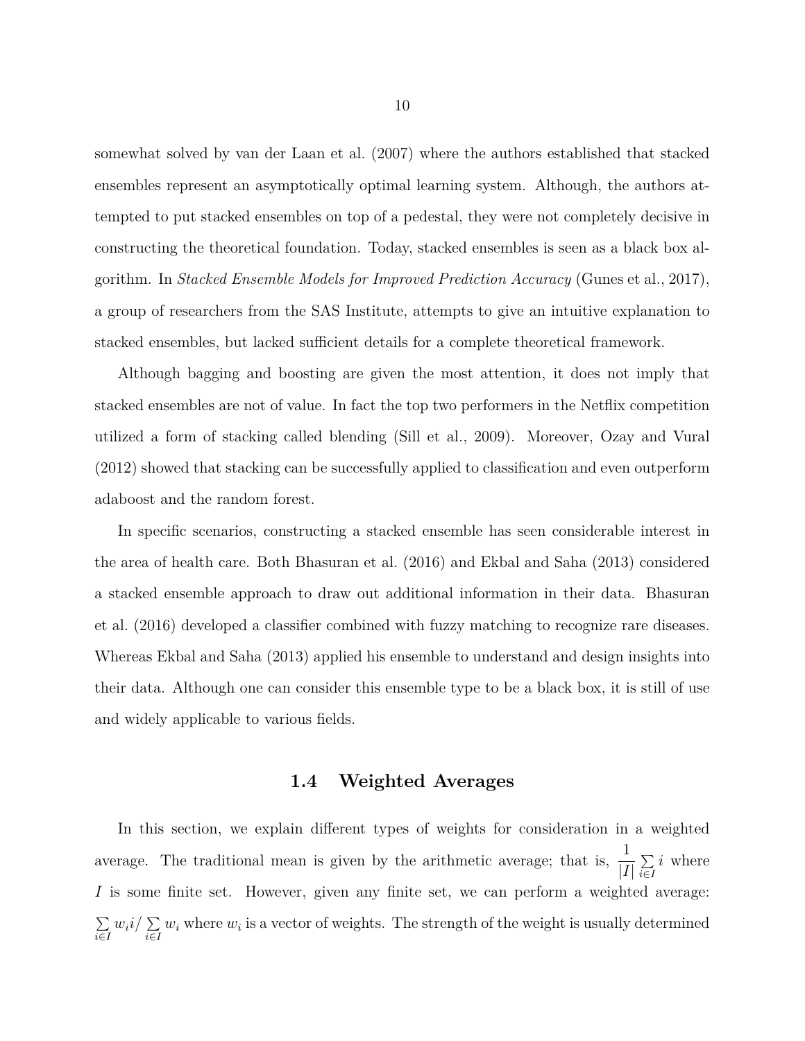somewhat solved by van der Laan et al. (2007) where the authors established that stacked ensembles represent an asymptotically optimal learning system. Although, the authors attempted to put stacked ensembles on top of a pedestal, they were not completely decisive in constructing the theoretical foundation. Today, stacked ensembles is seen as a black box algorithm. In *Stacked Ensemble Models for Improved Prediction Accuracy* (Gunes et al., 2017), a group of researchers from the SAS Institute, attempts to give an intuitive explanation to stacked ensembles, but lacked sufficient details for a complete theoretical framework.

Although bagging and boosting are given the most attention, it does not imply that stacked ensembles are not of value. In fact the top two performers in the Netflix competition utilized a form of stacking called blending (Sill et al., 2009). Moreover, Ozay and Vural (2012) showed that stacking can be successfully applied to classification and even outperform adaboost and the random forest.

In specific scenarios, constructing a stacked ensemble has seen considerable interest in the area of health care. Both Bhasuran et al. (2016) and Ekbal and Saha (2013) considered a stacked ensemble approach to draw out additional information in their data. Bhasuran et al. (2016) developed a classifier combined with fuzzy matching to recognize rare diseases. Whereas Ekbal and Saha (2013) applied his ensemble to understand and design insights into their data. Although one can consider this ensemble type to be a black box, it is still of use and widely applicable to various fields.

## 1.4 Weighted Averages

In this section, we explain different types of weights for consideration in a weighted average. The traditional mean is given by the arithmetic average; that is, $\frac{1}{|I|}\sum_{i \in I} i$ where $I$ is some finite set. However, given any finite set, we can perform a weighted average: $\sum_{i \in I} w_i i / \sum_{i \in I} w_i$ where $w_i$ is a vector of weights. The strength of the weight is usually determined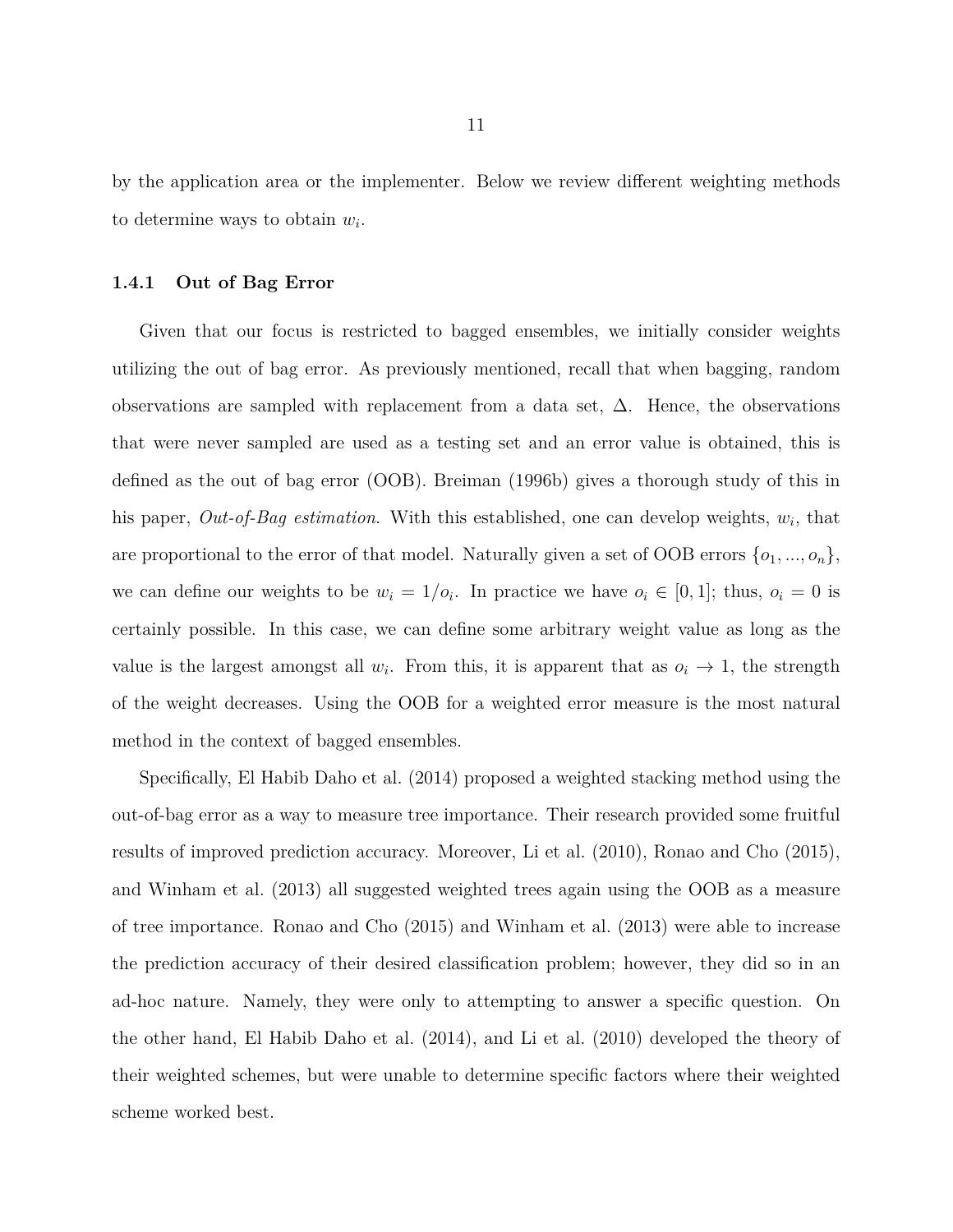by the application area or the implementer. Below we review different weighting methods to determine ways to obtain $w_i$.

### 1.4.1 Out of Bag Error

Given that our focus is restricted to bagged ensembles, we initially consider weights utilizing the out of bag error. As previously mentioned, recall that when bagging, random observations are sampled with replacement from a data set, $\Delta$. Hence, the observations that were never sampled are used as a testing set and an error value is obtained, this is defined as the out of bag error (OOB). Breiman (1996b) gives a thorough study of this in his paper, *Out-of-Bag estimation*. With this established, one can develop weights, $w_i$, that are proportional to the error of that model. Naturally given a set of OOB errors $\{o_1, ..., o_n\}$, we can define our weights to be $w_i = 1/o_i$. In practice we have $o_i \in [0, 1]$; thus, $o_i = 0$ is certainly possible. In this case, we can define some arbitrary weight value as long as the value is the largest amongst all $w_i$. From this, it is apparent that as $o_i \to 1$, the strength of the weight decreases. Using the OOB for a weighted error measure is the most natural method in the context of bagged ensembles.

Specifically, El Habib Daho et al. (2014) proposed a weighted stacking method using the out-of-bag error as a way to measure tree importance. Their research provided some fruitful results of improved prediction accuracy. Moreover, Li et al. (2010), Ronao and Cho (2015), and Winham et al. (2013) all suggested weighted trees again using the OOB as a measure of tree importance. Ronao and Cho (2015) and Winham et al. (2013) were able to increase the prediction accuracy of their desired classification problem; however, they did so in an ad-hoc nature. Namely, they were only to attempting to answer a specific question. On the other hand, El Habib Daho et al. (2014), and Li et al. (2010) developed the theory of their weighted schemes, but were unable to determine specific factors where their weighted scheme worked best.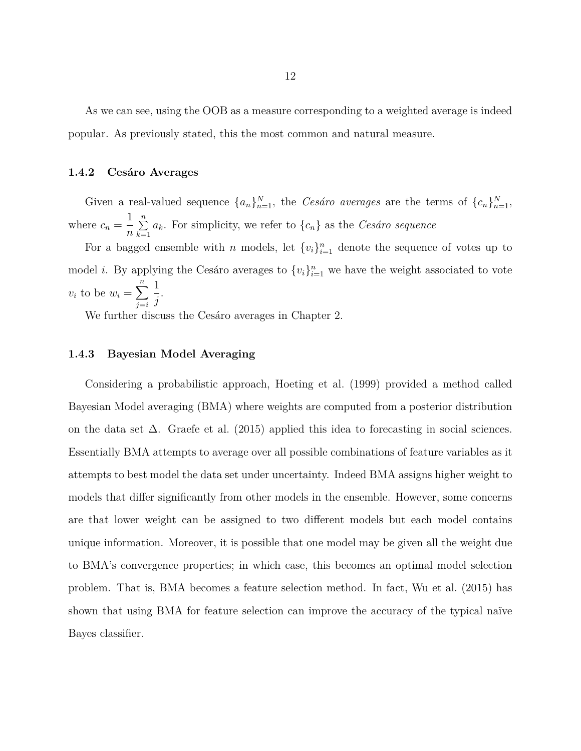As we can see, using the OOB as a measure corresponding to a weighted average is indeed popular. As previously stated, this the most common and natural measure.

### 1.4.2 Cesáro Averages

Given a real-valued sequence $\{a_n\}_{n=1}^{N}$, the *Cesáro averages* are the terms of $\{c_n\}_{n=1}^{N}$, where $c_n = \frac{1}{n}\sum_{k=1}^{n} a_k$. For simplicity, we refer to $\{c_n\}$ as the *Cesáro sequence*

For a bagged ensemble with $n$ models, let $\{v_i\}_{i=1}^{n}$ denote the sequence of votes up to model $i$. By applying the Cesáro averages to $\{v_i\}_{i=1}^{n}$ we have the weight associated to vote $v_i$ to be $w_i = \sum_{j=i}^{n} \frac{1}{j}$.

We further discuss the Cesáro averages in Chapter 2.

### 1.4.3 Bayesian Model Averaging

Considering a probabilistic approach, Hoeting et al. (1999) provided a method called Bayesian Model averaging (BMA) where weights are computed from a posterior distribution on the data set $\Delta$. Graefe et al. (2015) applied this idea to forecasting in social sciences. Essentially BMA attempts to average over all possible combinations of feature variables as it attempts to best model the data set under uncertainty. Indeed BMA assigns higher weight to models that differ significantly from other models in the ensemble. However, some concerns are that lower weight can be assigned to two different models but each model contains unique information. Moreover, it is possible that one model may be given all the weight due to BMA's convergence properties; in which case, this becomes an optimal model selection problem. That is, BMA becomes a feature selection method. In fact, Wu et al. (2015) has shown that using BMA for feature selection can improve the accuracy of the typical naïve Bayes classifier.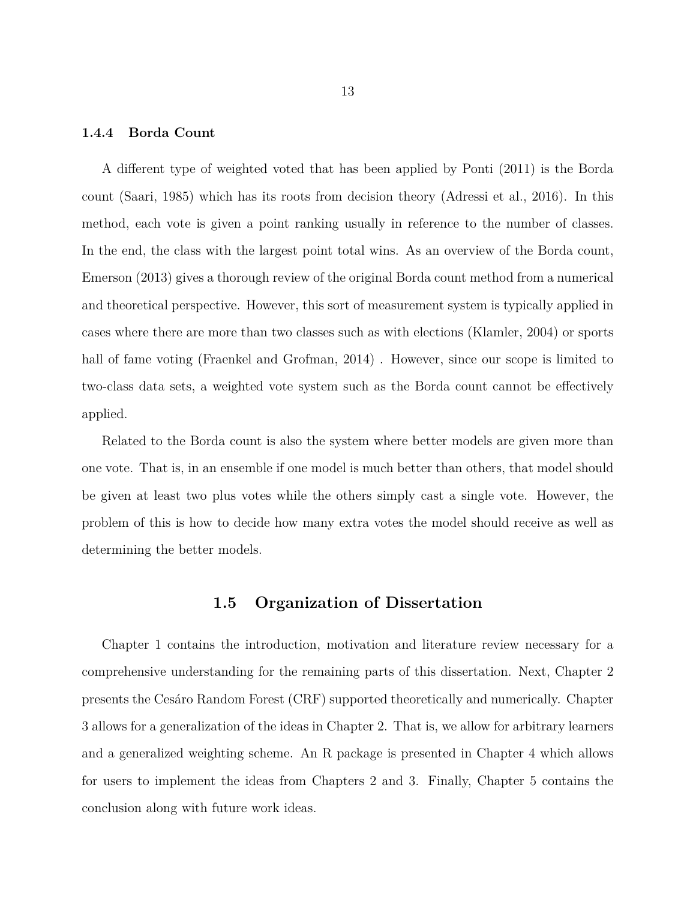### 1.4.4 Borda Count

A different type of weighted voted that has been applied by Ponti (2011) is the Borda count (Saari, 1985) which has its roots from decision theory (Adressi et al., 2016). In this method, each vote is given a point ranking usually in reference to the number of classes. In the end, the class with the largest point total wins. As an overview of the Borda count, Emerson (2013) gives a thorough review of the original Borda count method from a numerical and theoretical perspective. However, this sort of measurement system is typically applied in cases where there are more than two classes such as with elections (Klamler, 2004) or sports hall of fame voting (Fraenkel and Grofman, 2014) . However, since our scope is limited to two-class data sets, a weighted vote system such as the Borda count cannot be effectively applied.

Related to the Borda count is also the system where better models are given more than one vote. That is, in an ensemble if one model is much better than others, that model should be given at least two plus votes while the others simply cast a single vote. However, the problem of this is how to decide how many extra votes the model should receive as well as determining the better models.

## 1.5 Organization of Dissertation

Chapter 1 contains the introduction, motivation and literature review necessary for a comprehensive understanding for the remaining parts of this dissertation. Next, Chapter 2 presents the Cesáro Random Forest (CRF) supported theoretically and numerically. Chapter 3 allows for a generalization of the ideas in Chapter 2. That is, we allow for arbitrary learners and a generalized weighting scheme. An R package is presented in Chapter 4 which allows for users to implement the ideas from Chapters 2 and 3. Finally, Chapter 5 contains the conclusion along with future work ideas.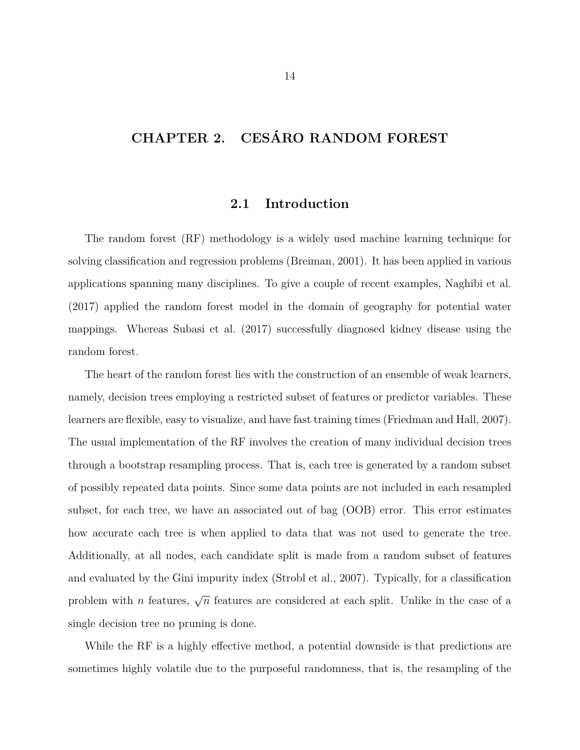# CHAPTER 2. CESÁRO RANDOM FOREST

## 2.1 Introduction

The random forest (RF) methodology is a widely used machine learning technique for solving classification and regression problems (Breiman, 2001). It has been applied in various applications spanning many disciplines. To give a couple of recent examples, Naghibi et al. (2017) applied the random forest model in the domain of geography for potential water mappings. Whereas Subasi et al. (2017) successfully diagnosed kidney disease using the random forest.

The heart of the random forest lies with the construction of an ensemble of weak learners, namely, decision trees employing a restricted subset of features or predictor variables. These learners are flexible, easy to visualize, and have fast training times (Friedman and Hall, 2007). The usual implementation of the RF involves the creation of many individual decision trees through a bootstrap resampling process. That is, each tree is generated by a random subset of possibly repeated data points. Since some data points are not included in each resampled subset, for each tree, we have an associated out of bag (OOB) error. This error estimates how accurate each tree is when applied to data that was not used to generate the tree. Additionally, at all nodes, each candidate split is made from a random subset of features and evaluated by the Gini impurity index (Strobl et al., 2007). Typically, for a classification problem with $n$ features, $\sqrt{n}$ features are considered at each split. Unlike in the case of a single decision tree no pruning is done.

While the RF is a highly effective method, a potential downside is that predictions are sometimes highly volatile due to the purposeful randomness, that is, the resampling of the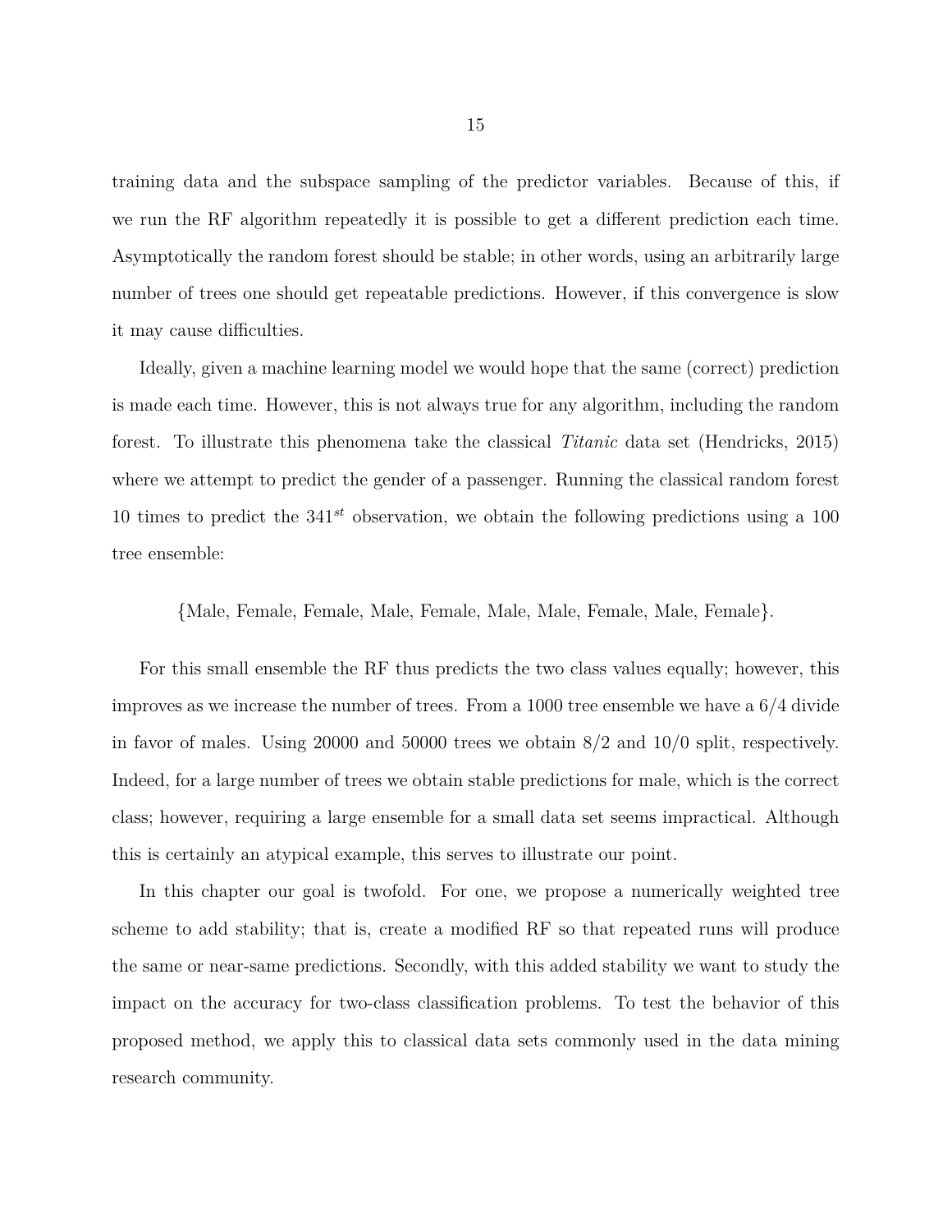training data and the subspace sampling of the predictor variables. Because of this, if we run the RF algorithm repeatedly it is possible to get a different prediction each time. Asymptotically the random forest should be stable; in other words, using an arbitrarily large number of trees one should get repeatable predictions. However, if this convergence is slow it may cause difficulties.

Ideally, given a machine learning model we would hope that the same (correct) prediction is made each time. However, this is not always true for any algorithm, including the random forest. To illustrate this phenomena take the classical *Titanic* data set (Hendricks, 2015) where we attempt to predict the gender of a passenger. Running the classical random forest 10 times to predict the $341^{st}$ observation, we obtain the following predictions using a 100 tree ensemble:

{Male, Female, Female, Male, Female, Male, Male, Female, Male, Female}.

For this small ensemble the RF thus predicts the two class values equally; however, this improves as we increase the number of trees. From a 1000 tree ensemble we have a 6/4 divide in favor of males. Using 20000 and 50000 trees we obtain 8/2 and 10/0 split, respectively. Indeed, for a large number of trees we obtain stable predictions for male, which is the correct class; however, requiring a large ensemble for a small data set seems impractical. Although this is certainly an atypical example, this serves to illustrate our point.

In this chapter our goal is twofold. For one, we propose a numerically weighted tree scheme to add stability; that is, create a modified RF so that repeated runs will produce the same or near-same predictions. Secondly, with this added stability we want to study the impact on the accuracy for two-class classification problems. To test the behavior of this proposed method, we apply this to classical data sets commonly used in the data mining research community.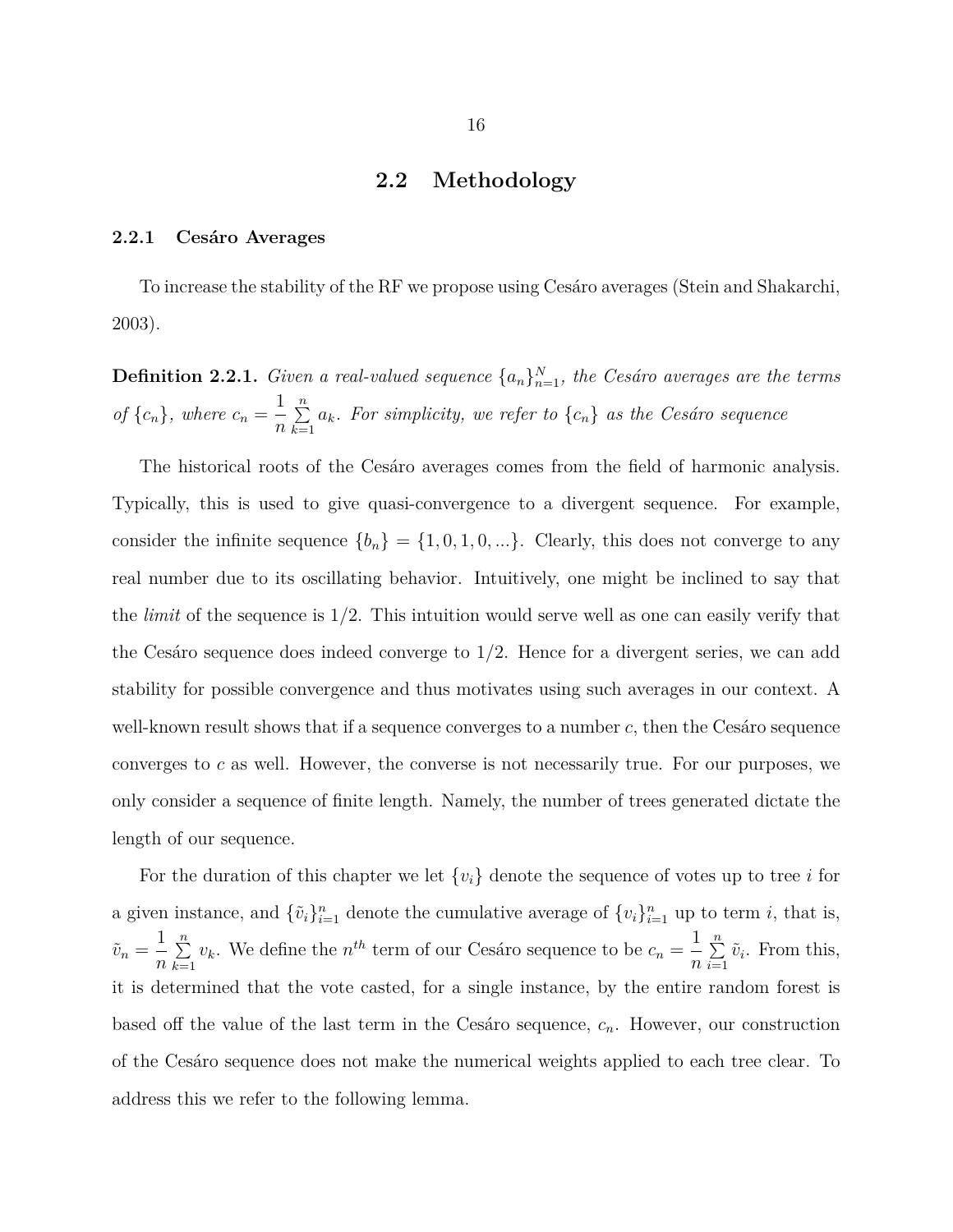## 2.2 Methodology

### 2.2.1 Cesáro Averages

To increase the stability of the RF we propose using Cesáro averages (Stein and Shakarchi, 2003).

**Definition 2.2.1.** *Given a real-valued sequence $\{a_n\}_{n=1}^{N}$, the Cesáro averages are the terms of $\{c_n\}$, where $c_n = \dfrac{1}{n}\sum\limits_{k=1}^{n} a_k$. For simplicity, we refer to $\{c_n\}$ as the Cesáro sequence*

The historical roots of the Cesáro averages comes from the field of harmonic analysis. Typically, this is used to give quasi-convergence to a divergent sequence. For example, consider the infinite sequence $\{b_n\} = \{1, 0, 1, 0, ...\}$. Clearly, this does not converge to any real number due to its oscillating behavior. Intuitively, one might be inclined to say that the *limit* of the sequence is 1/2. This intuition would serve well as one can easily verify that the Cesáro sequence does indeed converge to 1/2. Hence for a divergent series, we can add stability for possible convergence and thus motivates using such averages in our context. A well-known result shows that if a sequence converges to a number $c$, then the Cesáro sequence converges to $c$ as well. However, the converse is not necessarily true. For our purposes, we only consider a sequence of finite length. Namely, the number of trees generated dictate the length of our sequence.

For the duration of this chapter we let $\{v_i\}$ denote the sequence of votes up to tree $i$ for a given instance, and $\{\tilde{v}_i\}_{i=1}^{n}$ denote the cumulative average of $\{v_i\}_{i=1}^{n}$ up to term $i$, that is, $\tilde{v}_n = \dfrac{1}{n}\sum\limits_{k=1}^{n} v_k$. We define the $n^{th}$ term of our Cesáro sequence to be $c_n = \dfrac{1}{n}\sum\limits_{i=1}^{n} \tilde{v}_i$. From this, it is determined that the vote casted, for a single instance, by the entire random forest is based off the value of the last term in the Cesáro sequence, $c_n$. However, our construction of the Cesáro sequence does not make the numerical weights applied to each tree clear. To address this we refer to the following lemma.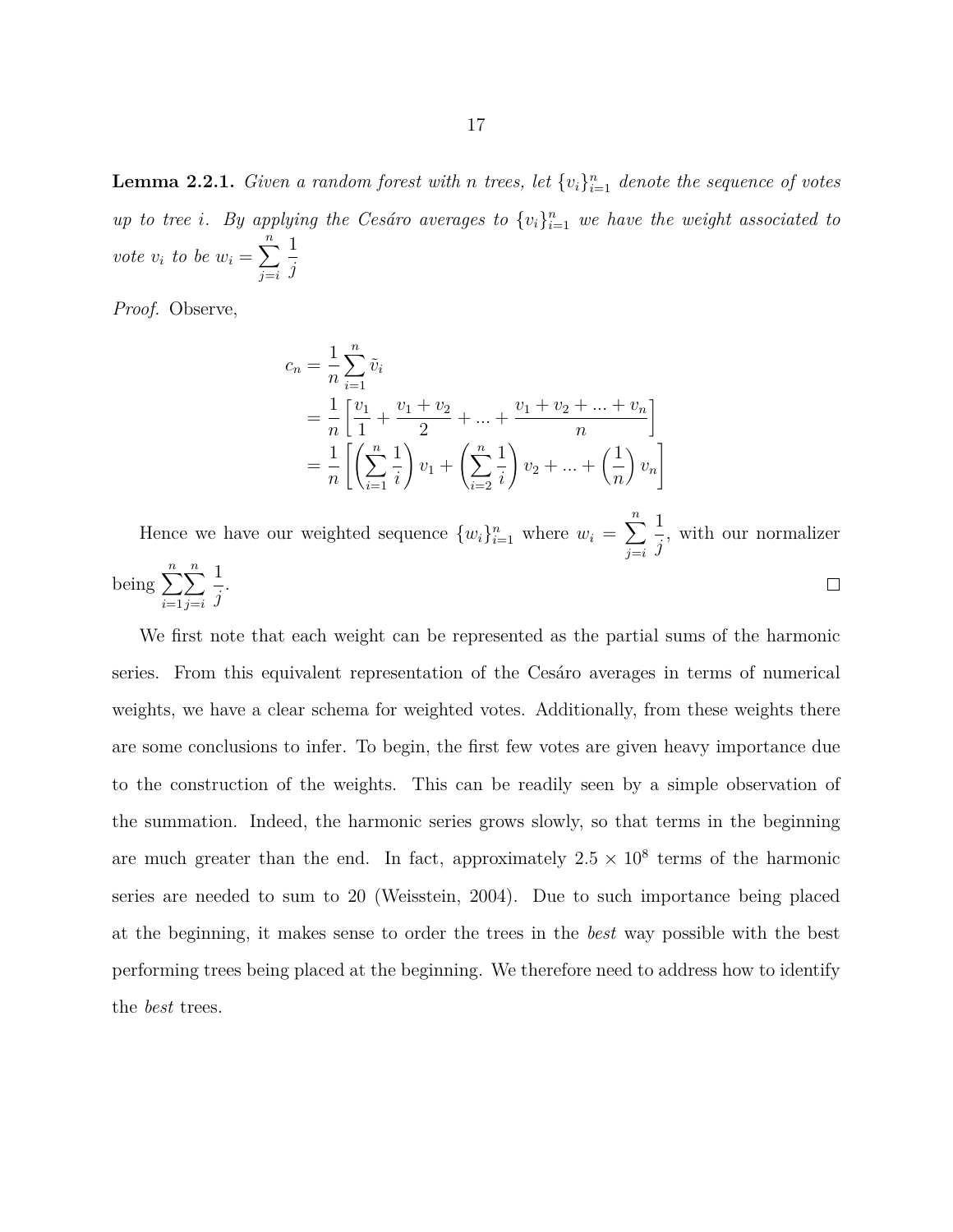**Lemma 2.2.1.** *Given a random forest with n trees, let $\{v_i\}_{i=1}^n$ denote the sequence of votes up to tree i. By applying the Cesáro averages to $\{v_i\}_{i=1}^n$ we have the weight associated to vote $v_i$ to be $w_i = \sum_{j=i}^{n} \frac{1}{j}$*

*Proof.* Observe,

$$
\begin{aligned}
c_n &= \frac{1}{n} \sum_{i=1}^{n} \tilde{v}_i \\
&= \frac{1}{n} \left[ \frac{v_1}{1} + \frac{v_1 + v_2}{2} + ... + \frac{v_1 + v_2 + ... + v_n}{n} \right] \\
&= \frac{1}{n} \left[ \left( \sum_{i=1}^{n} \frac{1}{i} \right) v_1 + \left( \sum_{i=2}^{n} \frac{1}{i} \right) v_2 + ... + \left( \frac{1}{n} \right) v_n \right]
\end{aligned}
$$

Hence we have our weighted sequence $\{w_i\}_{i=1}^n$ where $w_i = \sum_{j=i}^{n} \frac{1}{j}$, with our normalizer being $\sum_{i=1}^{n} \sum_{j=i}^{n} \frac{1}{j}$. □

We first note that each weight can be represented as the partial sums of the harmonic series. From this equivalent representation of the Cesáro averages in terms of numerical weights, we have a clear schema for weighted votes. Additionally, from these weights there are some conclusions to infer. To begin, the first few votes are given heavy importance due to the construction of the weights. This can be readily seen by a simple observation of the summation. Indeed, the harmonic series grows slowly, so that terms in the beginning are much greater than the end. In fact, approximately $2.5 \times 10^8$ terms of the harmonic series are needed to sum to 20 (Weisstein, 2004). Due to such importance being placed at the beginning, it makes sense to order the trees in the *best* way possible with the best performing trees being placed at the beginning. We therefore need to address how to identify the *best* trees.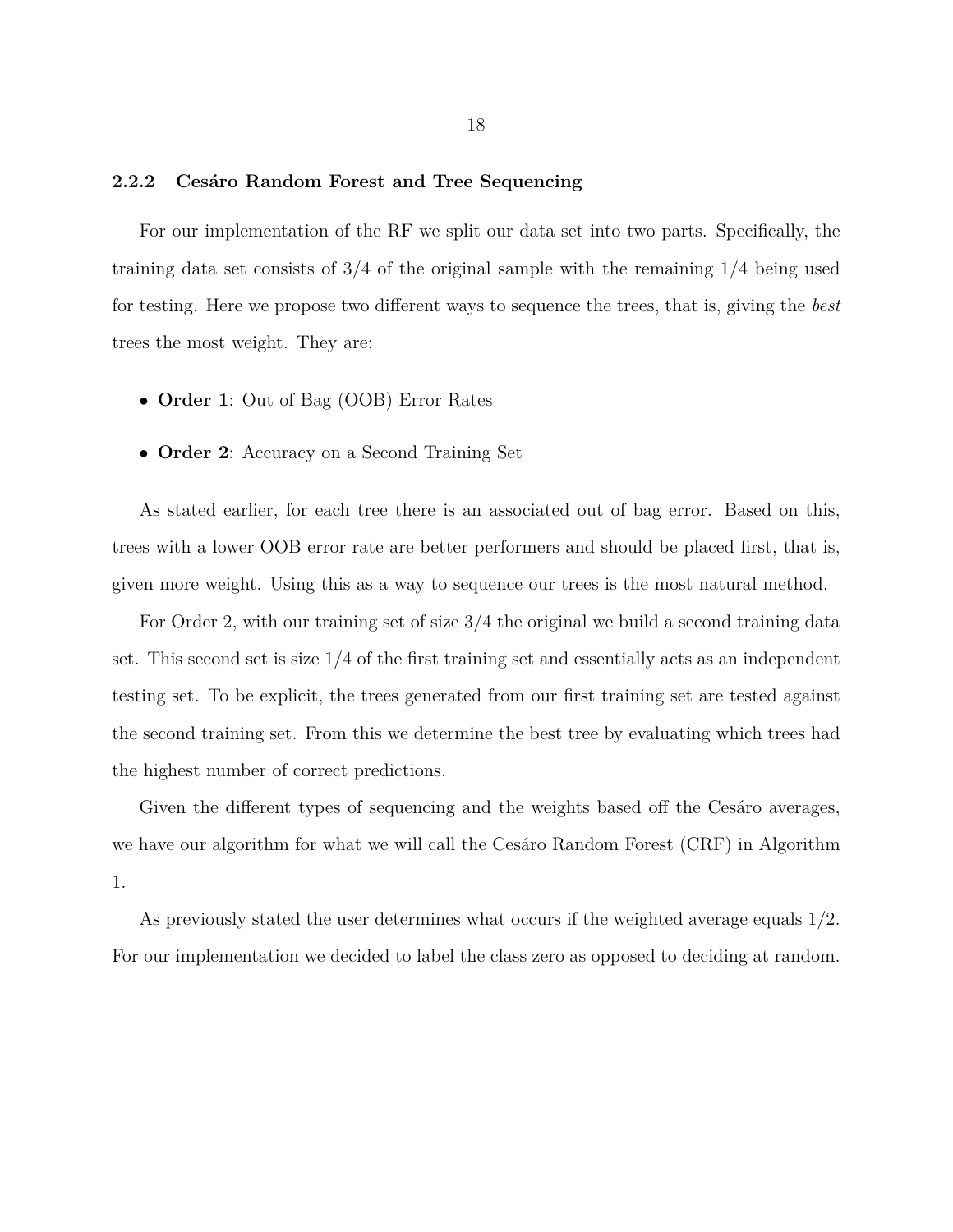### 2.2.2 Cesáro Random Forest and Tree Sequencing

For our implementation of the RF we split our data set into two parts. Specifically, the training data set consists of 3/4 of the original sample with the remaining 1/4 being used for testing. Here we propose two different ways to sequence the trees, that is, giving the *best* trees the most weight. They are:

- **Order 1**: Out of Bag (OOB) Error Rates
- **Order 2**: Accuracy on a Second Training Set

As stated earlier, for each tree there is an associated out of bag error. Based on this, trees with a lower OOB error rate are better performers and should be placed first, that is, given more weight. Using this as a way to sequence our trees is the most natural method.

For Order 2, with our training set of size 3/4 the original we build a second training data set. This second set is size 1/4 of the first training set and essentially acts as an independent testing set. To be explicit, the trees generated from our first training set are tested against the second training set. From this we determine the best tree by evaluating which trees had the highest number of correct predictions.

Given the different types of sequencing and the weights based off the Cesáro averages, we have our algorithm for what we will call the Cesáro Random Forest (CRF) in Algorithm 1.

As previously stated the user determines what occurs if the weighted average equals 1/2. For our implementation we decided to label the class zero as opposed to deciding at random.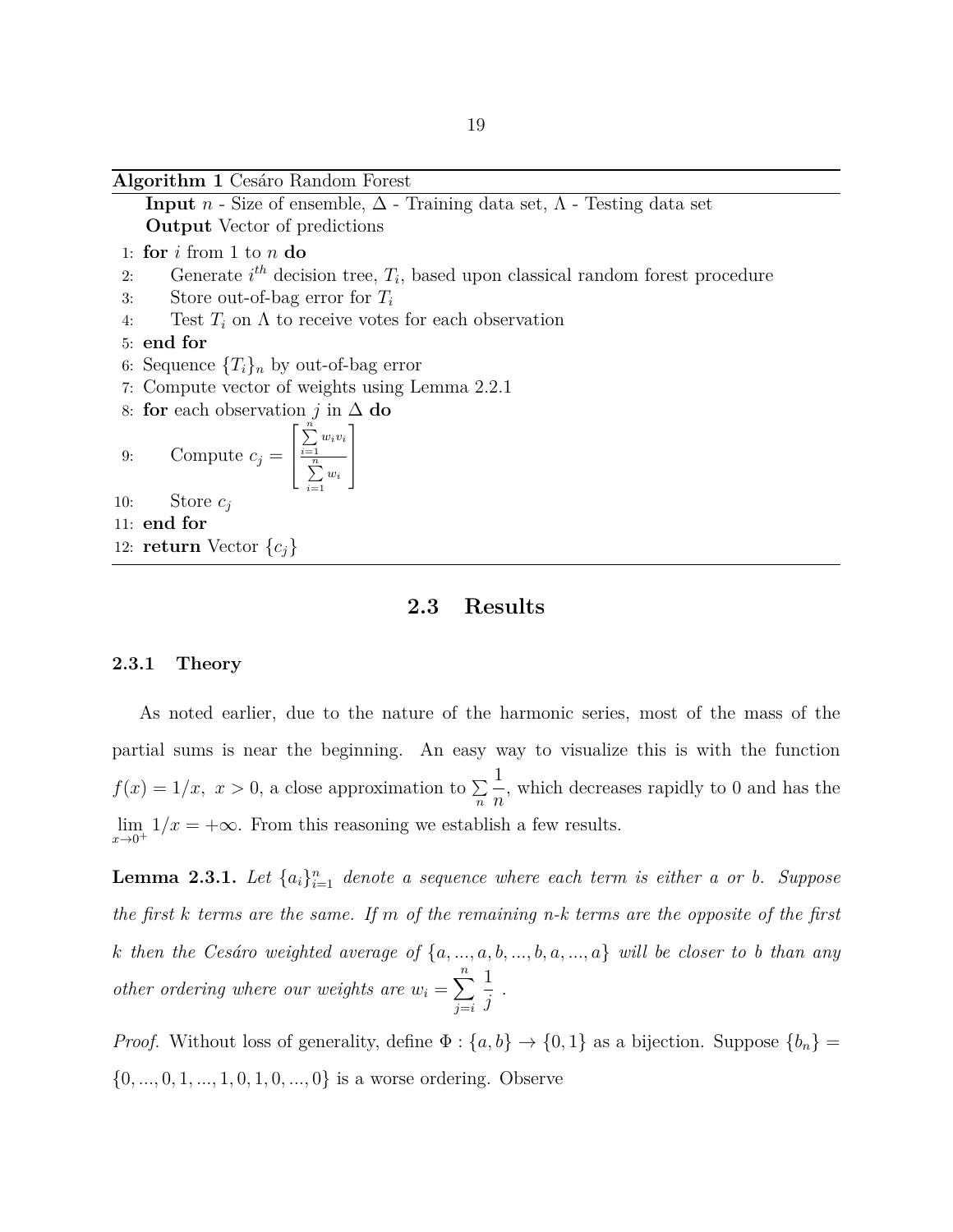**Algorithm 1** Cesáro Random Forest

**Input** $n$ - Size of ensemble, $\Delta$ - Training data set, $\Lambda$ - Testing data set
**Output** Vector of predictions

1: **for** $i$ from 1 to $n$ **do**
2: Generate $i^{th}$ decision tree, $T_i$, based upon classical random forest procedure
3: Store out-of-bag error for $T_i$
4: Test $T_i$ on $\Lambda$ to receive votes for each observation
5: **end for**
6: Sequence $\{T_i\}_n$ by out-of-bag error
7: Compute vector of weights using Lemma 2.2.1
8: **for** each observation $j$ in $\Delta$ **do**
9: Compute $c_j = \left[ \dfrac{\sum_{i=1}^{n} w_i v_i}{\sum_{i=1}^{n} w_i} \right]$
10: Store $c_j$
11: **end for**
12: **return** Vector $\{c_j\}$

## 2.3 Results

### 2.3.1 Theory

As noted earlier, due to the nature of the harmonic series, most of the mass of the partial sums is near the beginning. An easy way to visualize this is with the function $f(x) = 1/x, \ x > 0$, a close approximation to $\sum_n \dfrac{1}{n}$, which decreases rapidly to 0 and has the $\lim_{x \to 0^+} 1/x = +\infty$. From this reasoning we establish a few results.

**Lemma 2.3.1.** *Let $\{a_i\}_{i=1}^n$ denote a sequence where each term is either a or b. Suppose the first k terms are the same. If m of the remaining n-k terms are the opposite of the first k then the Cesáro weighted average of $\{a, ..., a, b, ..., b, a, ..., a\}$ will be closer to b than any other ordering where our weights are $w_i = \sum_{j=i}^{n} \dfrac{1}{j}$ .*

*Proof.* Without loss of generality, define $\Phi : \{a, b\} \to \{0, 1\}$ as a bijection. Suppose $\{b_n\} = \{0, ..., 0, 1, ..., 1, 0, 1, 0, ..., 0\}$ is a worse ordering. Observe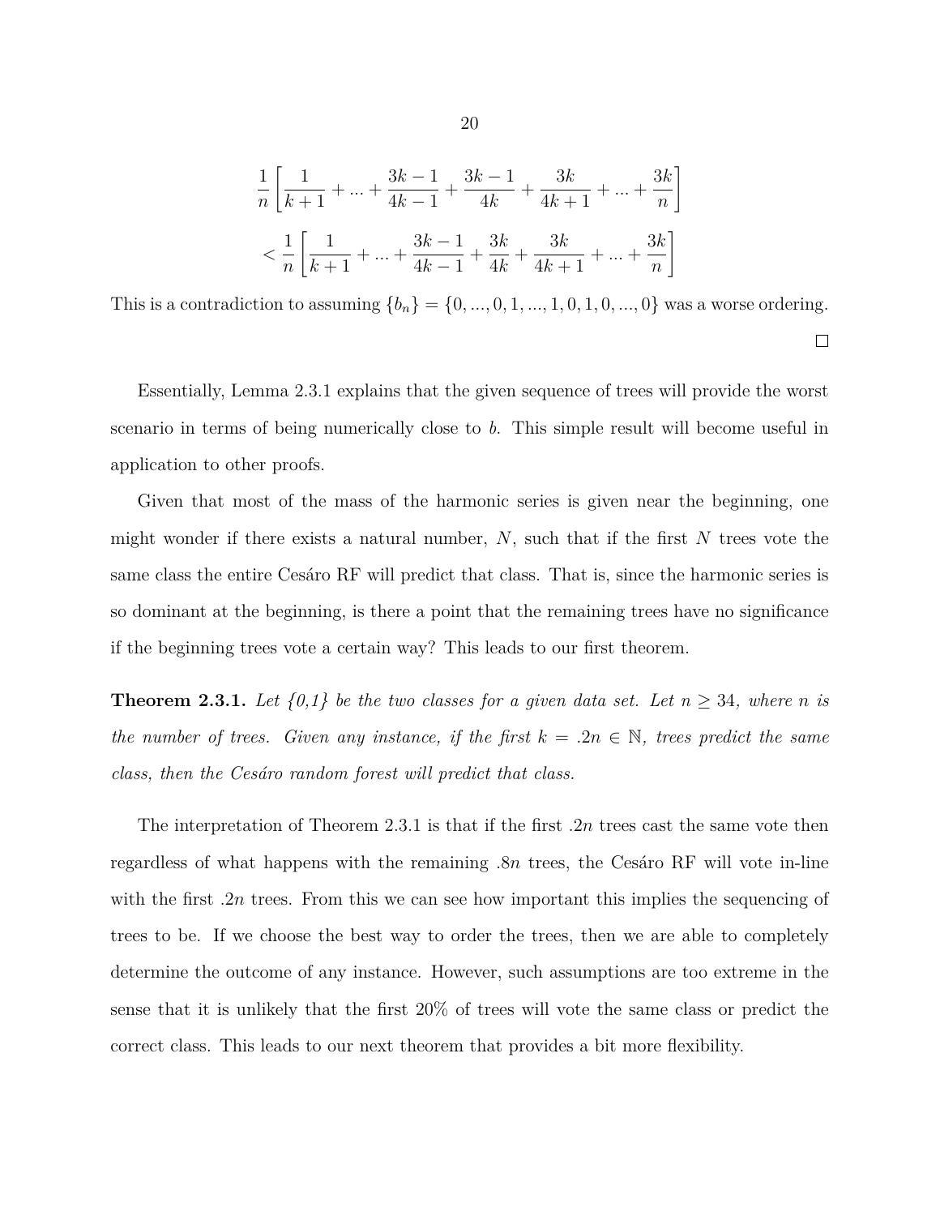$$\frac{1}{n}\left[\frac{1}{k+1}+...+\frac{3k-1}{4k-1}+\frac{3k-1}{4k}+\frac{3k}{4k+1}+...+\frac{3k}{n}\right]$$

$$<\frac{1}{n}\left[\frac{1}{k+1}+...+\frac{3k-1}{4k-1}+\frac{3k}{4k}+\frac{3k}{4k+1}+...+\frac{3k}{n}\right]$$

This is a contradiction to assuming $\{b_n\} = \{0, ..., 0, 1, ..., 1, 0, 1, 0, ..., 0\}$ was a worse ordering.

□

Essentially, Lemma 2.3.1 explains that the given sequence of trees will provide the worst scenario in terms of being numerically close to $b$. This simple result will become useful in application to other proofs.

Given that most of the mass of the harmonic series is given near the beginning, one might wonder if there exists a natural number, $N$, such that if the first $N$ trees vote the same class the entire Cesáro RF will predict that class. That is, since the harmonic series is so dominant at the beginning, is there a point that the remaining trees have no significance if the beginning trees vote a certain way? This leads to our first theorem.

**Theorem 2.3.1.** *Let {0,1} be the two classes for a given data set. Let $n \geq 34$, where n is the number of trees. Given any instance, if the first $k = .2n \in \mathbb{N}$, trees predict the same class, then the Cesáro random forest will predict that class.*

The interpretation of Theorem 2.3.1 is that if the first $.2n$ trees cast the same vote then regardless of what happens with the remaining $.8n$ trees, the Cesáro RF will vote in-line with the first $.2n$ trees. From this we can see how important this implies the sequencing of trees to be. If we choose the best way to order the trees, then we are able to completely determine the outcome of any instance. However, such assumptions are too extreme in the sense that it is unlikely that the first 20% of trees will vote the same class or predict the correct class. This leads to our next theorem that provides a bit more flexibility.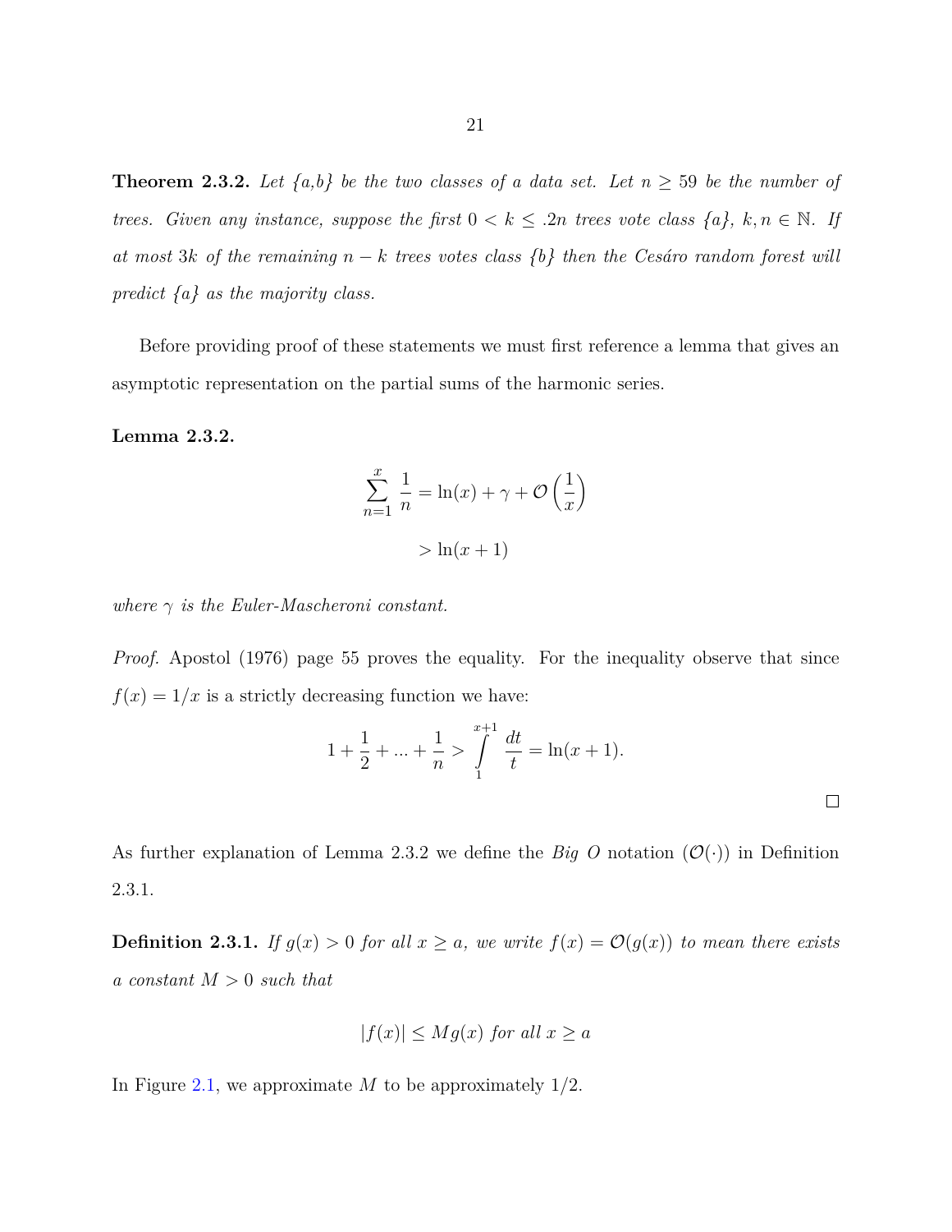**Theorem 2.3.2.** *Let {a,b} be the two classes of a data set. Let $n \geq 59$ be the number of trees. Given any instance, suppose the first $0 < k \leq .2n$ trees vote class {a}, $k, n \in \mathbb{N}$. If at most $3k$ of the remaining $n - k$ trees votes class {b} then the Cesáro random forest will predict {a} as the majority class.*

Before providing proof of these statements we must first reference a lemma that gives an asymptotic representation on the partial sums of the harmonic series.

**Lemma 2.3.2.**

$$\sum_{n=1}^{x} \frac{1}{n} = \ln(x) + \gamma + \mathcal{O}\left(\frac{1}{x}\right)$$

$$> \ln(x+1)$$

*where $\gamma$ is the Euler-Mascheroni constant.*

*Proof.* Apostol (1976) page 55 proves the equality. For the inequality observe that since $f(x) = 1/x$ is a strictly decreasing function we have:

$$1 + \frac{1}{2} + ... + \frac{1}{n} > \int_{1}^{x+1} \frac{dt}{t} = \ln(x+1).$$

□

As further explanation of Lemma 2.3.2 we define the *Big O* notation ($\mathcal{O}(\cdot)$) in Definition 2.3.1.

**Definition 2.3.1.** *If $g(x) > 0$ for all $x \geq a$, we write $f(x) = \mathcal{O}(g(x))$ to mean there exists a constant $M > 0$ such that*

$$|f(x)| \leq Mg(x) \text{ for all } x \geq a$$

In Figure 2.1, we approximate $M$ to be approximately 1/2.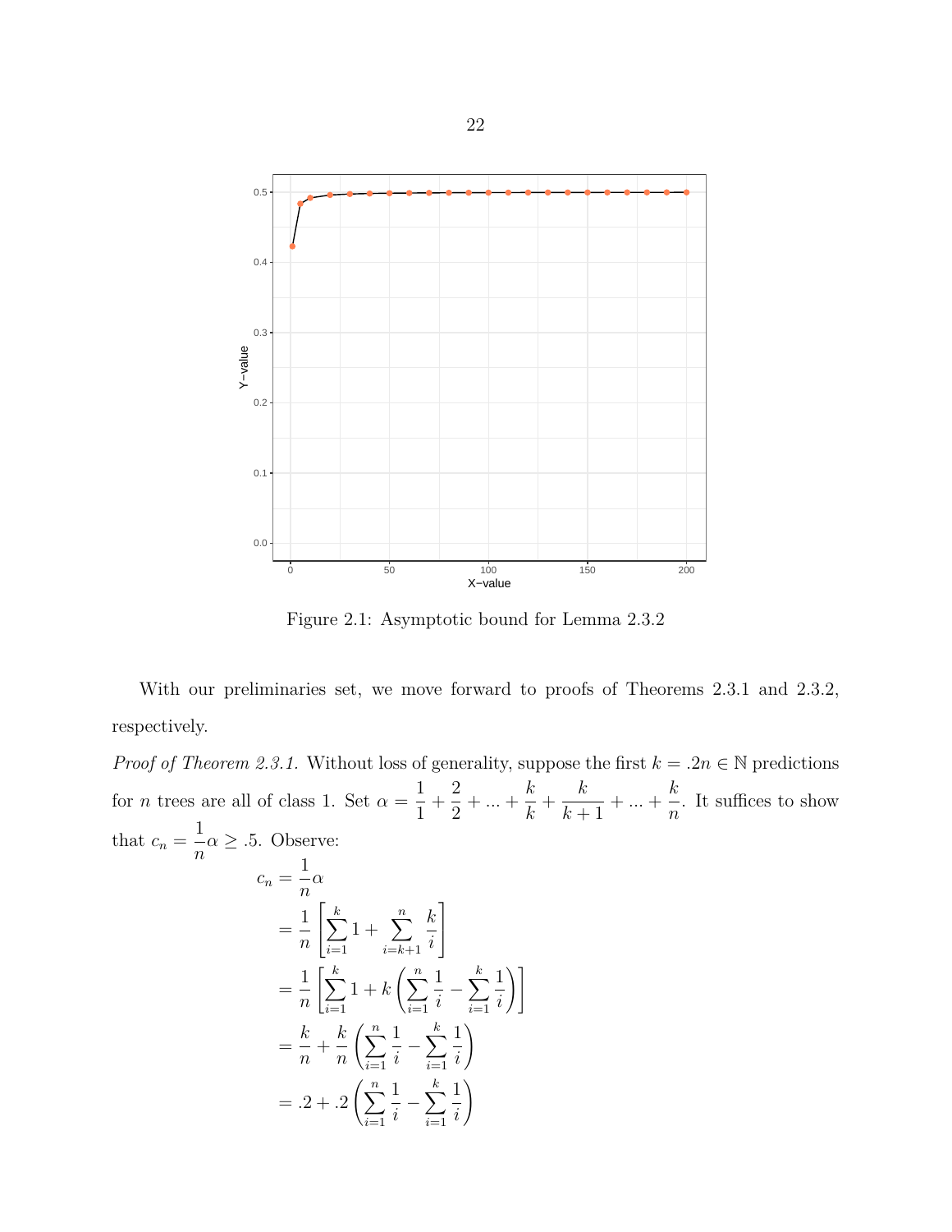Figure 2.1: Asymptotic bound for Lemma 2.3.2

With our preliminaries set, we move forward to proofs of Theorems 2.3.1 and 2.3.2, respectively.

*Proof of Theorem 2.3.1.* Without loss of generality, suppose the first $k = .2n \in \mathbb{N}$ predictions for $n$ trees are all of class 1. Set $\alpha = \frac{1}{1} + \frac{2}{2} + ... + \frac{k}{k} + \frac{k}{k+1} + ... + \frac{k}{n}$. It suffices to show that $c_n = \frac{1}{n}\alpha \geq .5$. Observe:

$$
\begin{aligned}
c_n &= \frac{1}{n}\alpha \\
&= \frac{1}{n}\left[\sum_{i=1}^{k} 1 + \sum_{i=k+1}^{n} \frac{k}{i}\right] \\
&= \frac{1}{n}\left[\sum_{i=1}^{k} 1 + k\left(\sum_{i=1}^{n} \frac{1}{i} - \sum_{i=1}^{k} \frac{1}{i}\right)\right] \\
&= \frac{k}{n} + \frac{k}{n}\left(\sum_{i=1}^{n} \frac{1}{i} - \sum_{i=1}^{k} \frac{1}{i}\right) \\
&= .2 + .2\left(\sum_{i=1}^{n} \frac{1}{i} - \sum_{i=1}^{k} \frac{1}{i}\right)
\end{aligned}
$$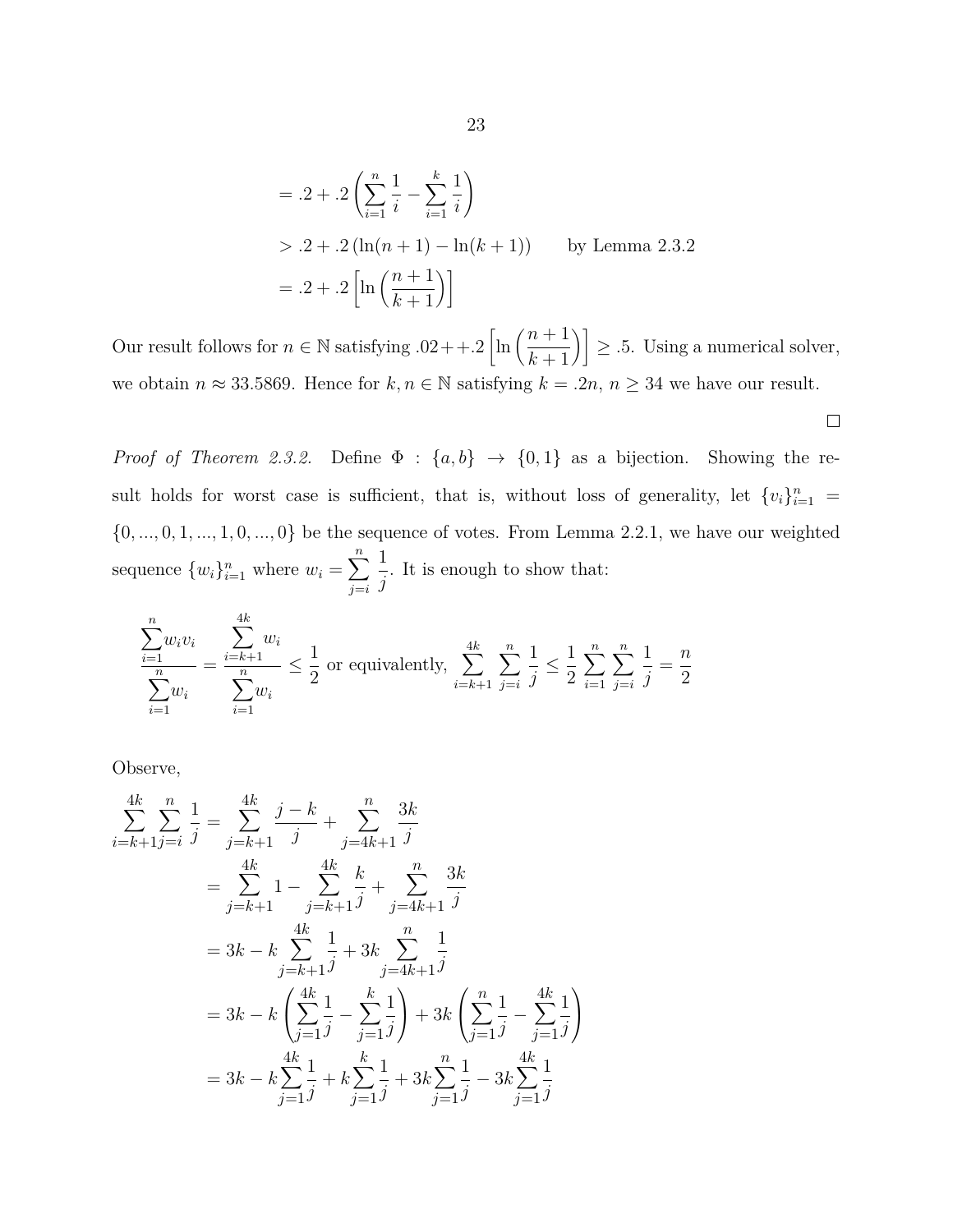$$= .2 + .2\left(\sum_{i=1}^{n}\frac{1}{i} - \sum_{i=1}^{k}\frac{1}{i}\right)$$

$$> .2 + .2\left(\ln(n+1) - \ln(k+1)\right) \qquad \text{by Lemma 2.3.2}$$

$$= .2 + .2\left[\ln\left(\frac{n+1}{k+1}\right)\right]$$

Our result follows for $n \in \mathbb{N}$ satisfying $.02 + +.2\left[\ln\left(\frac{n+1}{k+1}\right)\right] \geq .5$. Using a numerical solver, we obtain $n \approx 33.5869$. Hence for $k, n \in \mathbb{N}$ satisfying $k = .2n$, $n \geq 34$ we have our result.

□

*Proof of Theorem 2.3.2.* Define $\Phi : \{a, b\} \to \{0, 1\}$ as a bijection. Showing the result holds for worst case is sufficient, that is, without loss of generality, let $\{v_i\}_{i=1}^{n} = \{0, ..., 0, 1, ..., 1, 0, ..., 0\}$ be the sequence of votes. From Lemma 2.2.1, we have our weighted sequence $\{w_i\}_{i=1}^{n}$ where $w_i = \sum_{j=i}^{n}\frac{1}{j}$. It is enough to show that:

$$\frac{\sum_{i=1}^{n} w_i v_i}{\sum_{i=1}^{n} w_i} = \frac{\sum_{i=k+1}^{4k} w_i}{\sum_{i=1}^{n} w_i} \leq \frac{1}{2} \text{ or equivalently, } \sum_{i=k+1}^{4k}\sum_{j=i}^{n}\frac{1}{j} \leq \frac{1}{2}\sum_{i=1}^{n}\sum_{j=i}^{n}\frac{1}{j} = \frac{n}{2}$$

Observe,

$$\sum_{i=k+1}^{4k}\sum_{j=i}^{n}\frac{1}{j} = \sum_{j=k+1}^{4k}\frac{j-k}{j} + \sum_{j=4k+1}^{n}\frac{3k}{j}$$

$$= \sum_{j=k+1}^{4k} 1 - \sum_{j=k+1}^{4k}\frac{k}{j} + \sum_{j=4k+1}^{n}\frac{3k}{j}$$

$$= 3k - k\sum_{j=k+1}^{4k}\frac{1}{j} + 3k\sum_{j=4k+1}^{n}\frac{1}{j}$$

$$= 3k - k\left(\sum_{j=1}^{4k}\frac{1}{j} - \sum_{j=1}^{k}\frac{1}{j}\right) + 3k\left(\sum_{j=1}^{n}\frac{1}{j} - \sum_{j=1}^{4k}\frac{1}{j}\right)$$

$$= 3k - k\sum_{j=1}^{4k}\frac{1}{j} + k\sum_{j=1}^{k}\frac{1}{j} + 3k\sum_{j=1}^{n}\frac{1}{j} - 3k\sum_{j=1}^{4k}\frac{1}{j}$$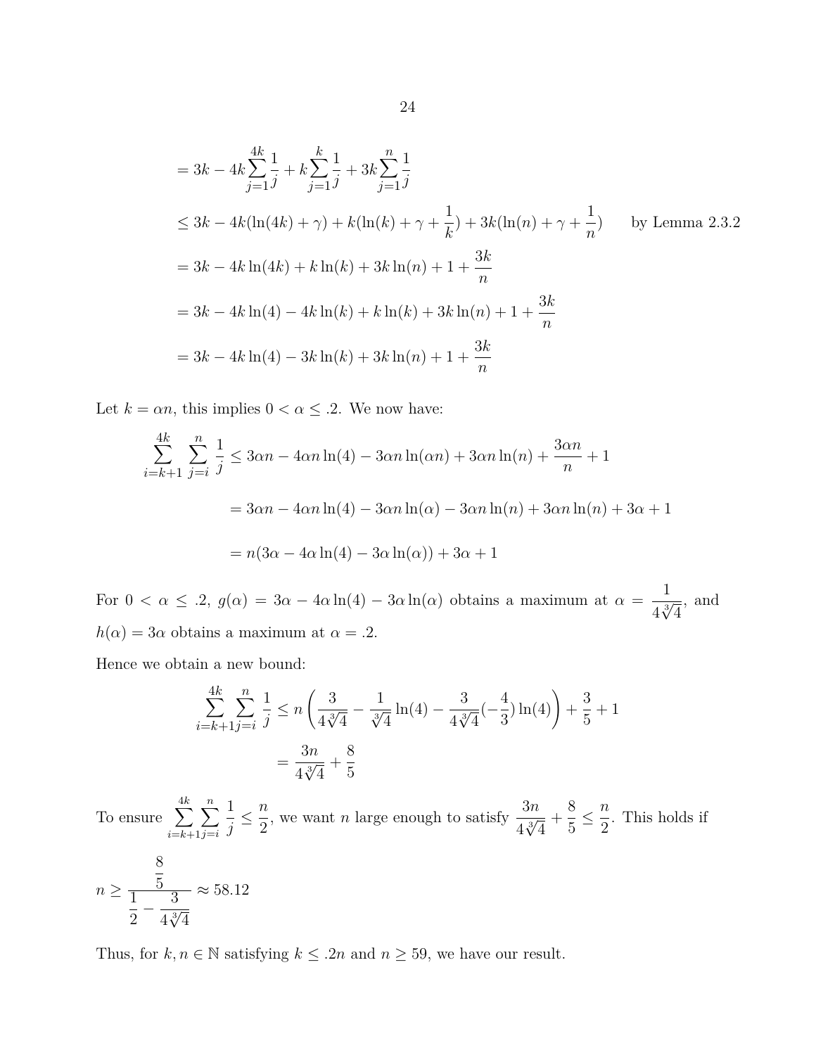$$
\begin{aligned}
&= 3k - 4k\sum_{j=1}^{4k}\frac{1}{j} + k\sum_{j=1}^{k}\frac{1}{j} + 3k\sum_{j=1}^{n}\frac{1}{j} \\
&\leq 3k - 4k(\ln(4k) + \gamma) + k(\ln(k) + \gamma + \frac{1}{k}) + 3k(\ln(n) + \gamma + \frac{1}{n}) \qquad \text{by Lemma 2.3.2} \\
&= 3k - 4k\ln(4k) + k\ln(k) + 3k\ln(n) + 1 + \frac{3k}{n} \\
&= 3k - 4k\ln(4) - 4k\ln(k) + k\ln(k) + 3k\ln(n) + 1 + \frac{3k}{n} \\
&= 3k - 4k\ln(4) - 3k\ln(k) + 3k\ln(n) + 1 + \frac{3k}{n}
\end{aligned}
$$

Let $k = \alpha n$, this implies $0 < \alpha \leq .2$. We now have:

$$
\begin{aligned}
\sum_{i=k+1}^{4k}\sum_{j=i}^{n}\frac{1}{j} &\leq 3\alpha n - 4\alpha n\ln(4) - 3\alpha n\ln(\alpha n) + 3\alpha n\ln(n) + \frac{3\alpha n}{n} + 1 \\
&= 3\alpha n - 4\alpha n\ln(4) - 3\alpha n\ln(\alpha) - 3\alpha n\ln(n) + 3\alpha n\ln(n) + 3\alpha + 1 \\
&= n(3\alpha - 4\alpha\ln(4) - 3\alpha\ln(\alpha)) + 3\alpha + 1
\end{aligned}
$$

For $0 < \alpha \leq .2$, $g(\alpha) = 3\alpha - 4\alpha\ln(4) - 3\alpha\ln(\alpha)$ obtains a maximum at $\alpha = \dfrac{1}{4\sqrt[3]{4}}$, and $h(\alpha) = 3\alpha$ obtains a maximum at $\alpha = .2$.

Hence we obtain a new bound:

$$
\begin{aligned}
\sum_{i=k+1}^{4k}\sum_{j=i}^{n}\frac{1}{j} &\leq n\left(\frac{3}{4\sqrt[3]{4}} - \frac{1}{\sqrt[3]{4}}\ln(4) - \frac{3}{4\sqrt[3]{4}}(-\frac{4}{3})\ln(4)\right) + \frac{3}{5} + 1 \\
&= \frac{3n}{4\sqrt[3]{4}} + \frac{8}{5}
\end{aligned}
$$

To ensure $\sum_{i=k+1}^{4k}\sum_{j=i}^{n}\frac{1}{j} \leq \frac{n}{2}$, we want $n$ large enough to satisfy $\frac{3n}{4\sqrt[3]{4}} + \frac{8}{5} \leq \frac{n}{2}$. This holds if

$$
n \geq \frac{\frac{8}{5}}{\frac{1}{2} - \frac{3}{4\sqrt[3]{4}}} \approx 58.12
$$

Thus, for $k, n \in \mathbb{N}$ satisfying $k \leq .2n$ and $n \geq 59$, we have our result.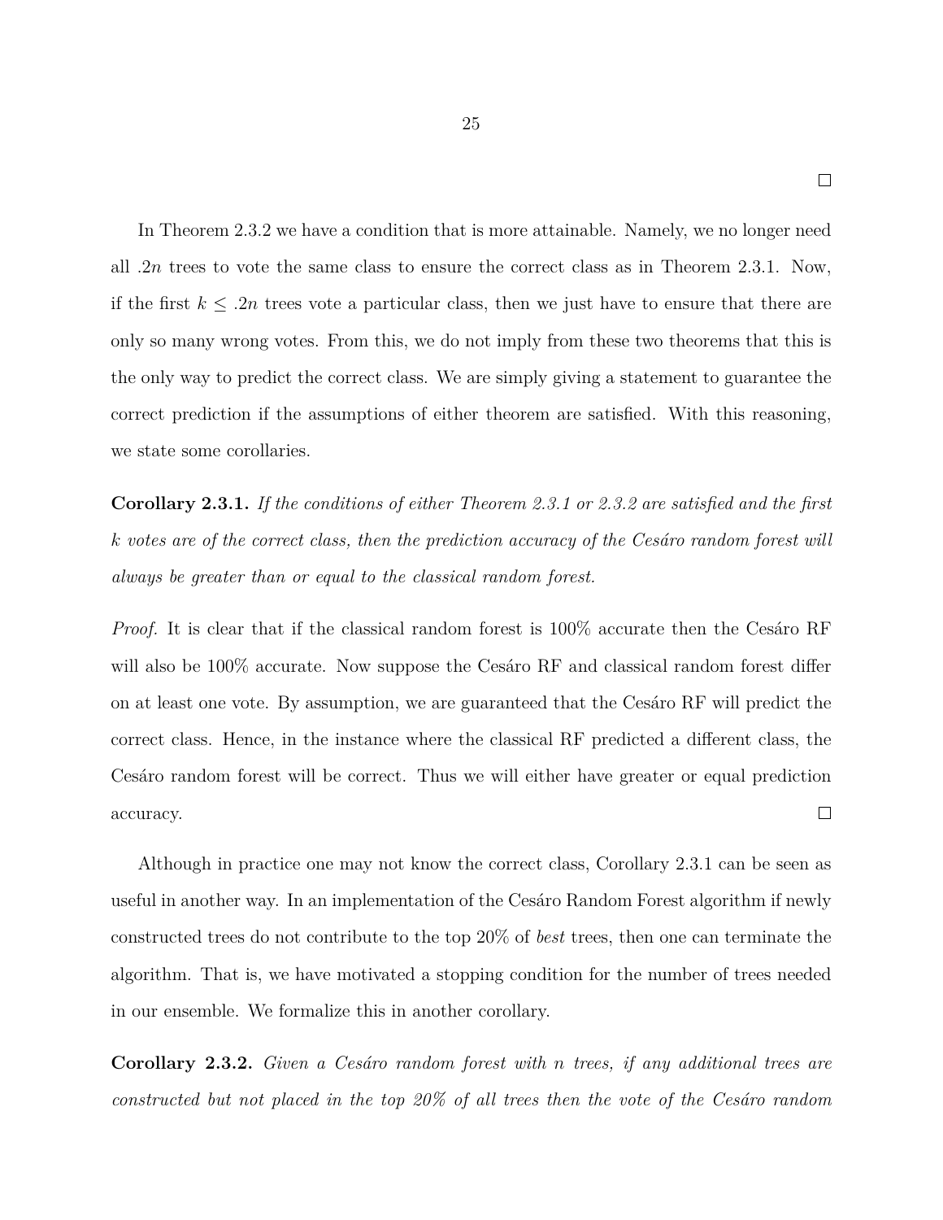∎

In Theorem 2.3.2 we have a condition that is more attainable. Namely, we no longer need all $.2n$ trees to vote the same class to ensure the correct class as in Theorem 2.3.1. Now, if the first $k \leq .2n$ trees vote a particular class, then we just have to ensure that there are only so many wrong votes. From this, we do not imply from these two theorems that this is the only way to predict the correct class. We are simply giving a statement to guarantee the correct prediction if the assumptions of either theorem are satisfied. With this reasoning, we state some corollaries.

**Corollary 2.3.1.** *If the conditions of either Theorem 2.3.1 or 2.3.2 are satisfied and the first $k$ votes are of the correct class, then the prediction accuracy of the Cesáro random forest will always be greater than or equal to the classical random forest.*

*Proof.* It is clear that if the classical random forest is 100% accurate then the Cesáro RF will also be 100% accurate. Now suppose the Cesáro RF and classical random forest differ on at least one vote. By assumption, we are guaranteed that the Cesáro RF will predict the correct class. Hence, in the instance where the classical RF predicted a different class, the Cesáro random forest will be correct. Thus we will either have greater or equal prediction accuracy. ∎

Although in practice one may not know the correct class, Corollary 2.3.1 can be seen as useful in another way. In an implementation of the Cesáro Random Forest algorithm if newly constructed trees do not contribute to the top 20% of *best* trees, then one can terminate the algorithm. That is, we have motivated a stopping condition for the number of trees needed in our ensemble. We formalize this in another corollary.

**Corollary 2.3.2.** *Given a Cesáro random forest with $n$ trees, if any additional trees are constructed but not placed in the top 20% of all trees then the vote of the Cesáro random*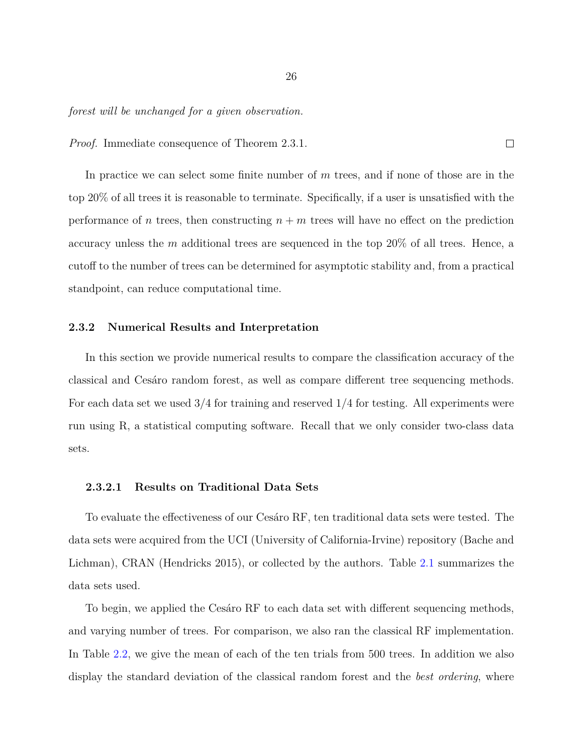*forest will be unchanged for a given observation.*

*Proof.* Immediate consequence of Theorem 2.3.1. □

In practice we can select some finite number of $m$ trees, and if none of those are in the top 20% of all trees it is reasonable to terminate. Specifically, if a user is unsatisfied with the performance of $n$ trees, then constructing $n + m$ trees will have no effect on the prediction accuracy unless the $m$ additional trees are sequenced in the top 20% of all trees. Hence, a cutoff to the number of trees can be determined for asymptotic stability and, from a practical standpoint, can reduce computational time.

### 2.3.2 Numerical Results and Interpretation

In this section we provide numerical results to compare the classification accuracy of the classical and Cesáro random forest, as well as compare different tree sequencing methods. For each data set we used 3/4 for training and reserved 1/4 for testing. All experiments were run using R, a statistical computing software. Recall that we only consider two-class data sets.

#### 2.3.2.1 Results on Traditional Data Sets

To evaluate the effectiveness of our Cesáro RF, ten traditional data sets were tested. The data sets were acquired from the UCI (University of California-Irvine) repository (Bache and Lichman), CRAN (Hendricks 2015), or collected by the authors. Table 2.1 summarizes the data sets used.

To begin, we applied the Cesáro RF to each data set with different sequencing methods, and varying number of trees. For comparison, we also ran the classical RF implementation. In Table 2.2, we give the mean of each of the ten trials from 500 trees. In addition we also display the standard deviation of the classical random forest and the *best ordering*, where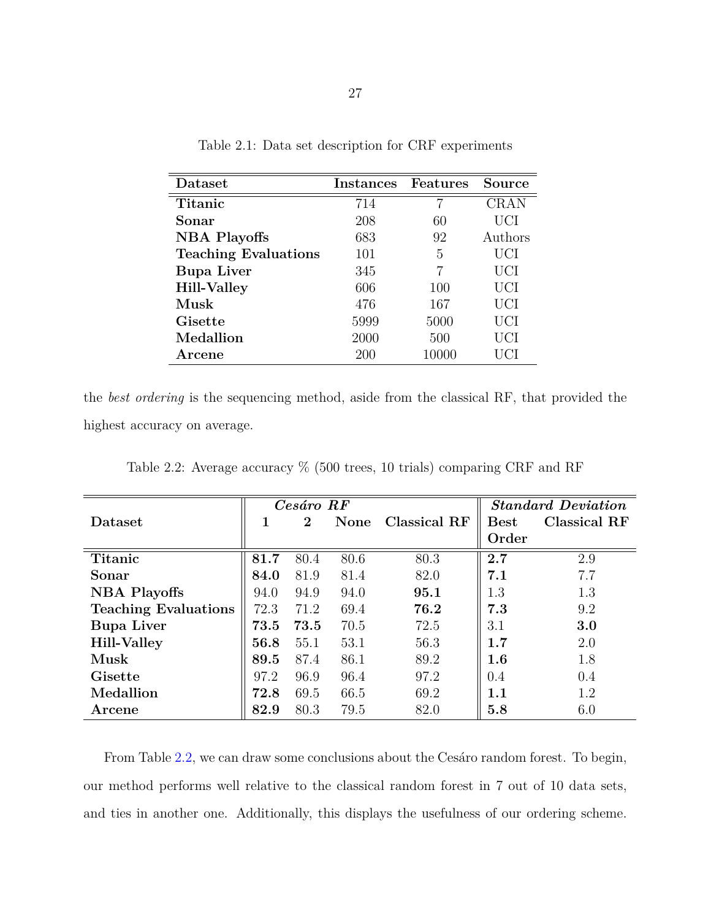Table 2.1: Data set description for CRF experiments

| **Dataset** | **Instances** | **Features** | **Source** |
|---|---|---|---|
| **Titanic** | 714 | 7 | CRAN |
| **Sonar** | 208 | 60 | UCI |
| **NBA Playoffs** | 683 | 92 | Authors |
| **Teaching Evaluations** | 101 | 5 | UCI |
| **Bupa Liver** | 345 | 7 | UCI |
| **Hill-Valley** | 606 | 100 | UCI |
| **Musk** | 476 | 167 | UCI |
| **Gisette** | 5999 | 5000 | UCI |
| **Medallion** | 2000 | 500 | UCI |
| **Arcene** | 200 | 10000 | UCI |

the *best ordering* is the sequencing method, aside from the classical RF, that provided the highest accuracy on average.

Table 2.2: Average accuracy % (500 trees, 10 trials) comparing CRF and RF

| | ***Cesáro RF*** | | | | ***Standard Deviation*** | |
|---|---|---|---|---|---|---|
| **Dataset** | **1** | **2** | **None** | **Classical RF** | **Best Order** | **Classical RF** |
| **Titanic** | **81.7** | 80.4 | 80.6 | 80.3 | **2.7** | 2.9 |
| **Sonar** | **84.0** | 81.9 | 81.4 | 82.0 | **7.1** | 7.7 |
| **NBA Playoffs** | 94.0 | 94.9 | 94.0 | **95.1** | 1.3 | 1.3 |
| **Teaching Evaluations** | 72.3 | 71.2 | 69.4 | **76.2** | **7.3** | 9.2 |
| **Bupa Liver** | **73.5** | **73.5** | 70.5 | 72.5 | 3.1 | **3.0** |
| **Hill-Valley** | **56.8** | 55.1 | 53.1 | 56.3 | **1.7** | 2.0 |
| **Musk** | **89.5** | 87.4 | 86.1 | 89.2 | **1.6** | 1.8 |
| **Gisette** | 97.2 | 96.9 | 96.4 | 97.2 | 0.4 | 0.4 |
| **Medallion** | **72.8** | 69.5 | 66.5 | 69.2 | **1.1** | 1.2 |
| **Arcene** | **82.9** | 80.3 | 79.5 | 82.0 | **5.8** | 6.0 |

From Table 2.2, we can draw some conclusions about the Cesáro random forest. To begin, our method performs well relative to the classical random forest in 7 out of 10 data sets, and ties in another one. Additionally, this displays the usefulness of our ordering scheme.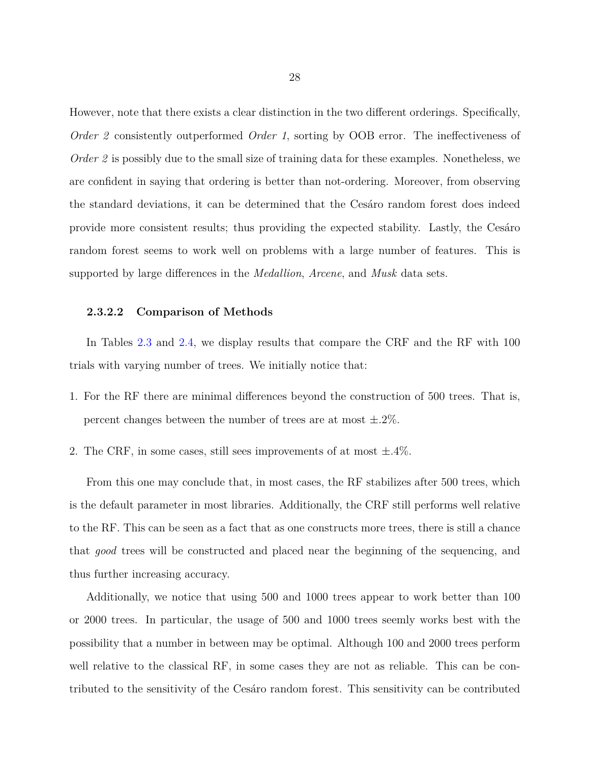However, note that there exists a clear distinction in the two different orderings. Specifically, *Order 2* consistently outperformed *Order 1*, sorting by OOB error. The ineffectiveness of *Order 2* is possibly due to the small size of training data for these examples. Nonetheless, we are confident in saying that ordering is better than not-ordering. Moreover, from observing the standard deviations, it can be determined that the Cesáro random forest does indeed provide more consistent results; thus providing the expected stability. Lastly, the Cesáro random forest seems to work well on problems with a large number of features. This is supported by large differences in the *Medallion*, *Arcene*, and *Musk* data sets.

#### 2.3.2.2 Comparison of Methods

In Tables 2.3 and 2.4, we display results that compare the CRF and the RF with 100 trials with varying number of trees. We initially notice that:

1. For the RF there are minimal differences beyond the construction of 500 trees. That is, percent changes between the number of trees are at most $\pm.2\%$.
2. The CRF, in some cases, still sees improvements of at most $\pm.4\%$.

From this one may conclude that, in most cases, the RF stabilizes after 500 trees, which is the default parameter in most libraries. Additionally, the CRF still performs well relative to the RF. This can be seen as a fact that as one constructs more trees, there is still a chance that *good* trees will be constructed and placed near the beginning of the sequencing, and thus further increasing accuracy.

Additionally, we notice that using 500 and 1000 trees appear to work better than 100 or 2000 trees. In particular, the usage of 500 and 1000 trees seemly works best with the possibility that a number in between may be optimal. Although 100 and 2000 trees perform well relative to the classical RF, in some cases they are not as reliable. This can be contributed to the sensitivity of the Cesáro random forest. This sensitivity can be contributed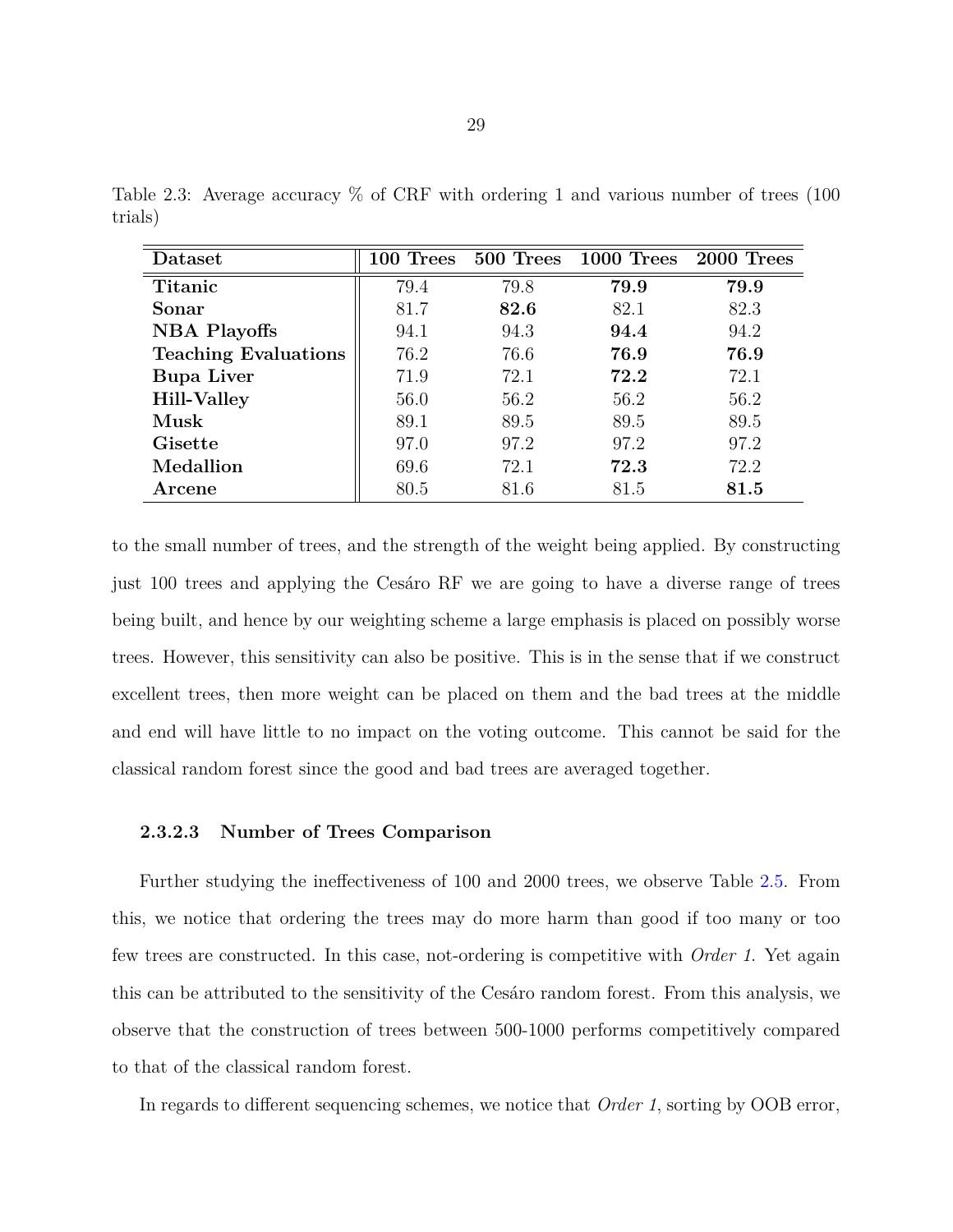Table 2.3: Average accuracy % of CRF with ordering 1 and various number of trees (100 trials)

| Dataset | 100 Trees | 500 Trees | 1000 Trees | 2000 Trees |
|---|---|---|---|---|
| **Titanic** | 79.4 | 79.8 | **79.9** | **79.9** |
| **Sonar** | 81.7 | **82.6** | 82.1 | 82.3 |
| **NBA Playoffs** | 94.1 | 94.3 | **94.4** | 94.2 |
| **Teaching Evaluations** | 76.2 | 76.6 | **76.9** | **76.9** |
| **Bupa Liver** | 71.9 | 72.1 | **72.2** | 72.1 |
| **Hill-Valley** | 56.0 | 56.2 | 56.2 | 56.2 |
| **Musk** | 89.1 | 89.5 | 89.5 | 89.5 |
| **Gisette** | 97.0 | 97.2 | 97.2 | 97.2 |
| **Medallion** | 69.6 | 72.1 | **72.3** | 72.2 |
| **Arcene** | 80.5 | 81.6 | 81.5 | **81.5** |

to the small number of trees, and the strength of the weight being applied. By constructing just 100 trees and applying the Cesáro RF we are going to have a diverse range of trees being built, and hence by our weighting scheme a large emphasis is placed on possibly worse trees. However, this sensitivity can also be positive. This is in the sense that if we construct excellent trees, then more weight can be placed on them and the bad trees at the middle and end will have little to no impact on the voting outcome. This cannot be said for the classical random forest since the good and bad trees are averaged together.

#### 2.3.2.3 Number of Trees Comparison

Further studying the ineffectiveness of 100 and 2000 trees, we observe Table 2.5. From this, we notice that ordering the trees may do more harm than good if too many or too few trees are constructed. In this case, not-ordering is competitive with *Order 1*. Yet again this can be attributed to the sensitivity of the Cesáro random forest. From this analysis, we observe that the construction of trees between 500-1000 performs competitively compared to that of the classical random forest.

In regards to different sequencing schemes, we notice that *Order 1*, sorting by OOB error,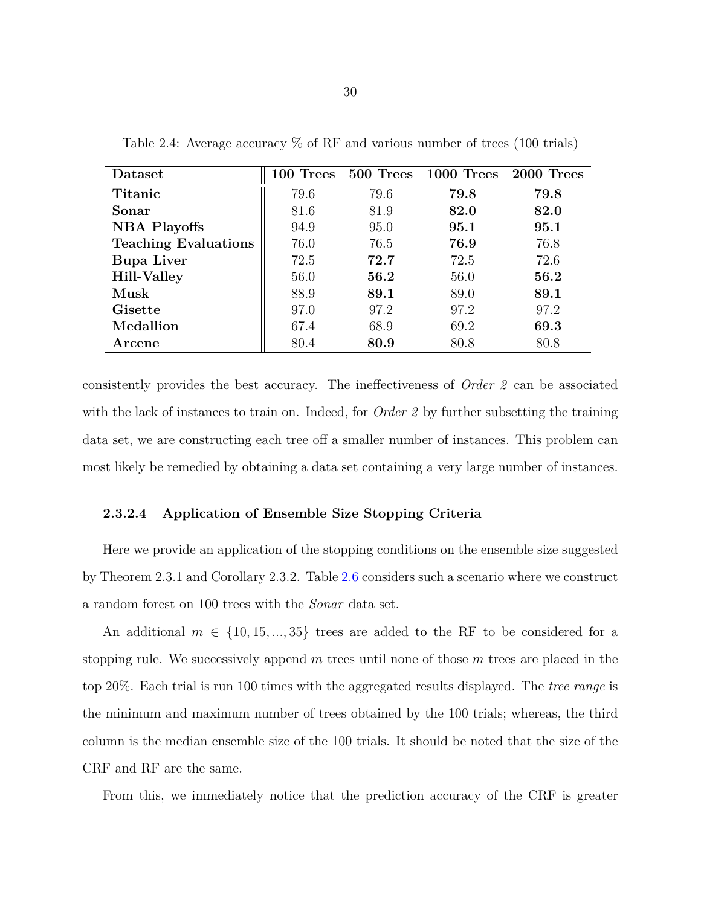Table 2.4: Average accuracy % of RF and various number of trees (100 trials)

| Dataset | 100 Trees | 500 Trees | 1000 Trees | 2000 Trees |
|---|---|---|---|---|
| **Titanic** | 79.6 | 79.6 | **79.8** | **79.8** |
| **Sonar** | 81.6 | 81.9 | **82.0** | **82.0** |
| **NBA Playoffs** | 94.9 | 95.0 | **95.1** | **95.1** |
| **Teaching Evaluations** | 76.0 | 76.5 | **76.9** | 76.8 |
| **Bupa Liver** | 72.5 | **72.7** | 72.5 | 72.6 |
| **Hill-Valley** | 56.0 | **56.2** | 56.0 | **56.2** |
| **Musk** | 88.9 | **89.1** | 89.0 | **89.1** |
| **Gisette** | 97.0 | 97.2 | 97.2 | 97.2 |
| **Medallion** | 67.4 | 68.9 | 69.2 | **69.3** |
| **Arcene** | 80.4 | **80.9** | 80.8 | 80.8 |

consistently provides the best accuracy. The ineffectiveness of *Order 2* can be associated with the lack of instances to train on. Indeed, for *Order 2* by further subsetting the training data set, we are constructing each tree off a smaller number of instances. This problem can most likely be remedied by obtaining a data set containing a very large number of instances.

#### 2.3.2.4 Application of Ensemble Size Stopping Criteria

Here we provide an application of the stopping conditions on the ensemble size suggested by Theorem 2.3.1 and Corollary 2.3.2. Table 2.6 considers such a scenario where we construct a random forest on 100 trees with the *Sonar* data set.

An additional $m \in \{10, 15, ..., 35\}$ trees are added to the RF to be considered for a stopping rule. We successively append $m$ trees until none of those $m$ trees are placed in the top 20%. Each trial is run 100 times with the aggregated results displayed. The *tree range* is the minimum and maximum number of trees obtained by the 100 trials; whereas, the third column is the median ensemble size of the 100 trials. It should be noted that the size of the CRF and RF are the same.

From this, we immediately notice that the prediction accuracy of the CRF is greater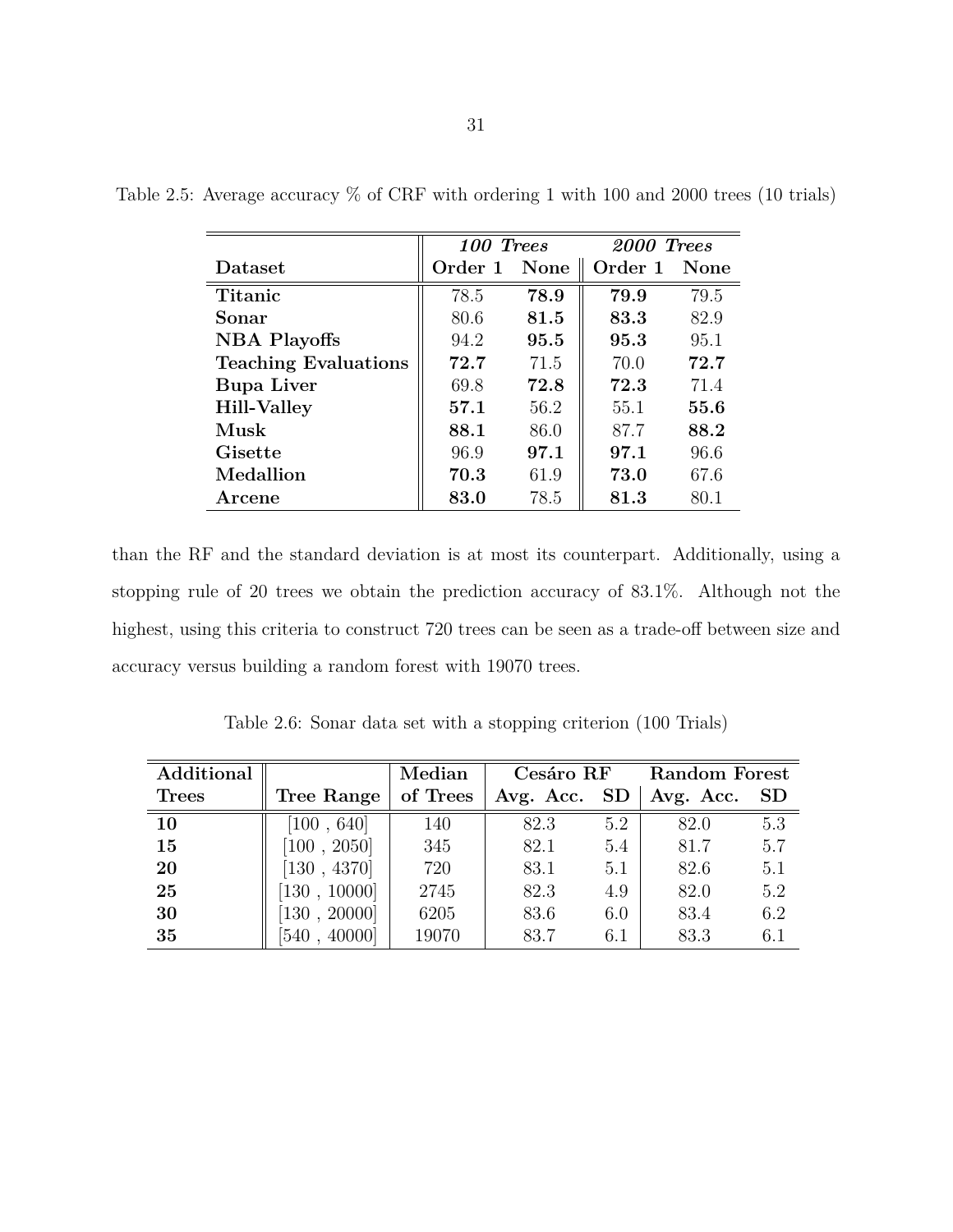Table 2.5: Average accuracy % of CRF with ordering 1 with 100 and 2000 trees (10 trials)

| | *100 Trees* | | *2000 Trees* | |
|---|---|---|---|---|
| **Dataset** | **Order 1** | **None** | **Order 1** | **None** |
| **Titanic** | 78.5 | **78.9** | **79.9** | 79.5 |
| **Sonar** | 80.6 | **81.5** | **83.3** | 82.9 |
| **NBA Playoffs** | 94.2 | **95.5** | **95.3** | 95.1 |
| **Teaching Evaluations** | **72.7** | 71.5 | 70.0 | **72.7** |
| **Bupa Liver** | 69.8 | **72.8** | **72.3** | 71.4 |
| **Hill-Valley** | **57.1** | 56.2 | 55.1 | **55.6** |
| **Musk** | **88.1** | 86.0 | 87.7 | **88.2** |
| **Gisette** | 96.9 | **97.1** | **97.1** | 96.6 |
| **Medallion** | **70.3** | 61.9 | **73.0** | 67.6 |
| **Arcene** | **83.0** | 78.5 | **81.3** | 80.1 |

than the RF and the standard deviation is at most its counterpart. Additionally, using a stopping rule of 20 trees we obtain the prediction accuracy of 83.1%. Although not the highest, using this criteria to construct 720 trees can be seen as a trade-off between size and accuracy versus building a random forest with 19070 trees.

Table 2.6: Sonar data set with a stopping criterion (100 Trials)

| **Additional** | | **Median** | **Cesáro RF** | | **Random Forest** | |
|---|---|---|---|---|---|---|
| **Trees** | **Tree Range** | **of Trees** | **Avg. Acc.** | **SD** | **Avg. Acc.** | **SD** |
| **10** | [100 , 640] | 140 | 82.3 | 5.2 | 82.0 | 5.3 |
| **15** | [100 , 2050] | 345 | 82.1 | 5.4 | 81.7 | 5.7 |
| **20** | [130 , 4370] | 720 | 83.1 | 5.1 | 82.6 | 5.1 |
| **25** | [130 , 10000] | 2745 | 82.3 | 4.9 | 82.0 | 5.2 |
| **30** | [130 , 20000] | 6205 | 83.6 | 6.0 | 83.4 | 6.2 |
| **35** | [540 , 40000] | 19070 | 83.7 | 6.1 | 83.3 | 6.1 |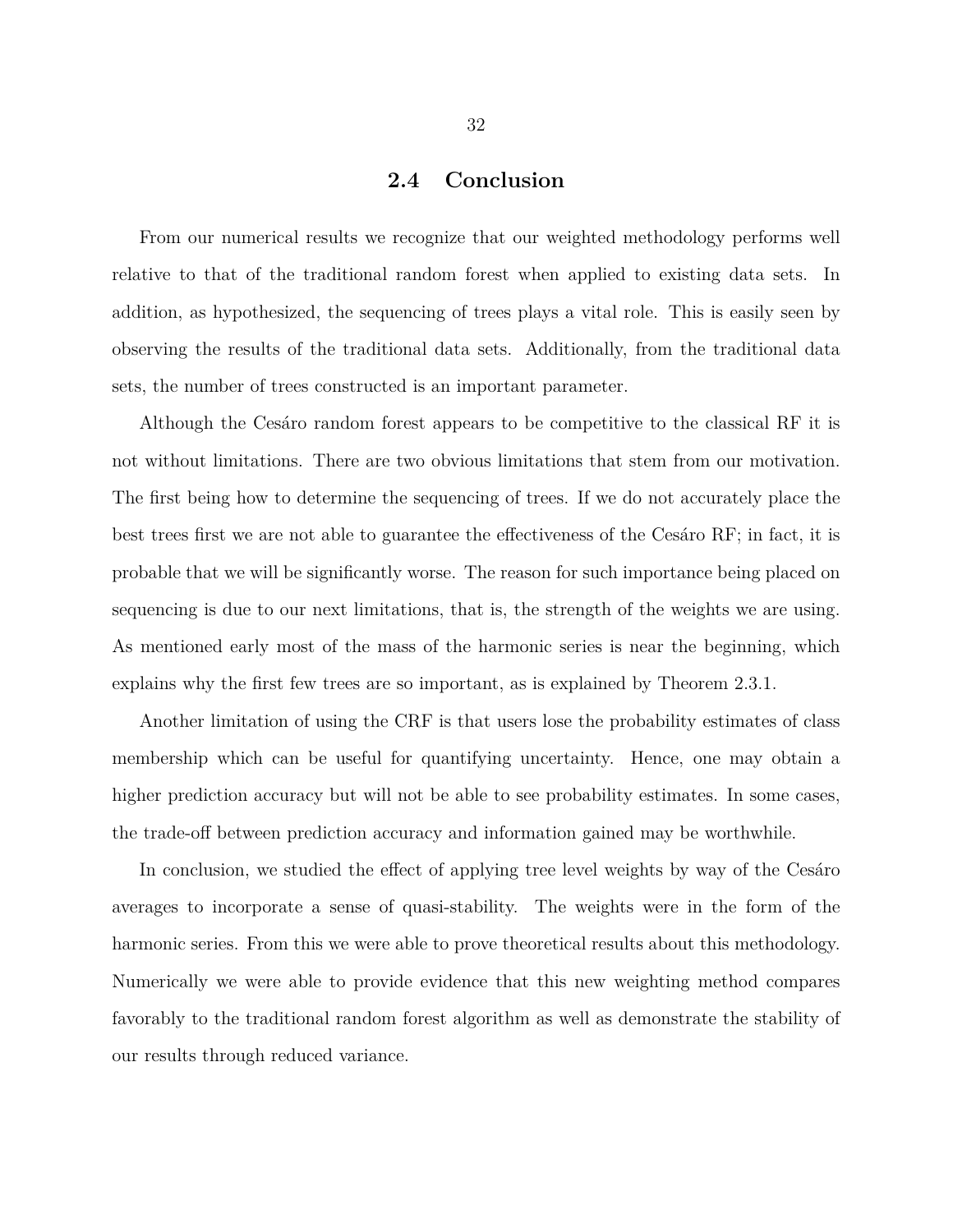## 2.4 Conclusion

From our numerical results we recognize that our weighted methodology performs well relative to that of the traditional random forest when applied to existing data sets. In addition, as hypothesized, the sequencing of trees plays a vital role. This is easily seen by observing the results of the traditional data sets. Additionally, from the traditional data sets, the number of trees constructed is an important parameter.

Although the Cesáro random forest appears to be competitive to the classical RF it is not without limitations. There are two obvious limitations that stem from our motivation. The first being how to determine the sequencing of trees. If we do not accurately place the best trees first we are not able to guarantee the effectiveness of the Cesáro RF; in fact, it is probable that we will be significantly worse. The reason for such importance being placed on sequencing is due to our next limitations, that is, the strength of the weights we are using. As mentioned early most of the mass of the harmonic series is near the beginning, which explains why the first few trees are so important, as is explained by Theorem 2.3.1.

Another limitation of using the CRF is that users lose the probability estimates of class membership which can be useful for quantifying uncertainty. Hence, one may obtain a higher prediction accuracy but will not be able to see probability estimates. In some cases, the trade-off between prediction accuracy and information gained may be worthwhile.

In conclusion, we studied the effect of applying tree level weights by way of the Cesáro averages to incorporate a sense of quasi-stability. The weights were in the form of the harmonic series. From this we were able to prove theoretical results about this methodology. Numerically we were able to provide evidence that this new weighting method compares favorably to the traditional random forest algorithm as well as demonstrate the stability of our results through reduced variance.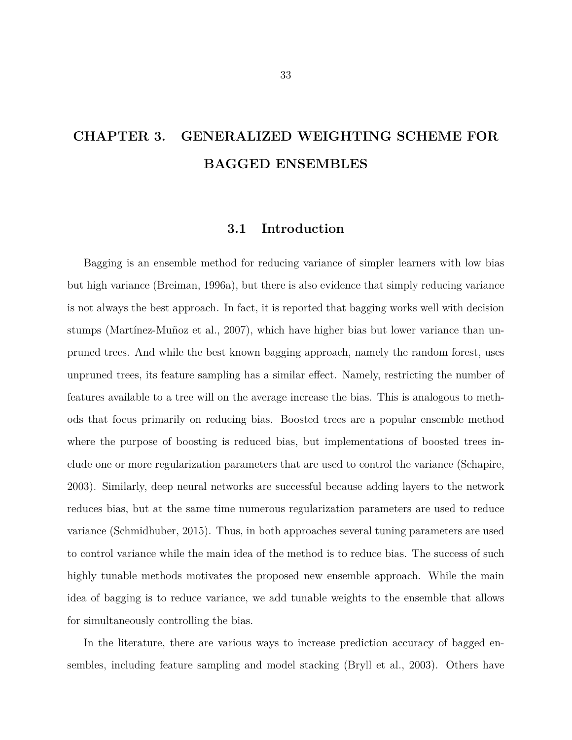# CHAPTER 3. GENERALIZED WEIGHTING SCHEME FOR BAGGED ENSEMBLES

## 3.1 Introduction

Bagging is an ensemble method for reducing variance of simpler learners with low bias but high variance (Breiman, 1996a), but there is also evidence that simply reducing variance is not always the best approach. In fact, it is reported that bagging works well with decision stumps (Martínez-Muñoz et al., 2007), which have higher bias but lower variance than unpruned trees. And while the best known bagging approach, namely the random forest, uses unpruned trees, its feature sampling has a similar effect. Namely, restricting the number of features available to a tree will on the average increase the bias. This is analogous to methods that focus primarily on reducing bias. Boosted trees are a popular ensemble method where the purpose of boosting is reduced bias, but implementations of boosted trees include one or more regularization parameters that are used to control the variance (Schapire, 2003). Similarly, deep neural networks are successful because adding layers to the network reduces bias, but at the same time numerous regularization parameters are used to reduce variance (Schmidhuber, 2015). Thus, in both approaches several tuning parameters are used to control variance while the main idea of the method is to reduce bias. The success of such highly tunable methods motivates the proposed new ensemble approach. While the main idea of bagging is to reduce variance, we add tunable weights to the ensemble that allows for simultaneously controlling the bias.

In the literature, there are various ways to increase prediction accuracy of bagged ensembles, including feature sampling and model stacking (Bryll et al., 2003). Others have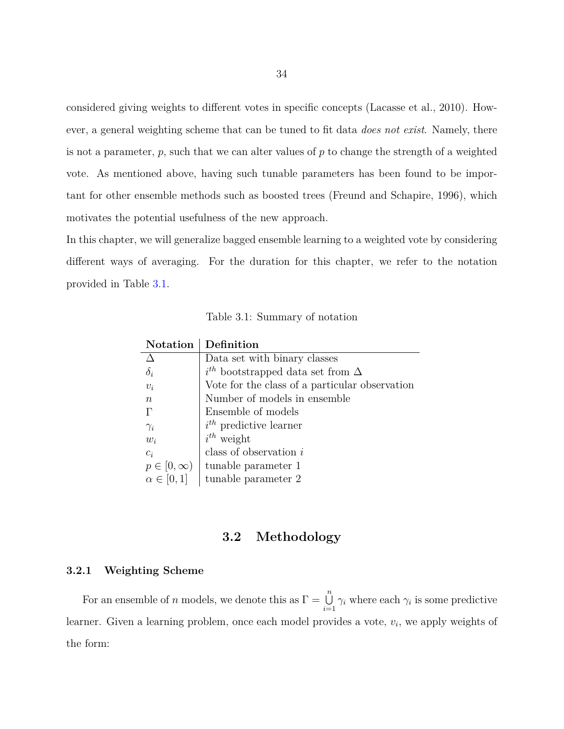considered giving weights to different votes in specific concepts (Lacasse et al., 2010). However, a general weighting scheme that can be tuned to fit data *does not exist*. Namely, there is not a parameter, $p$, such that we can alter values of $p$ to change the strength of a weighted vote. As mentioned above, having such tunable parameters has been found to be important for other ensemble methods such as boosted trees (Freund and Schapire, 1996), which motivates the potential usefulness of the new approach.

In this chapter, we will generalize bagged ensemble learning to a weighted vote by considering different ways of averaging. For the duration for this chapter, we refer to the notation provided in Table 3.1.

Table 3.1: Summary of notation

| **Notation** | **Definition** |
|---|---|
| $\Delta$ | Data set with binary classes |
| $\delta_i$ | $i^{th}$ bootstrapped data set from $\Delta$ |
| $v_i$ | Vote for the class of a particular observation |
| $n$ | Number of models in ensemble |
| $\Gamma$ | Ensemble of models |
| $\gamma_i$ | $i^{th}$ predictive learner |
| $w_i$ | $i^{th}$ weight |
| $c_i$ | class of observation $i$ |
| $p \in [0, \infty)$ | tunable parameter 1 |
| $\alpha \in [0, 1]$ | tunable parameter 2 |

## 3.2 Methodology

### 3.2.1 Weighting Scheme

For an ensemble of $n$ models, we denote this as $\Gamma = \bigcup_{i=1}^{n} \gamma_i$ where each $\gamma_i$ is some predictive learner. Given a learning problem, once each model provides a vote, $v_i$, we apply weights of the form: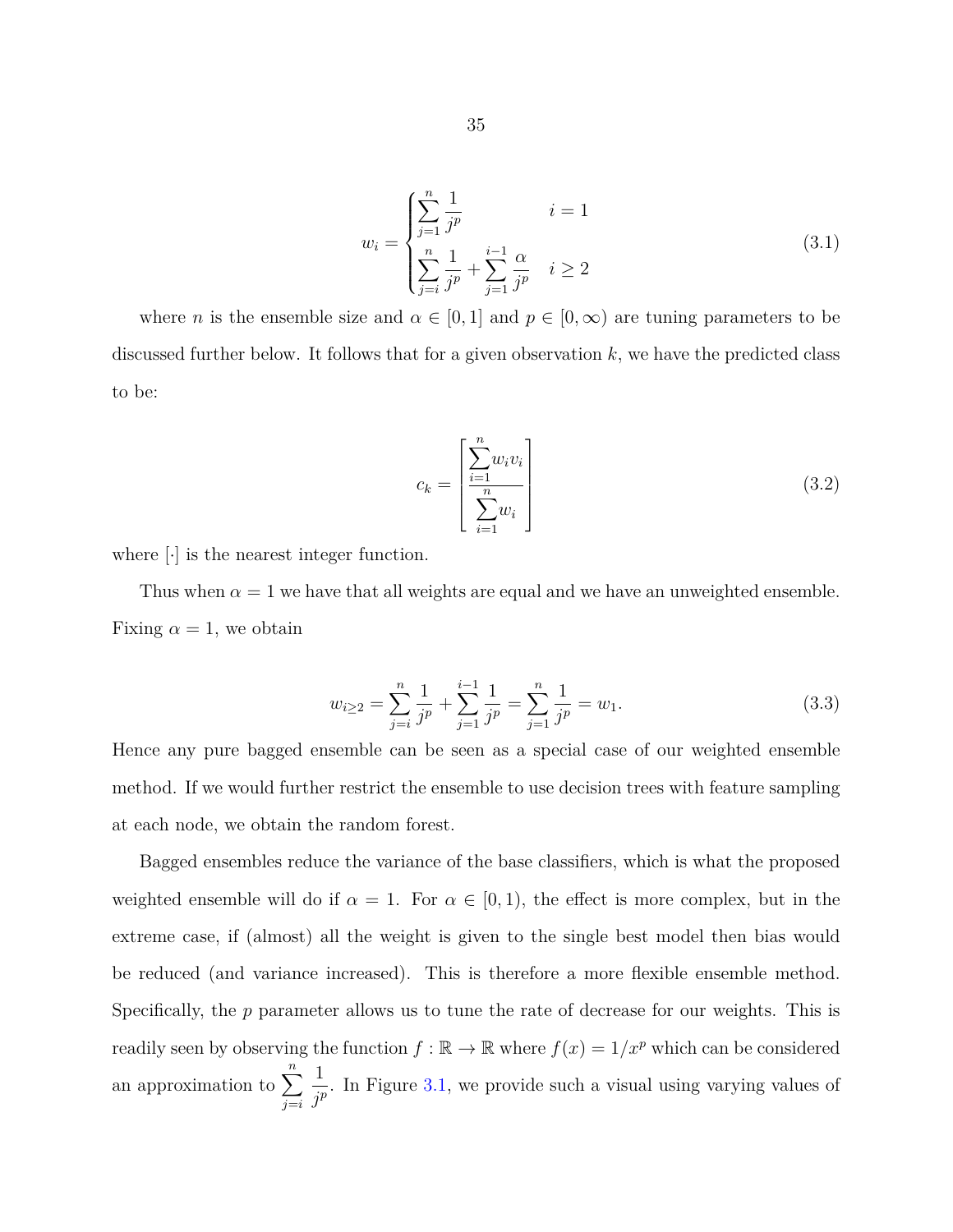$$w_i = \begin{cases} \displaystyle\sum_{j=1}^{n} \frac{1}{j^p} & i = 1 \\ \displaystyle\sum_{j=i}^{n} \frac{1}{j^p} + \sum_{j=1}^{i-1} \frac{\alpha}{j^p} & i \geq 2 \end{cases} \tag{3.1}$$

where $n$ is the ensemble size and $\alpha \in [0, 1]$ and $p \in [0, \infty)$ are tuning parameters to be discussed further below. It follows that for a given observation $k$, we have the predicted class to be:

$$c_k = \left[ \frac{\displaystyle\sum_{i=1}^{n} w_i v_i}{\displaystyle\sum_{i=1}^{n} w_i} \right] \tag{3.2}$$

where $[\cdot]$ is the nearest integer function.

Thus when $\alpha = 1$ we have that all weights are equal and we have an unweighted ensemble. Fixing $\alpha = 1$, we obtain

$$w_{i \geq 2} = \sum_{j=i}^{n} \frac{1}{j^p} + \sum_{j=1}^{i-1} \frac{1}{j^p} = \sum_{j=1}^{n} \frac{1}{j^p} = w_1. \tag{3.3}$$

Hence any pure bagged ensemble can be seen as a special case of our weighted ensemble method. If we would further restrict the ensemble to use decision trees with feature sampling at each node, we obtain the random forest.

Bagged ensembles reduce the variance of the base classifiers, which is what the proposed weighted ensemble will do if $\alpha = 1$. For $\alpha \in [0, 1)$, the effect is more complex, but in the extreme case, if (almost) all the weight is given to the single best model then bias would be reduced (and variance increased). This is therefore a more flexible ensemble method. Specifically, the $p$ parameter allows us to tune the rate of decrease for our weights. This is readily seen by observing the function $f : \mathbb{R} \to \mathbb{R}$ where $f(x) = 1/x^p$ which can be considered an approximation to $\displaystyle\sum_{j=i}^{n} \frac{1}{j^p}$. In Figure 3.1, we provide such a visual using varying values of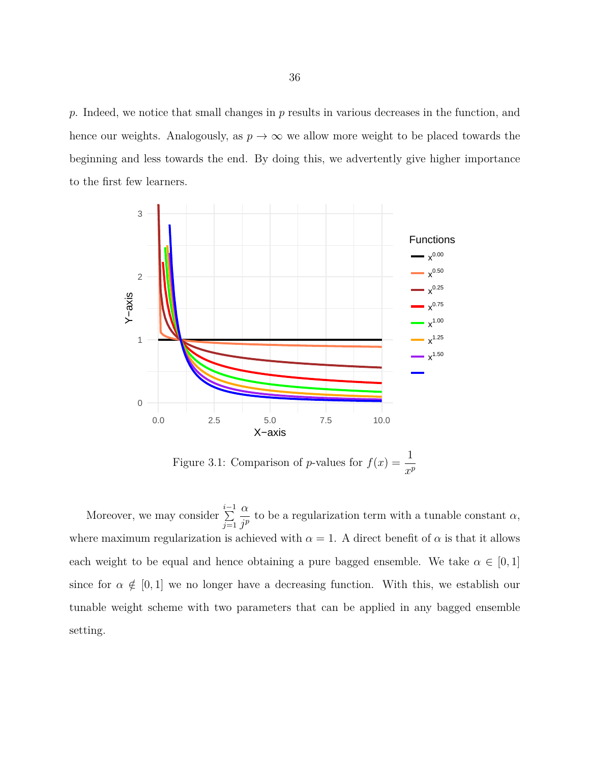$p$. Indeed, we notice that small changes in $p$ results in various decreases in the function, and hence our weights. Analogously, as $p \to \infty$ we allow more weight to be placed towards the beginning and less towards the end. By doing this, we advertently give higher importance to the first few learners.

Figure 3.1: Comparison of $p$-values for $f(x) = \dfrac{1}{x^p}$

Moreover, we may consider $\sum_{j=1}^{i-1} \frac{\alpha}{j^p}$ to be a regularization term with a tunable constant $\alpha$, where maximum regularization is achieved with $\alpha = 1$. A direct benefit of $\alpha$ is that it allows each weight to be equal and hence obtaining a pure bagged ensemble. We take $\alpha \in [0, 1]$ since for $\alpha \notin [0, 1]$ we no longer have a decreasing function. With this, we establish our tunable weight scheme with two parameters that can be applied in any bagged ensemble setting.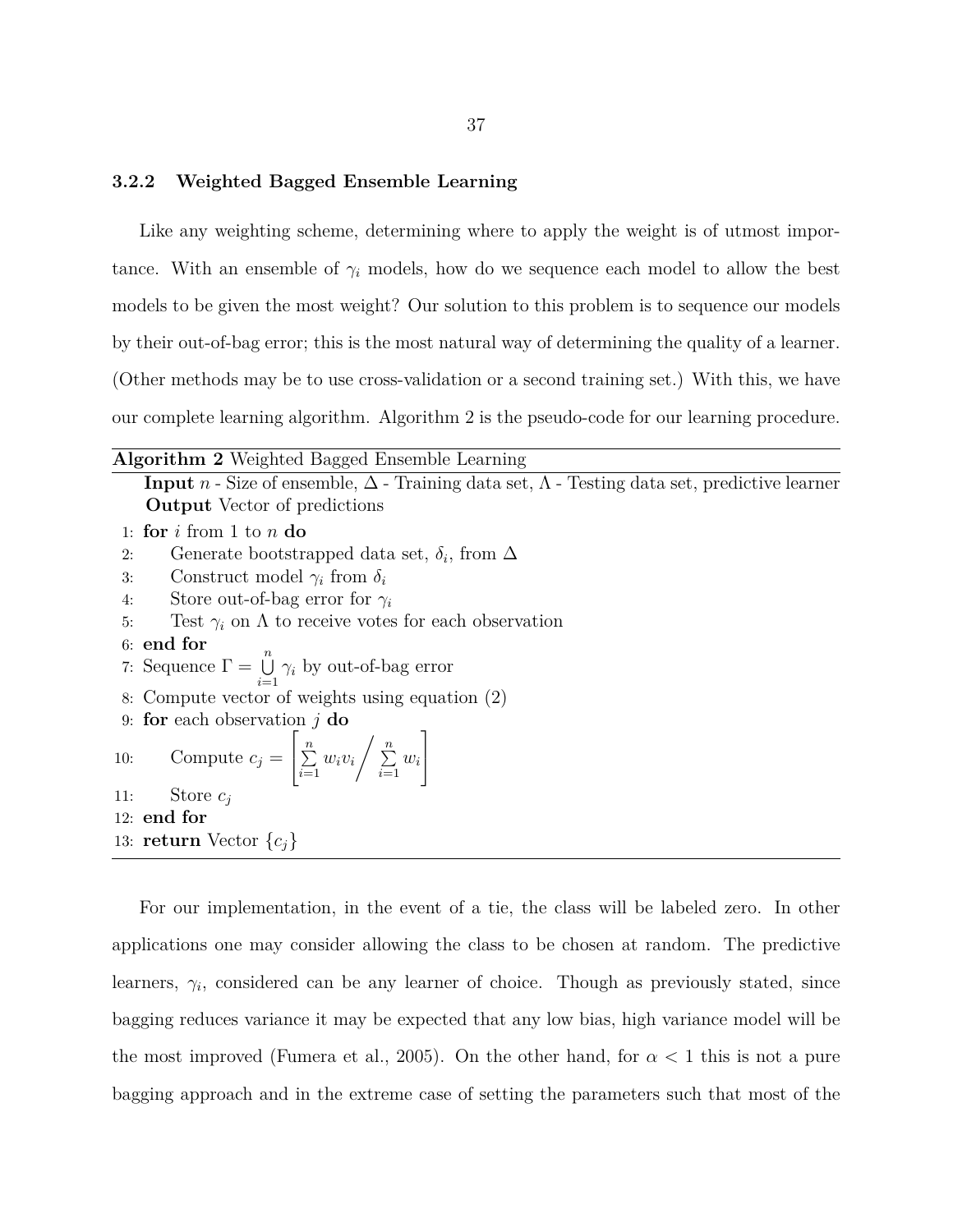### 3.2.2 Weighted Bagged Ensemble Learning

Like any weighting scheme, determining where to apply the weight is of utmost importance. With an ensemble of $\gamma_i$ models, how do we sequence each model to allow the best models to be given the most weight? Our solution to this problem is to sequence our models by their out-of-bag error; this is the most natural way of determining the quality of a learner. (Other methods may be to use cross-validation or a second training set.) With this, we have our complete learning algorithm. Algorithm 2 is the pseudo-code for our learning procedure.

---

**Algorithm 2** Weighted Bagged Ensemble Learning

**Input** $n$ - Size of ensemble, $\Delta$ - Training data set, $\Lambda$ - Testing data set, predictive learner
**Output** Vector of predictions

1: **for** $i$ from 1 to $n$ **do**
2: Generate bootstrapped data set, $\delta_i$, from $\Delta$
3: Construct model $\gamma_i$ from $\delta_i$
4: Store out-of-bag error for $\gamma_i$
5: Test $\gamma_i$ on $\Lambda$ to receive votes for each observation
6: **end for**
7: Sequence $\Gamma = \bigcup_{i=1}^{n} \gamma_i$ by out-of-bag error
8: Compute vector of weights using equation (2)
9: **for** each observation $j$ **do**
10: Compute $c_j = \left[ \sum_{i=1}^{n} w_i v_i \Big/ \sum_{i=1}^{n} w_i \right]$
11: Store $c_j$
12: **end for**
13: **return** Vector $\{c_j\}$

---

For our implementation, in the event of a tie, the class will be labeled zero. In other applications one may consider allowing the class to be chosen at random. The predictive learners, $\gamma_i$, considered can be any learner of choice. Though as previously stated, since bagging reduces variance it may be expected that any low bias, high variance model will be the most improved (Fumera et al., 2005). On the other hand, for $\alpha < 1$ this is not a pure bagging approach and in the extreme case of setting the parameters such that most of the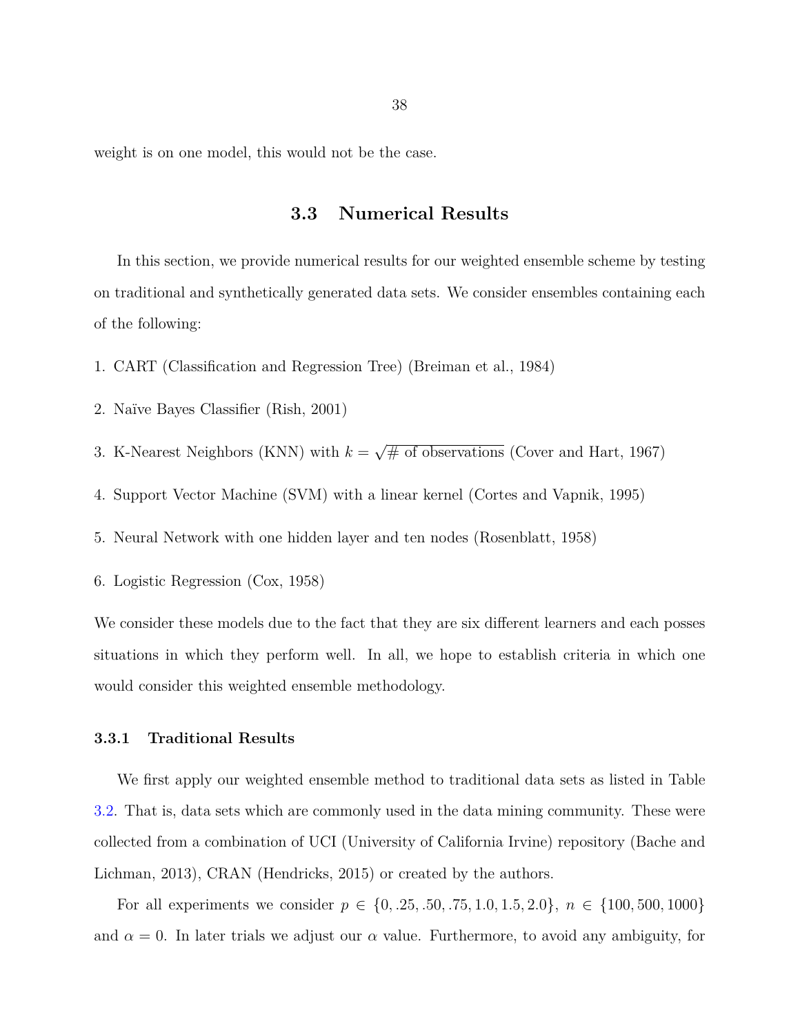weight is on one model, this would not be the case.

## 3.3 Numerical Results

In this section, we provide numerical results for our weighted ensemble scheme by testing on traditional and synthetically generated data sets. We consider ensembles containing each of the following:

1. CART (Classification and Regression Tree) (Breiman et al., 1984)

2. Naïve Bayes Classifier (Rish, 2001)

3. K-Nearest Neighbors (KNN) with $k = \sqrt{\text{\# of observations}}$ (Cover and Hart, 1967)

4. Support Vector Machine (SVM) with a linear kernel (Cortes and Vapnik, 1995)

5. Neural Network with one hidden layer and ten nodes (Rosenblatt, 1958)

6. Logistic Regression (Cox, 1958)

We consider these models due to the fact that they are six different learners and each posses situations in which they perform well. In all, we hope to establish criteria in which one would consider this weighted ensemble methodology.

### 3.3.1 Traditional Results

We first apply our weighted ensemble method to traditional data sets as listed in Table 3.2. That is, data sets which are commonly used in the data mining community. These were collected from a combination of UCI (University of California Irvine) repository (Bache and Lichman, 2013), CRAN (Hendricks, 2015) or created by the authors.

For all experiments we consider $p \in \{0, .25, .50, .75, 1.0, 1.5, 2.0\}$, $n \in \{100, 500, 1000\}$ and $\alpha = 0$. In later trials we adjust our $\alpha$ value. Furthermore, to avoid any ambiguity, for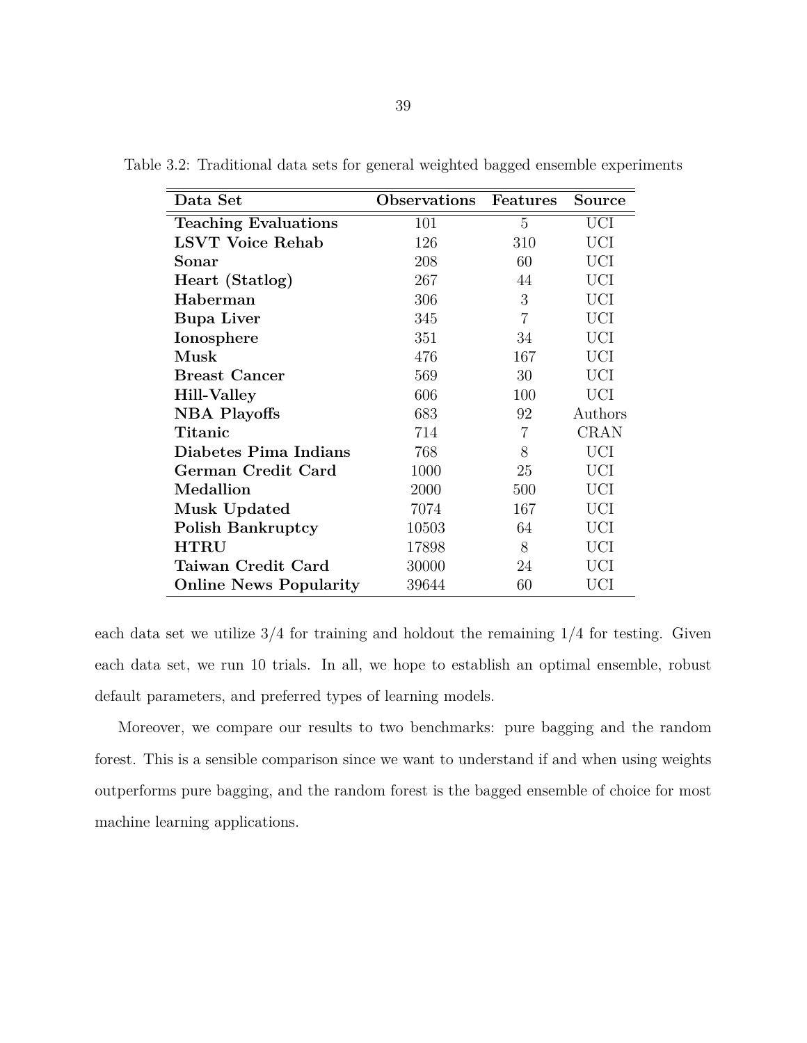Table 3.2: Traditional data sets for general weighted bagged ensemble experiments

| Data Set | Observations | Features | Source |
|---|---|---|---|
| **Teaching Evaluations** | 101 | 5 | UCI |
| **LSVT Voice Rehab** | 126 | 310 | UCI |
| **Sonar** | 208 | 60 | UCI |
| **Heart (Statlog)** | 267 | 44 | UCI |
| **Haberman** | 306 | 3 | UCI |
| **Bupa Liver** | 345 | 7 | UCI |
| **Ionosphere** | 351 | 34 | UCI |
| **Musk** | 476 | 167 | UCI |
| **Breast Cancer** | 569 | 30 | UCI |
| **Hill-Valley** | 606 | 100 | UCI |
| **NBA Playoffs** | 683 | 92 | Authors |
| **Titanic** | 714 | 7 | CRAN |
| **Diabetes Pima Indians** | 768 | 8 | UCI |
| **German Credit Card** | 1000 | 25 | UCI |
| **Medallion** | 2000 | 500 | UCI |
| **Musk Updated** | 7074 | 167 | UCI |
| **Polish Bankruptcy** | 10503 | 64 | UCI |
| **HTRU** | 17898 | 8 | UCI |
| **Taiwan Credit Card** | 30000 | 24 | UCI |
| **Online News Popularity** | 39644 | 60 | UCI |

each data set we utilize 3/4 for training and holdout the remaining 1/4 for testing. Given each data set, we run 10 trials. In all, we hope to establish an optimal ensemble, robust default parameters, and preferred types of learning models.

Moreover, we compare our results to two benchmarks: pure bagging and the random forest. This is a sensible comparison since we want to understand if and when using weights outperforms pure bagging, and the random forest is the bagged ensemble of choice for most machine learning applications.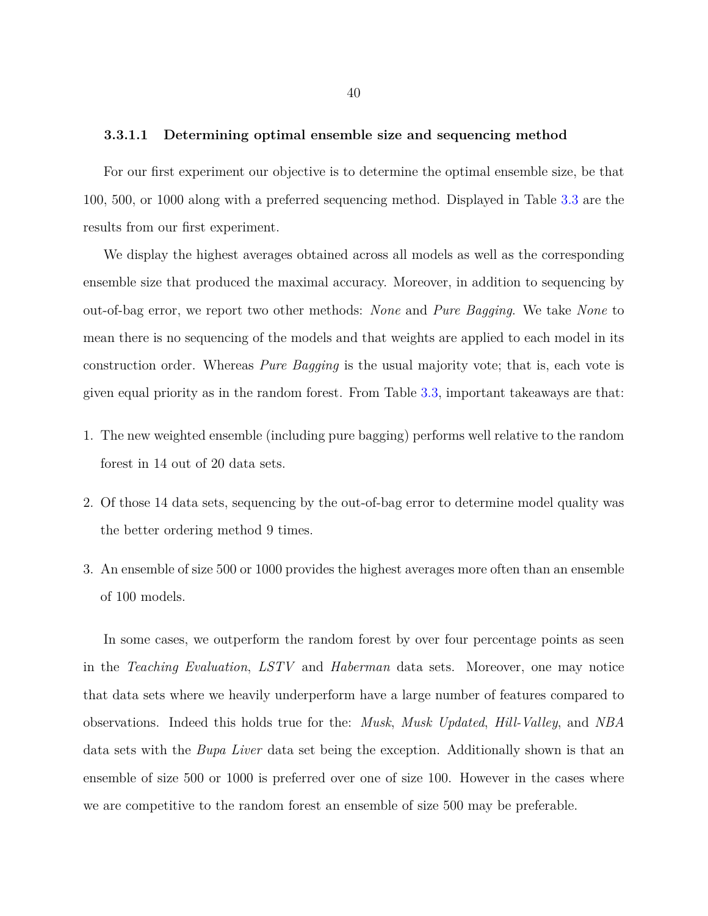#### 3.3.1.1 Determining optimal ensemble size and sequencing method

For our first experiment our objective is to determine the optimal ensemble size, be that 100, 500, or 1000 along with a preferred sequencing method. Displayed in Table 3.3 are the results from our first experiment.

We display the highest averages obtained across all models as well as the corresponding ensemble size that produced the maximal accuracy. Moreover, in addition to sequencing by out-of-bag error, we report two other methods: *None* and *Pure Bagging*. We take *None* to mean there is no sequencing of the models and that weights are applied to each model in its construction order. Whereas *Pure Bagging* is the usual majority vote; that is, each vote is given equal priority as in the random forest. From Table 3.3, important takeaways are that:

1. The new weighted ensemble (including pure bagging) performs well relative to the random forest in 14 out of 20 data sets.
2. Of those 14 data sets, sequencing by the out-of-bag error to determine model quality was the better ordering method 9 times.
3. An ensemble of size 500 or 1000 provides the highest averages more often than an ensemble of 100 models.

In some cases, we outperform the random forest by over four percentage points as seen in the *Teaching Evaluation*, *LSTV* and *Haberman* data sets. Moreover, one may notice that data sets where we heavily underperform have a large number of features compared to observations. Indeed this holds true for the: *Musk*, *Musk Updated*, *Hill-Valley*, and *NBA* data sets with the *Bupa Liver* data set being the exception. Additionally shown is that an ensemble of size 500 or 1000 is preferred over one of size 100. However in the cases where we are competitive to the random forest an ensemble of size 500 may be preferable.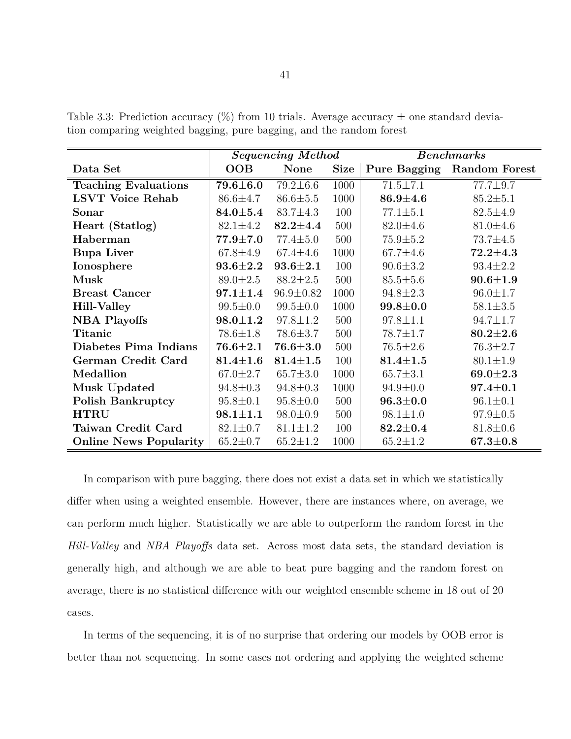Table 3.3: Prediction accuracy (%) from 10 trials. Average accuracy ± one standard deviation comparing weighted bagging, pure bagging, and the random forest

| | *Sequencing Method* | | | *Benchmarks* | |
|---|---|---|---|---|---|
| **Data Set** | **OOB** | **None** | **Size** | **Pure Bagging** | **Random Forest** |
| **Teaching Evaluations** | **79.6±6.0** | 79.2±6.6 | 1000 | 71.5±7.1 | 77.7±9.7 |
| **LSVT Voice Rehab** | 86.6±4.7 | 86.6±5.5 | 1000 | **86.9±4.6** | 85.2±5.1 |
| **Sonar** | **84.0±5.4** | 83.7±4.3 | 100 | 77.1±5.1 | 82.5±4.9 |
| **Heart (Statlog)** | 82.1±4.2 | **82.2±4.4** | 500 | 82.0±4.6 | 81.0±4.6 |
| **Haberman** | **77.9±7.0** | 77.4±5.0 | 500 | 75.9±5.2 | 73.7±4.5 |
| **Bupa Liver** | 67.8±4.9 | 67.4±4.6 | 1000 | 67.7±4.6 | **72.2±4.3** |
| **Ionosphere** | **93.6±2.2** | **93.6±2.1** | 100 | 90.6±3.2 | 93.4±2.2 |
| **Musk** | 89.0±2.5 | 88.2±2.5 | 500 | 85.5±5.6 | **90.6±1.9** |
| **Breast Cancer** | **97.1±1.4** | 96.9±0.82 | 1000 | 94.8±2.3 | 96.0±1.7 |
| **Hill-Valley** | 99.5±0.0 | 99.5±0.0 | 1000 | **99.8±0.0** | 58.1±3.5 |
| **NBA Playoffs** | **98.0±1.2** | 97.8±1.2 | 500 | 97.8±1.1 | 94.7±1.7 |
| **Titanic** | 78.6±1.8 | 78.6±3.7 | 500 | 78.7±1.7 | **80.2±2.6** |
| **Diabetes Pima Indians** | **76.6±2.1** | **76.6±3.0** | 500 | 76.5±2.6 | 76.3±2.7 |
| **German Credit Card** | **81.4±1.6** | **81.4±1.5** | 100 | **81.4±1.5** | 80.1±1.9 |
| **Medallion** | 67.0±2.7 | 65.7±3.0 | 1000 | 65.7±3.1 | **69.0±2.3** |
| **Musk Updated** | 94.8±0.3 | 94.8±0.3 | 1000 | 94.9±0.0 | **97.4±0.1** |
| **Polish Bankruptcy** | 95.8±0.1 | 95.8±0.0 | 500 | **96.3±0.0** | 96.1±0.1 |
| **HTRU** | **98.1±1.1** | 98.0±0.9 | 500 | 98.1±1.0 | 97.9±0.5 |
| **Taiwan Credit Card** | 82.1±0.7 | 81.1±1.2 | 100 | **82.2±0.4** | 81.8±0.6 |
| **Online News Popularity** | 65.2±0.7 | 65.2±1.2 | 1000 | 65.2±1.2 | **67.3±0.8** |

In comparison with pure bagging, there does not exist a data set in which we statistically differ when using a weighted ensemble. However, there are instances where, on average, we can perform much higher. Statistically we are able to outperform the random forest in the *Hill-Valley* and *NBA Playoffs* data set. Across most data sets, the standard deviation is generally high, and although we are able to beat pure bagging and the random forest on average, there is no statistical difference with our weighted ensemble scheme in 18 out of 20 cases.

In terms of the sequencing, it is of no surprise that ordering our models by OOB error is better than not sequencing. In some cases not ordering and applying the weighted scheme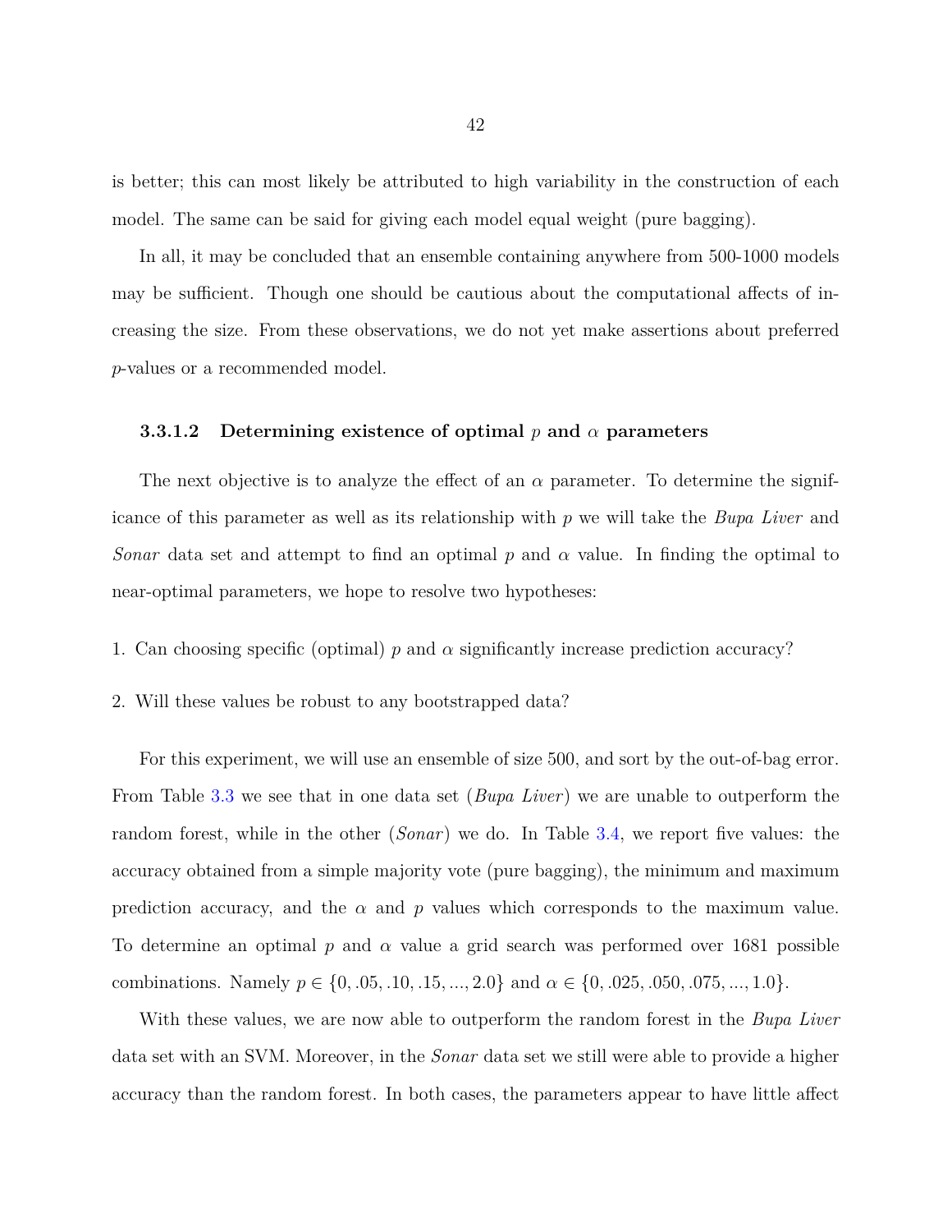is better; this can most likely be attributed to high variability in the construction of each model. The same can be said for giving each model equal weight (pure bagging).

In all, it may be concluded that an ensemble containing anywhere from 500-1000 models may be sufficient. Though one should be cautious about the computational affects of increasing the size. From these observations, we do not yet make assertions about preferred $p$-values or a recommended model.

#### 3.3.1.2 Determining existence of optimal $p$ and $\alpha$ parameters

The next objective is to analyze the effect of an $\alpha$ parameter. To determine the significance of this parameter as well as its relationship with $p$ we will take the *Bupa Liver* and *Sonar* data set and attempt to find an optimal $p$ and $\alpha$ value. In finding the optimal to near-optimal parameters, we hope to resolve two hypotheses:

1. Can choosing specific (optimal) $p$ and $\alpha$ significantly increase prediction accuracy?

2. Will these values be robust to any bootstrapped data?

For this experiment, we will use an ensemble of size 500, and sort by the out-of-bag error. From Table 3.3 we see that in one data set (*Bupa Liver*) we are unable to outperform the random forest, while in the other (*Sonar*) we do. In Table 3.4, we report five values: the accuracy obtained from a simple majority vote (pure bagging), the minimum and maximum prediction accuracy, and the $\alpha$ and $p$ values which corresponds to the maximum value. To determine an optimal $p$ and $\alpha$ value a grid search was performed over 1681 possible combinations. Namely $p \in \{0, .05, .10, .15, ..., 2.0\}$ and $\alpha \in \{0, .025, .050, .075, ..., 1.0\}$.

With these values, we are now able to outperform the random forest in the *Bupa Liver* data set with an SVM. Moreover, in the *Sonar* data set we still were able to provide a higher accuracy than the random forest. In both cases, the parameters appear to have little affect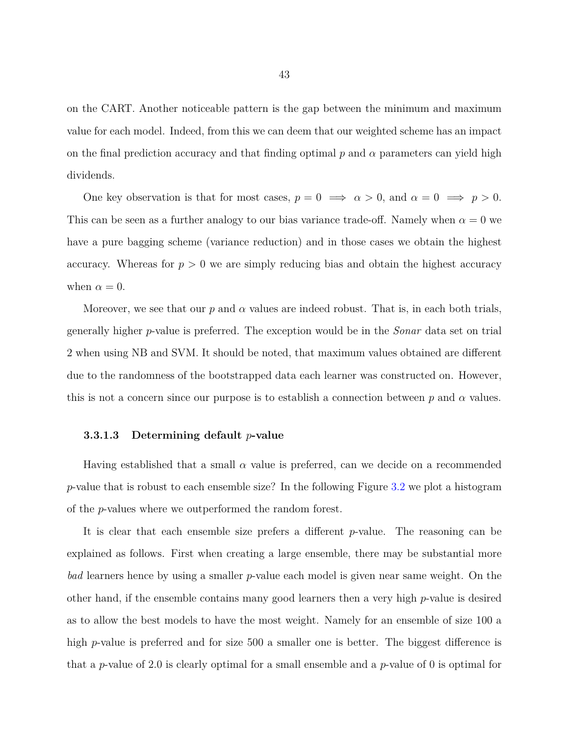on the CART. Another noticeable pattern is the gap between the minimum and maximum value for each model. Indeed, from this we can deem that our weighted scheme has an impact on the final prediction accuracy and that finding optimal $p$ and $\alpha$ parameters can yield high dividends.

One key observation is that for most cases, $p = 0 \implies \alpha > 0$, and $\alpha = 0 \implies p > 0$. This can be seen as a further analogy to our bias variance trade-off. Namely when $\alpha = 0$ we have a pure bagging scheme (variance reduction) and in those cases we obtain the highest accuracy. Whereas for $p > 0$ we are simply reducing bias and obtain the highest accuracy when $\alpha = 0$.

Moreover, we see that our $p$ and $\alpha$ values are indeed robust. That is, in each both trials, generally higher $p$-value is preferred. The exception would be in the *Sonar* data set on trial 2 when using NB and SVM. It should be noted, that maximum values obtained are different due to the randomness of the bootstrapped data each learner was constructed on. However, this is not a concern since our purpose is to establish a connection between $p$ and $\alpha$ values.

#### 3.3.1.3 Determining default $p$-value

Having established that a small $\alpha$ value is preferred, can we decide on a recommended $p$-value that is robust to each ensemble size? In the following Figure 3.2 we plot a histogram of the $p$-values where we outperformed the random forest.

It is clear that each ensemble size prefers a different $p$-value. The reasoning can be explained as follows. First when creating a large ensemble, there may be substantial more *bad* learners hence by using a smaller $p$-value each model is given near same weight. On the other hand, if the ensemble contains many good learners then a very high $p$-value is desired as to allow the best models to have the most weight. Namely for an ensemble of size 100 a high $p$-value is preferred and for size 500 a smaller one is better. The biggest difference is that a $p$-value of 2.0 is clearly optimal for a small ensemble and a $p$-value of 0 is optimal for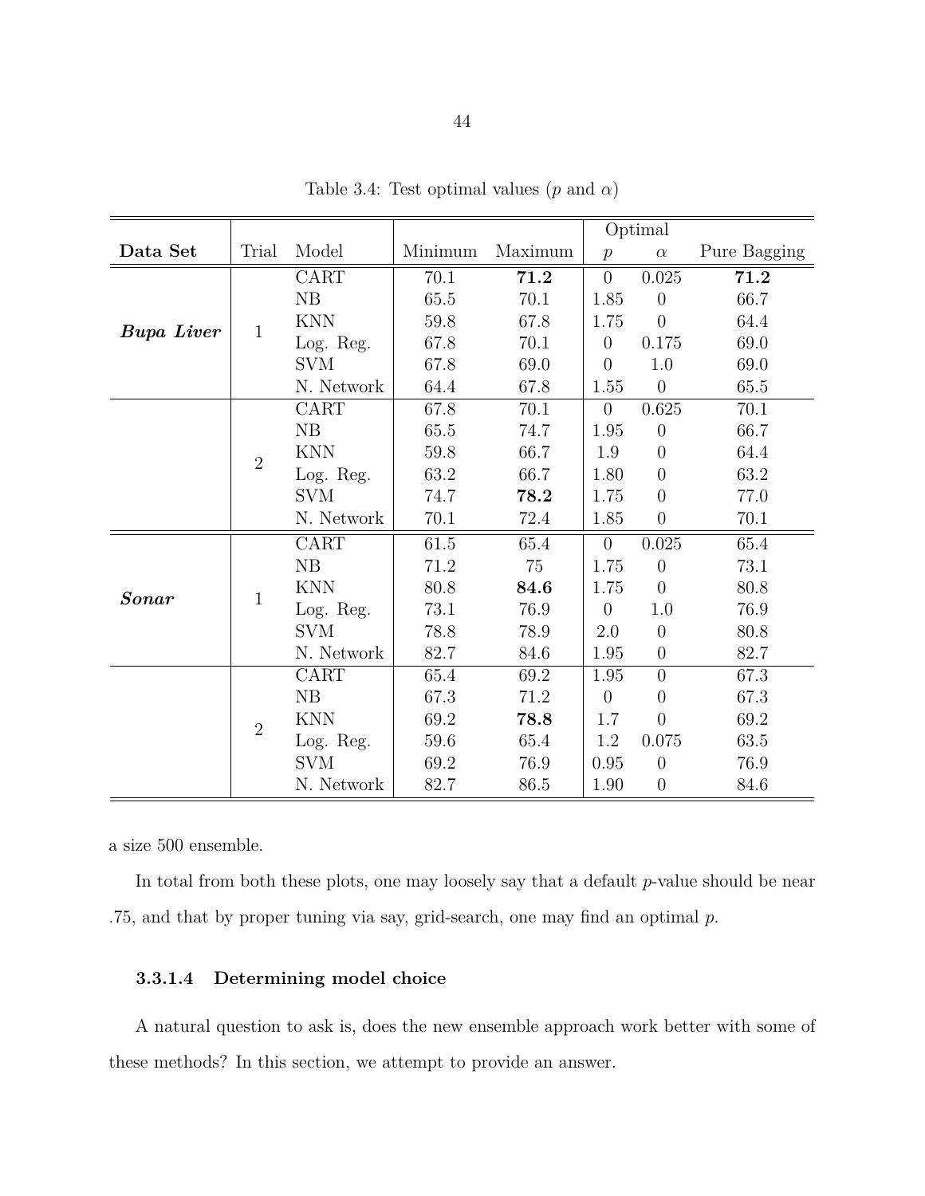Table 3.4: Test optimal values ($p$ and $\alpha$)

| Data Set | Trial | Model | Minimum | Maximum | Optimal | | Pure Bagging |
|---|---|---|---|---|---|---|---|
| | | | | | $p$ | $\alpha$ | |
| ***Bupa Liver*** | 1 | CART | 70.1 | **71.2** | 0 | 0.025 | **71.2** |
| | | NB | 65.5 | 70.1 | 1.85 | 0 | 66.7 |
| | | KNN | 59.8 | 67.8 | 1.75 | 0 | 64.4 |
| | | Log. Reg. | 67.8 | 70.1 | 0 | 0.175 | 69.0 |
| | | SVM | 67.8 | 69.0 | 0 | 1.0 | 69.0 |
| | | N. Network | 64.4 | 67.8 | 1.55 | 0 | 65.5 |
| | 2 | CART | 67.8 | 70.1 | 0 | 0.625 | 70.1 |
| | | NB | 65.5 | 74.7 | 1.95 | 0 | 66.7 |
| | | KNN | 59.8 | 66.7 | 1.9 | 0 | 64.4 |
| | | Log. Reg. | 63.2 | 66.7 | 1.80 | 0 | 63.2 |
| | | SVM | 74.7 | **78.2** | 1.75 | 0 | 77.0 |
| | | N. Network | 70.1 | 72.4 | 1.85 | 0 | 70.1 |
| ***Sonar*** | 1 | CART | 61.5 | 65.4 | 0 | 0.025 | 65.4 |
| | | NB | 71.2 | 75 | 1.75 | 0 | 73.1 |
| | | KNN | 80.8 | **84.6** | 1.75 | 0 | 80.8 |
| | | Log. Reg. | 73.1 | 76.9 | 0 | 1.0 | 76.9 |
| | | SVM | 78.8 | 78.9 | 2.0 | 0 | 80.8 |
| | | N. Network | 82.7 | 84.6 | 1.95 | 0 | 82.7 |
| | 2 | CART | 65.4 | 69.2 | 1.95 | 0 | 67.3 |
| | | NB | 67.3 | 71.2 | 0 | 0 | 67.3 |
| | | KNN | 69.2 | **78.8** | 1.7 | 0 | 69.2 |
| | | Log. Reg. | 59.6 | 65.4 | 1.2 | 0.075 | 63.5 |
| | | SVM | 69.2 | 76.9 | 0.95 | 0 | 76.9 |
| | | N. Network | 82.7 | 86.5 | 1.90 | 0 | 84.6 |

a size 500 ensemble.

In total from both these plots, one may loosely say that a default $p$-value should be near .75, and that by proper tuning via say, grid-search, one may find an optimal $p$.

#### 3.3.1.4 Determining model choice

A natural question to ask is, does the new ensemble approach work better with some of these methods? In this section, we attempt to provide an answer.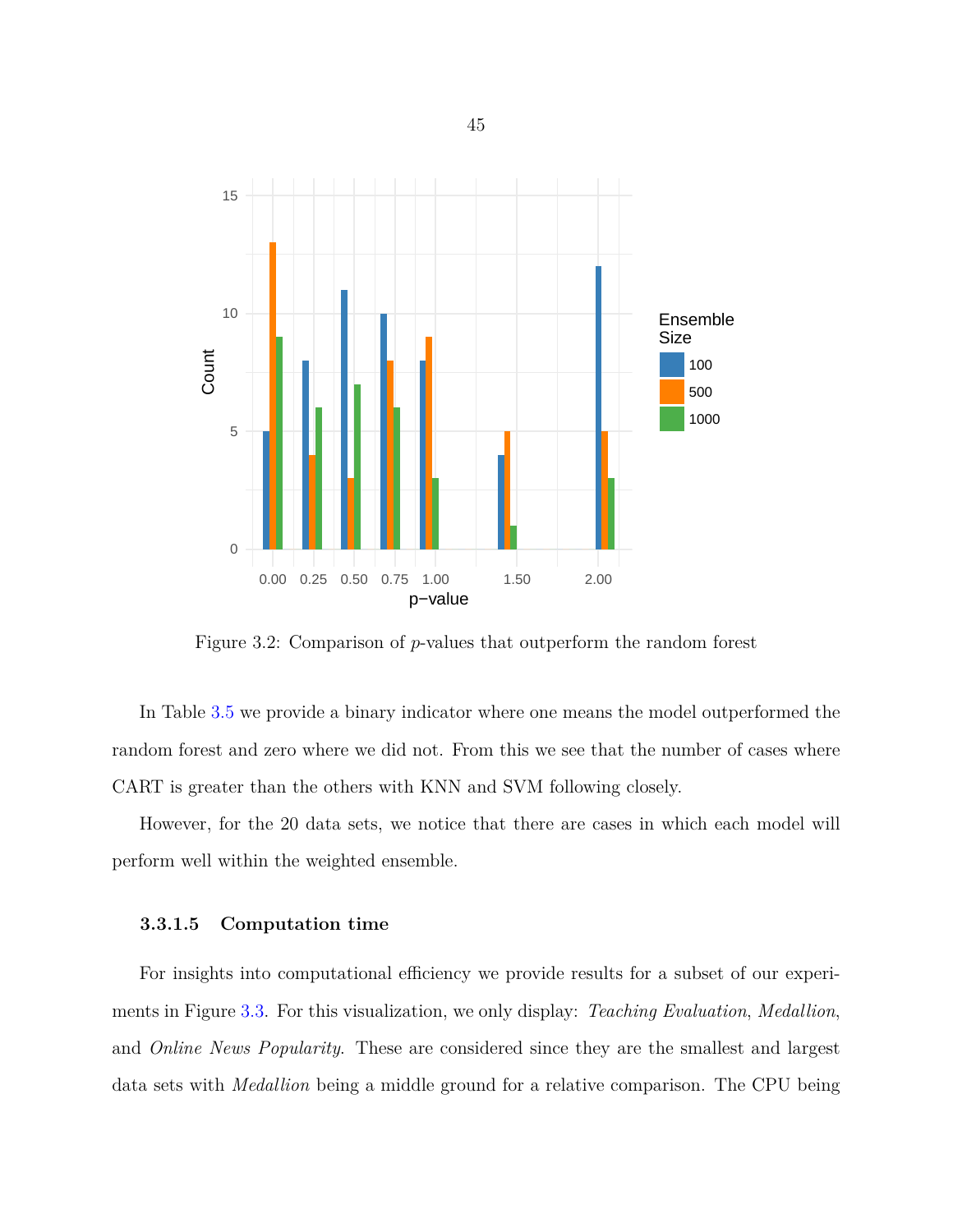Figure 3.2: Comparison of $p$-values that outperform the random forest

In Table 3.5 we provide a binary indicator where one means the model outperformed the random forest and zero where we did not. From this we see that the number of cases where CART is greater than the others with KNN and SVM following closely.

However, for the 20 data sets, we notice that there are cases in which each model will perform well within the weighted ensemble.

#### 3.3.1.5 Computation time

For insights into computational efficiency we provide results for a subset of our experiments in Figure 3.3. For this visualization, we only display: *Teaching Evaluation*, *Medallion*, and *Online News Popularity*. These are considered since they are the smallest and largest data sets with *Medallion* being a middle ground for a relative comparison. The CPU being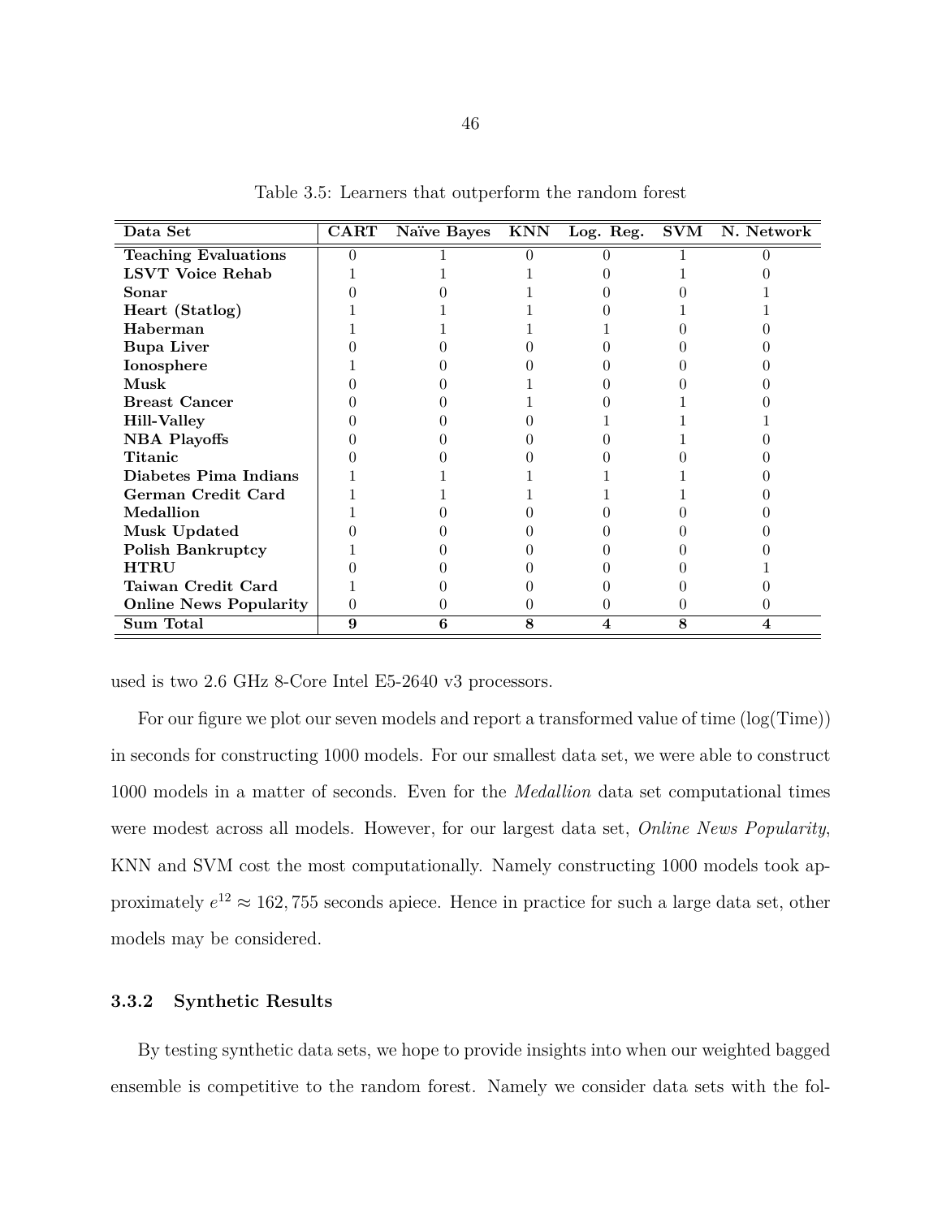Table 3.5: Learners that outperform the random forest

| Data Set | CART | Naïve Bayes | KNN | Log. Reg. | SVM | N. Network |
|---|---|---|---|---|---|---|
| **Teaching Evaluations** | 0 | 1 | 0 | 0 | 1 | 0 |
| **LSVT Voice Rehab** | 1 | 1 | 1 | 0 | 1 | 0 |
| **Sonar** | 0 | 0 | 1 | 0 | 0 | 1 |
| **Heart (Statlog)** | 1 | 1 | 1 | 0 | 1 | 1 |
| **Haberman** | 1 | 1 | 1 | 1 | 0 | 0 |
| **Bupa Liver** | 0 | 0 | 0 | 0 | 0 | 0 |
| **Ionosphere** | 1 | 0 | 0 | 0 | 0 | 0 |
| **Musk** | 0 | 0 | 1 | 0 | 0 | 0 |
| **Breast Cancer** | 0 | 0 | 1 | 0 | 1 | 0 |
| **Hill-Valley** | 0 | 0 | 0 | 1 | 1 | 1 |
| **NBA Playoffs** | 0 | 0 | 0 | 0 | 1 | 0 |
| **Titanic** | 0 | 0 | 0 | 0 | 0 | 0 |
| **Diabetes Pima Indians** | 1 | 1 | 1 | 1 | 1 | 0 |
| **German Credit Card** | 1 | 1 | 1 | 1 | 1 | 0 |
| **Medallion** | 1 | 0 | 0 | 0 | 0 | 0 |
| **Musk Updated** | 0 | 0 | 0 | 0 | 0 | 0 |
| **Polish Bankruptcy** | 1 | 0 | 0 | 0 | 0 | 0 |
| **HTRU** | 0 | 0 | 0 | 0 | 0 | 1 |
| **Taiwan Credit Card** | 1 | 0 | 0 | 0 | 0 | 0 |
| **Online News Popularity** | 0 | 0 | 0 | 0 | 0 | 0 |
| **Sum Total** | **9** | **6** | **8** | **4** | **8** | **4** |

used is two 2.6 GHz 8-Core Intel E5-2640 v3 processors.

For our figure we plot our seven models and report a transformed value of time (log(Time)) in seconds for constructing 1000 models. For our smallest data set, we were able to construct 1000 models in a matter of seconds. Even for the *Medallion* data set computational times were modest across all models. However, for our largest data set, *Online News Popularity*, KNN and SVM cost the most computationally. Namely constructing 1000 models took approximately $e^{12} \approx 162,755$ seconds apiece. Hence in practice for such a large data set, other models may be considered.

### 3.3.2 Synthetic Results

By testing synthetic data sets, we hope to provide insights into when our weighted bagged ensemble is competitive to the random forest. Namely we consider data sets with the fol-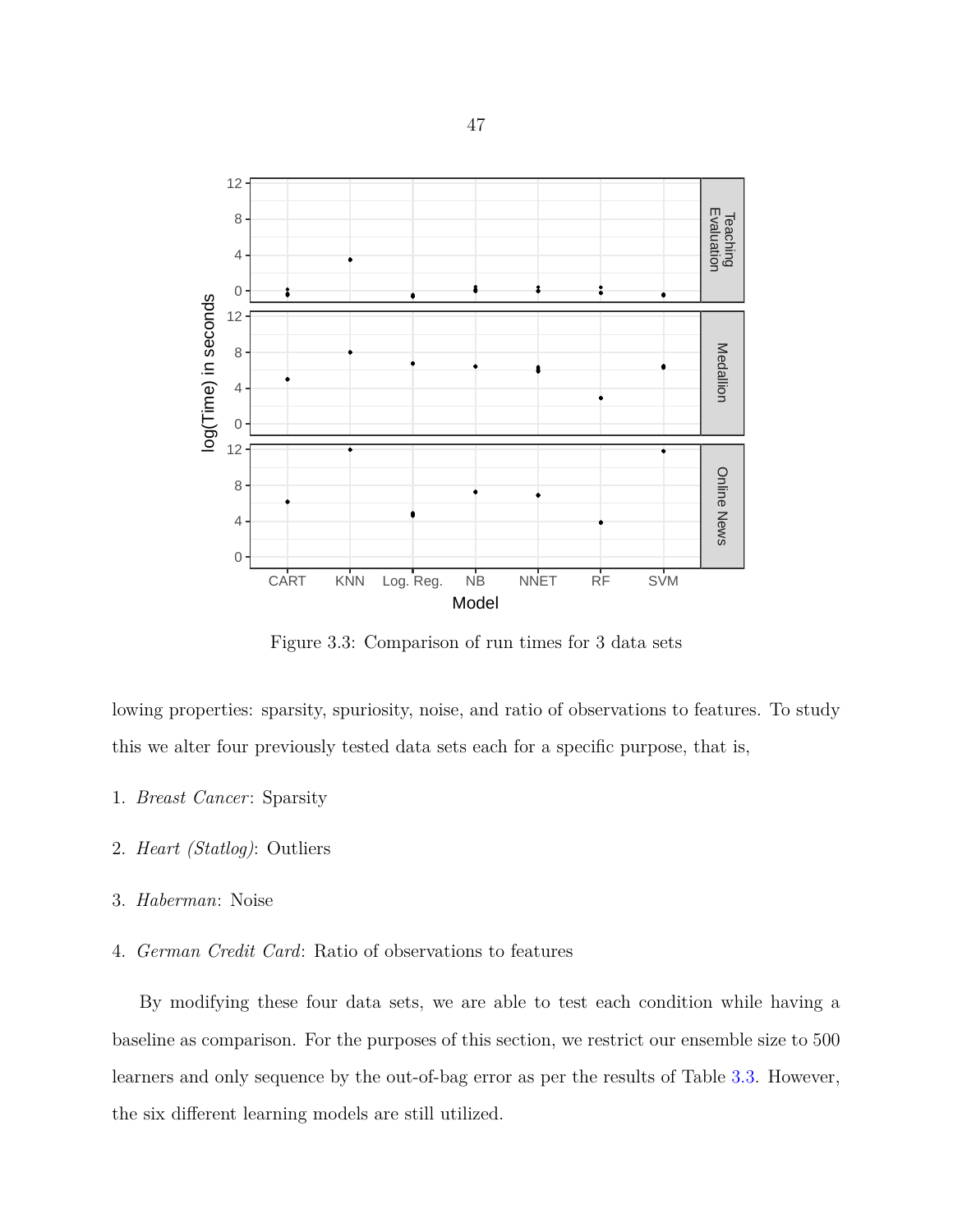Figure 3.3: Comparison of run times for 3 data sets

lowing properties: sparsity, spuriosity, noise, and ratio of observations to features. To study this we alter four previously tested data sets each for a specific purpose, that is,

1. *Breast Cancer*: Sparsity
2. *Heart (Statlog)*: Outliers
3. *Haberman*: Noise
4. *German Credit Card*: Ratio of observations to features

By modifying these four data sets, we are able to test each condition while having a baseline as comparison. For the purposes of this section, we restrict our ensemble size to 500 learners and only sequence by the out-of-bag error as per the results of Table 3.3. However, the six different learning models are still utilized.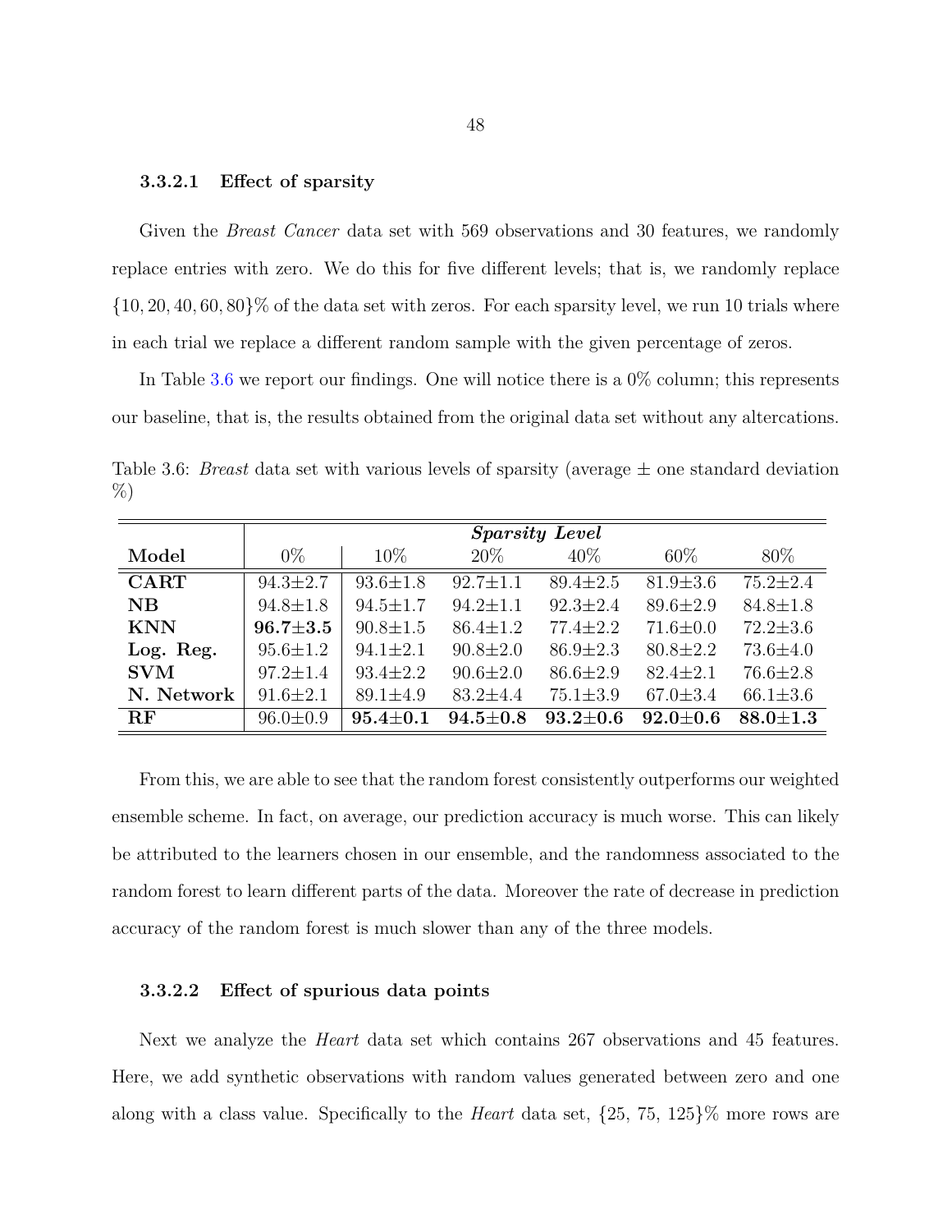#### 3.3.2.1 Effect of sparsity

Given the *Breast Cancer* data set with 569 observations and 30 features, we randomly replace entries with zero. We do this for five different levels; that is, we randomly replace $\{10, 20, 40, 60, 80\}\%$ of the data set with zeros. For each sparsity level, we run 10 trials where in each trial we replace a different random sample with the given percentage of zeros.

In Table 3.6 we report our findings. One will notice there is a 0% column; this represents our baseline, that is, the results obtained from the original data set without any altercations.

Table 3.6: *Breast* data set with various levels of sparsity (average ± one standard deviation %)

| | ***Sparsity Level*** | | | | | |
|---|---|---|---|---|---|---|
| **Model** | 0% | 10% | 20% | 40% | 60% | 80% |
| **CART** | 94.3±2.7 | 93.6±1.8 | 92.7±1.1 | 89.4±2.5 | 81.9±3.6 | 75.2±2.4 |
| **NB** | 94.8±1.8 | 94.5±1.7 | 94.2±1.1 | 92.3±2.4 | 89.6±2.9 | 84.8±1.8 |
| **KNN** | **96.7±3.5** | 90.8±1.5 | 86.4±1.2 | 77.4±2.2 | 71.6±0.0 | 72.2±3.6 |
| **Log. Reg.** | 95.6±1.2 | 94.1±2.1 | 90.8±2.0 | 86.9±2.3 | 80.8±2.2 | 73.6±4.0 |
| **SVM** | 97.2±1.4 | 93.4±2.2 | 90.6±2.0 | 86.6±2.9 | 82.4±2.1 | 76.6±2.8 |
| **N. Network** | 91.6±2.1 | 89.1±4.9 | 83.2±4.4 | 75.1±3.9 | 67.0±3.4 | 66.1±3.6 |
| **RF** | 96.0±0.9 | **95.4±0.1** | **94.5±0.8** | **93.2±0.6** | **92.0±0.6** | **88.0±1.3** |

From this, we are able to see that the random forest consistently outperforms our weighted ensemble scheme. In fact, on average, our prediction accuracy is much worse. This can likely be attributed to the learners chosen in our ensemble, and the randomness associated to the random forest to learn different parts of the data. Moreover the rate of decrease in prediction accuracy of the random forest is much slower than any of the three models.

#### 3.3.2.2 Effect of spurious data points

Next we analyze the *Heart* data set which contains 267 observations and 45 features. Here, we add synthetic observations with random values generated between zero and one along with a class value. Specifically to the *Heart* data set, {25, 75, 125}% more rows are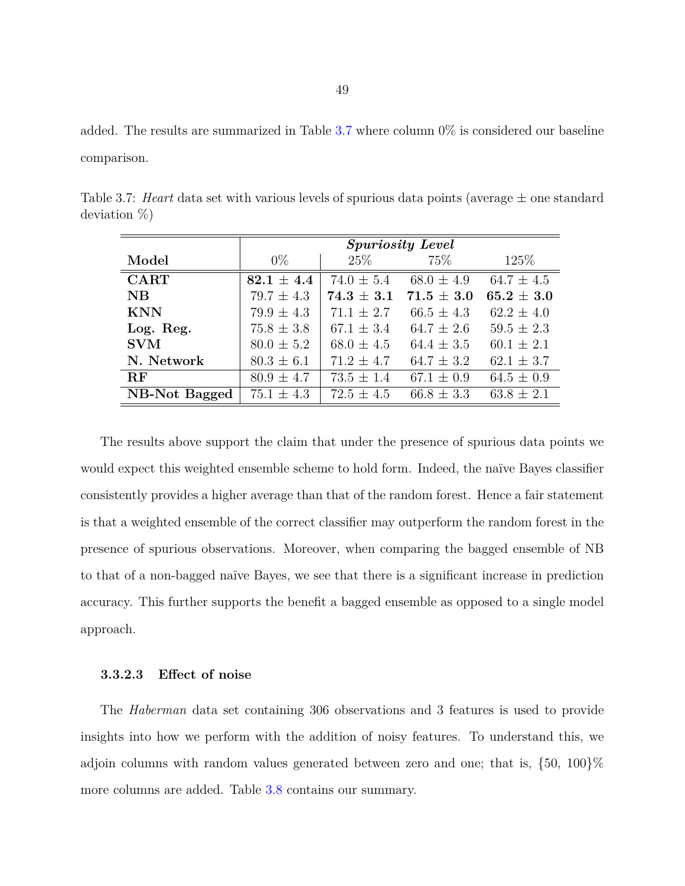added. The results are summarized in Table 3.7 where column 0% is considered our baseline comparison.

Table 3.7: *Heart* data set with various levels of spurious data points (average ± one standard deviation %)

| | ***Spuriosity Level*** | | | |
|---|---|---|---|---|
| **Model** | 0% | 25% | 75% | 125% |
| **CART** | **82.1 ± 4.4** | 74.0 ± 5.4 | 68.0 ± 4.9 | 64.7 ± 4.5 |
| **NB** | 79.7 ± 4.3 | **74.3 ± 3.1** | **71.5 ± 3.0** | **65.2 ± 3.0** |
| **KNN** | 79.9 ± 4.3 | 71.1 ± 2.7 | 66.5 ± 4.3 | 62.2 ± 4.0 |
| **Log. Reg.** | 75.8 ± 3.8 | 67.1 ± 3.4 | 64.7 ± 2.6 | 59.5 ± 2.3 |
| **SVM** | 80.0 ± 5.2 | 68.0 ± 4.5 | 64.4 ± 3.5 | 60.1 ± 2.1 |
| **N. Network** | 80.3 ± 6.1 | 71.2 ± 4.7 | 64.7 ± 3.2 | 62.1 ± 3.7 |
| **RF** | 80.9 ± 4.7 | 73.5 ± 1.4 | 67.1 ± 0.9 | 64.5 ± 0.9 |
| **NB-Not Bagged** | 75.1 ± 4.3 | 72.5 ± 4.5 | 66.8 ± 3.3 | 63.8 ± 2.1 |

The results above support the claim that under the presence of spurious data points we would expect this weighted ensemble scheme to hold form. Indeed, the naïve Bayes classifier consistently provides a higher average than that of the random forest. Hence a fair statement is that a weighted ensemble of the correct classifier may outperform the random forest in the presence of spurious observations. Moreover, when comparing the bagged ensemble of NB to that of a non-bagged naïve Bayes, we see that there is a significant increase in prediction accuracy. This further supports the benefit a bagged ensemble as opposed to a single model approach.

#### 3.3.2.3 Effect of noise

The *Haberman* data set containing 306 observations and 3 features is used to provide insights into how we perform with the addition of noisy features. To understand this, we adjoin columns with random values generated between zero and one; that is, {50, 100}% more columns are added. Table 3.8 contains our summary.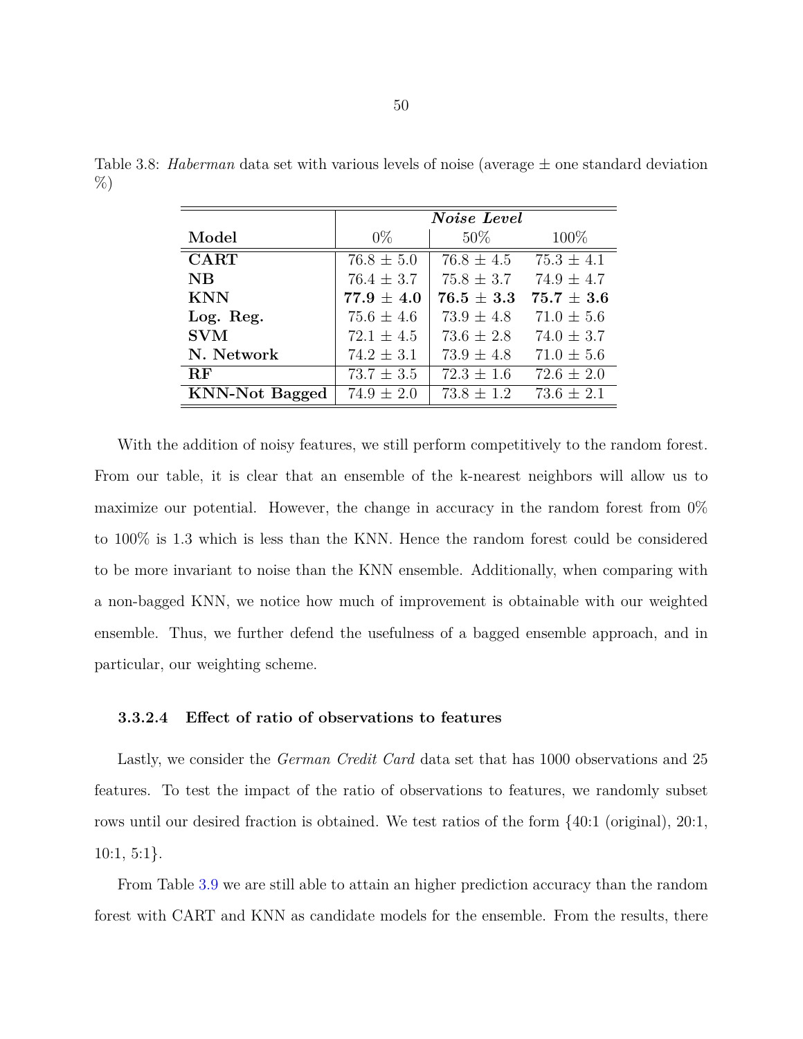Table 3.8: *Haberman* data set with various levels of noise (average ± one standard deviation %)

| | ***Noise Level*** | | |
|---|---|---|---|
| **Model** | 0% | 50% | 100% |
| **CART** | 76.8 ± 5.0 | 76.8 ± 4.5 | 75.3 ± 4.1 |
| **NB** | 76.4 ± 3.7 | 75.8 ± 3.7 | 74.9 ± 4.7 |
| **KNN** | **77.9 ± 4.0** | **76.5 ± 3.3** | **75.7 ± 3.6** |
| **Log. Reg.** | 75.6 ± 4.6 | 73.9 ± 4.8 | 71.0 ± 5.6 |
| **SVM** | 72.1 ± 4.5 | 73.6 ± 2.8 | 74.0 ± 3.7 |
| **N. Network** | 74.2 ± 3.1 | 73.9 ± 4.8 | 71.0 ± 5.6 |
| **RF** | 73.7 ± 3.5 | 72.3 ± 1.6 | 72.6 ± 2.0 |
| **KNN-Not Bagged** | 74.9 ± 2.0 | 73.8 ± 1.2 | 73.6 ± 2.1 |

With the addition of noisy features, we still perform competitively to the random forest. From our table, it is clear that an ensemble of the k-nearest neighbors will allow us to maximize our potential. However, the change in accuracy in the random forest from 0% to 100% is 1.3 which is less than the KNN. Hence the random forest could be considered to be more invariant to noise than the KNN ensemble. Additionally, when comparing with a non-bagged KNN, we notice how much of improvement is obtainable with our weighted ensemble. Thus, we further defend the usefulness of a bagged ensemble approach, and in particular, our weighting scheme.

#### 3.3.2.4 Effect of ratio of observations to features

Lastly, we consider the *German Credit Card* data set that has 1000 observations and 25 features. To test the impact of the ratio of observations to features, we randomly subset rows until our desired fraction is obtained. We test ratios of the form {40:1 (original), 20:1, 10:1, 5:1}.

From Table 3.9 we are still able to attain an higher prediction accuracy than the random forest with CART and KNN as candidate models for the ensemble. From the results, there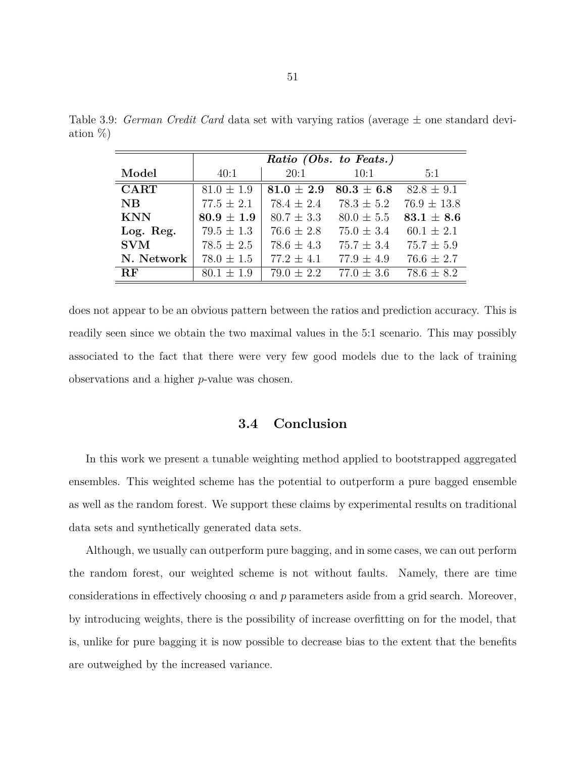Table 3.9: *German Credit Card* data set with varying ratios (average ± one standard deviation %)

| | ***Ratio (Obs. to Feats.)*** | | | |
|---|---|---|---|---|
| **Model** | 40:1 | 20:1 | 10:1 | 5:1 |
| **CART** | 81.0 ± 1.9 | **81.0 ± 2.9** | **80.3 ± 6.8** | 82.8 ± 9.1 |
| **NB** | 77.5 ± 2.1 | 78.4 ± 2.4 | 78.3 ± 5.2 | 76.9 ± 13.8 |
| **KNN** | **80.9 ± 1.9** | 80.7 ± 3.3 | 80.0 ± 5.5 | **83.1 ± 8.6** |
| **Log. Reg.** | 79.5 ± 1.3 | 76.6 ± 2.8 | 75.0 ± 3.4 | 60.1 ± 2.1 |
| **SVM** | 78.5 ± 2.5 | 78.6 ± 4.3 | 75.7 ± 3.4 | 75.7 ± 5.9 |
| **N. Network** | 78.0 ± 1.5 | 77.2 ± 4.1 | 77.9 ± 4.9 | 76.6 ± 2.7 |
| **RF** | 80.1 ± 1.9 | 79.0 ± 2.2 | 77.0 ± 3.6 | 78.6 ± 8.2 |

does not appear to be an obvious pattern between the ratios and prediction accuracy. This is readily seen since we obtain the two maximal values in the 5:1 scenario. This may possibly associated to the fact that there were very few good models due to the lack of training observations and a higher $p$-value was chosen.

## 3.4 Conclusion

In this work we present a tunable weighting method applied to bootstrapped aggregated ensembles. This weighted scheme has the potential to outperform a pure bagged ensemble as well as the random forest. We support these claims by experimental results on traditional data sets and synthetically generated data sets.

Although, we usually can outperform pure bagging, and in some cases, we can out perform the random forest, our weighted scheme is not without faults. Namely, there are time considerations in effectively choosing $\alpha$ and $p$ parameters aside from a grid search. Moreover, by introducing weights, there is the possibility of increase overfitting on for the model, that is, unlike for pure bagging it is now possible to decrease bias to the extent that the benefits are outweighed by the increased variance.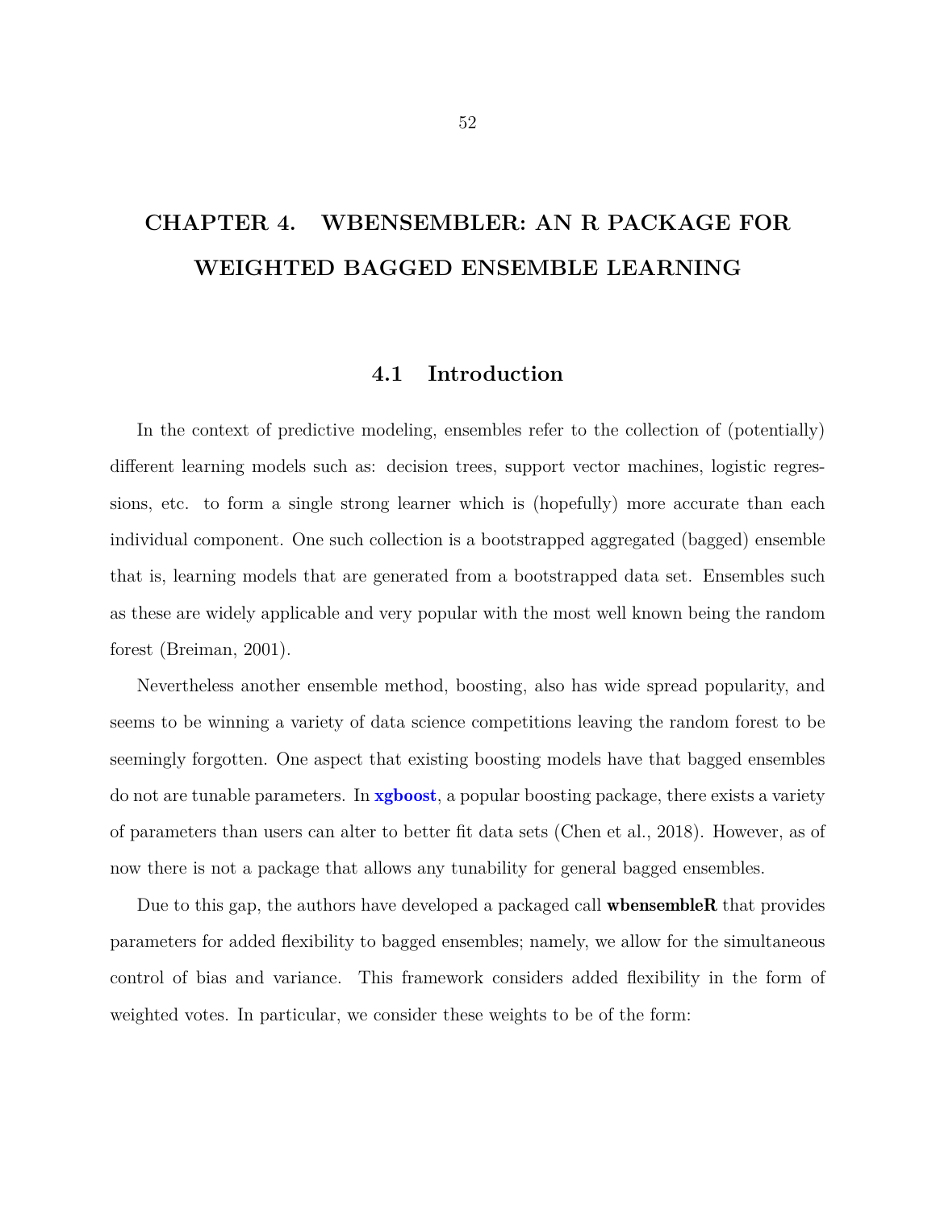# CHAPTER 4. WBENSEMBLER: AN R PACKAGE FOR WEIGHTED BAGGED ENSEMBLE LEARNING

## 4.1 Introduction

In the context of predictive modeling, ensembles refer to the collection of (potentially) different learning models such as: decision trees, support vector machines, logistic regressions, etc. to form a single strong learner which is (hopefully) more accurate than each individual component. One such collection is a bootstrapped aggregated (bagged) ensemble that is, learning models that are generated from a bootstrapped data set. Ensembles such as these are widely applicable and very popular with the most well known being the random forest (Breiman, 2001).

Nevertheless another ensemble method, boosting, also has wide spread popularity, and seems to be winning a variety of data science competitions leaving the random forest to be seemingly forgotten. One aspect that existing boosting models have that bagged ensembles do not are tunable parameters. In **xgboost**, a popular boosting package, there exists a variety of parameters than users can alter to better fit data sets (Chen et al., 2018). However, as of now there is not a package that allows any tunability for general bagged ensembles.

Due to this gap, the authors have developed a packaged call **wbensembleR** that provides parameters for added flexibility to bagged ensembles; namely, we allow for the simultaneous control of bias and variance. This framework considers added flexibility in the form of weighted votes. In particular, we consider these weights to be of the form: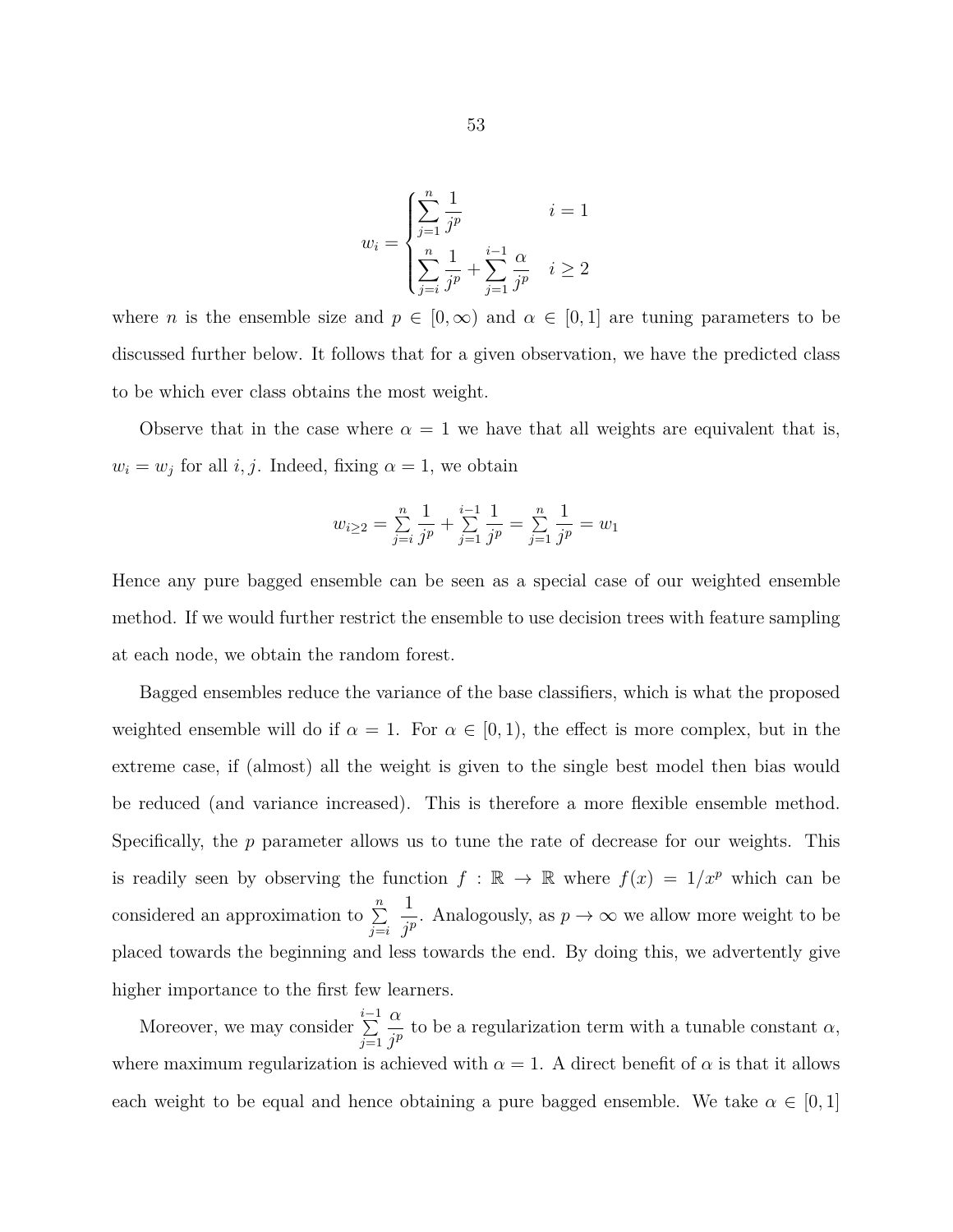$$w_i = \begin{cases} \displaystyle\sum_{j=1}^{n} \frac{1}{j^p} & i = 1 \\ \displaystyle\sum_{j=i}^{n} \frac{1}{j^p} + \sum_{j=1}^{i-1} \frac{\alpha}{j^p} & i \geq 2 \end{cases}$$

where $n$ is the ensemble size and $p \in [0, \infty)$ and $\alpha \in [0, 1]$ are tuning parameters to be discussed further below. It follows that for a given observation, we have the predicted class to be which ever class obtains the most weight.

Observe that in the case where $\alpha = 1$ we have that all weights are equivalent that is, $w_i = w_j$ for all $i, j$. Indeed, fixing $\alpha = 1$, we obtain

$$w_{i \geq 2} = \sum_{j=i}^{n} \frac{1}{j^p} + \sum_{j=1}^{i-1} \frac{1}{j^p} = \sum_{j=1}^{n} \frac{1}{j^p} = w_1$$

Hence any pure bagged ensemble can be seen as a special case of our weighted ensemble method. If we would further restrict the ensemble to use decision trees with feature sampling at each node, we obtain the random forest.

Bagged ensembles reduce the variance of the base classifiers, which is what the proposed weighted ensemble will do if $\alpha = 1$. For $\alpha \in [0, 1)$, the effect is more complex, but in the extreme case, if (almost) all the weight is given to the single best model then bias would be reduced (and variance increased). This is therefore a more flexible ensemble method. Specifically, the $p$ parameter allows us to tune the rate of decrease for our weights. This is readily seen by observing the function $f : \mathbb{R} \to \mathbb{R}$ where $f(x) = 1/x^p$ which can be considered an approximation to $\sum_{j=i}^{n} \frac{1}{j^p}$. Analogously, as $p \to \infty$ we allow more weight to be placed towards the beginning and less towards the end. By doing this, we advertently give higher importance to the first few learners.

Moreover, we may consider $\sum_{j=1}^{i-1} \frac{\alpha}{j^p}$ to be a regularization term with a tunable constant $\alpha$, where maximum regularization is achieved with $\alpha = 1$. A direct benefit of $\alpha$ is that it allows each weight to be equal and hence obtaining a pure bagged ensemble. We take $\alpha \in [0, 1]$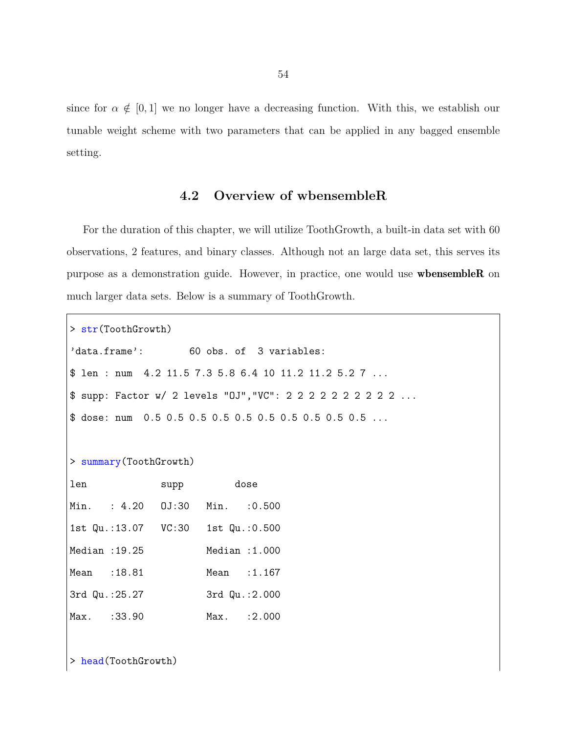since for $\alpha \notin [0, 1]$ we no longer have a decreasing function. With this, we establish our tunable weight scheme with two parameters that can be applied in any bagged ensemble setting.

## 4.2 Overview of wbensembleR

For the duration of this chapter, we will utilize ToothGrowth, a built-in data set with 60 observations, 2 features, and binary classes. Although not an large data set, this serves its purpose as a demonstration guide. However, in practice, one would use **wbensembleR** on much larger data sets. Below is a summary of ToothGrowth.

```
> str(ToothGrowth)
'data.frame':       60 obs. of  3 variables:
$ len : num  4.2 11.5 7.3 5.8 6.4 10 11.2 11.2 5.2 7 ...
$ supp: Factor w/ 2 levels "OJ","VC": 2 2 2 2 2 2 2 2 2 2 ...
$ dose: num  0.5 0.5 0.5 0.5 0.5 0.5 0.5 0.5 0.5 0.5 ...

> summary(ToothGrowth)
len             supp        dose
Min.   : 4.20   OJ:30   Min.   :0.500
1st Qu.:13.07   VC:30   1st Qu.:0.500
Median :19.25           Median :1.000
Mean   :18.81           Mean   :1.167
3rd Qu.:25.27           3rd Qu.:2.000
Max.   :33.90           Max.   :2.000

> head(ToothGrowth)
```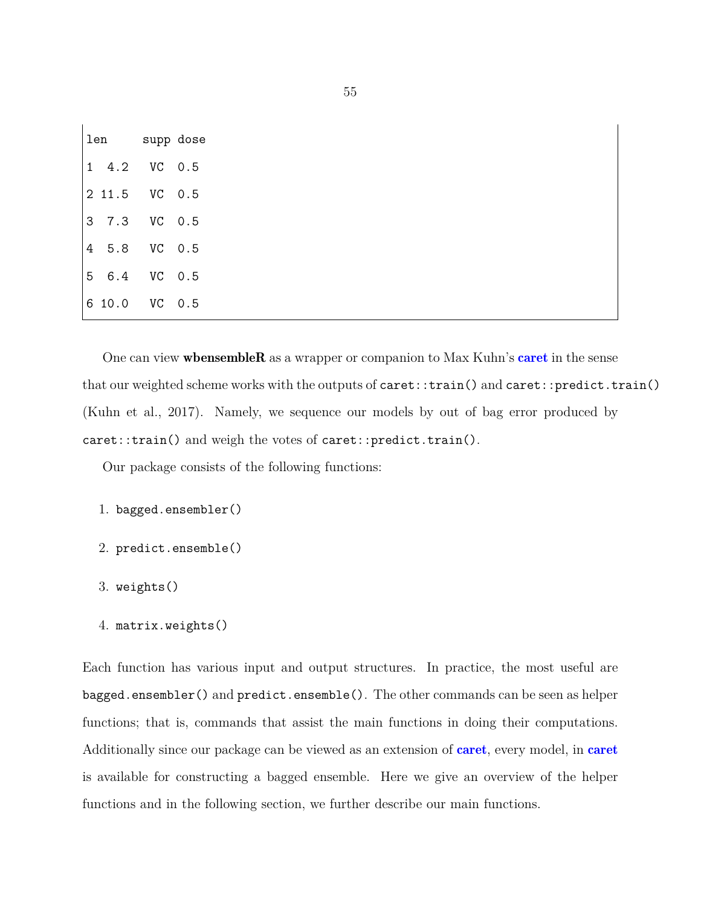```
len     supp dose
1  4.2   VC  0.5
2 11.5   VC  0.5
3  7.3   VC  0.5
4  5.8   VC  0.5
5  6.4   VC  0.5
6 10.0   VC  0.5
```

One can view **wbensembleR** as a wrapper or companion to Max Kuhn's **caret** in the sense that our weighted scheme works with the outputs of `caret::train()` and `caret::predict.train()` (Kuhn et al., 2017). Namely, we sequence our models by out of bag error produced by `caret::train()` and weigh the votes of `caret::predict.train()`.

Our package consists of the following functions:

1. `bagged.ensembler()`
2. `predict.ensemble()`
3. `weights()`
4. `matrix.weights()`

Each function has various input and output structures. In practice, the most useful are `bagged.ensembler()` and `predict.ensemble()`. The other commands can be seen as helper functions; that is, commands that assist the main functions in doing their computations. Additionally since our package can be viewed as an extension of **caret**, every model, in **caret** is available for constructing a bagged ensemble. Here we give an overview of the helper functions and in the following section, we further describe our main functions.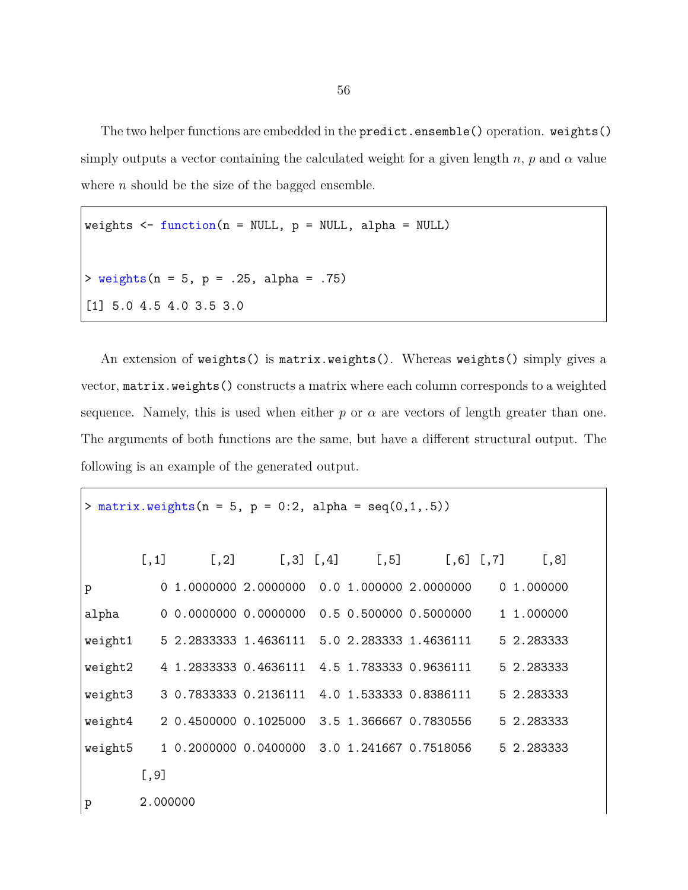The two helper functions are embedded in the `predict.ensemble()` operation. `weights()` simply outputs a vector containing the calculated weight for a given length $n$, $p$ and $\alpha$ value where $n$ should be the size of the bagged ensemble.

```
weights <- function(n = NULL, p = NULL, alpha = NULL)

> weights(n = 5, p = .25, alpha = .75)
[1] 5.0 4.5 4.0 3.5 3.0
```

An extension of `weights()` is `matrix.weights()`. Whereas `weights()` simply gives a vector, `matrix.weights()` constructs a matrix where each column corresponds to a weighted sequence. Namely, this is used when either $p$ or $\alpha$ are vectors of length greater than one. The arguments of both functions are the same, but have a different structural output. The following is an example of the generated output.

```
> matrix.weights(n = 5, p = 0:2, alpha = seq(0,1,.5))

        [,1]      [,2]      [,3] [,4]     [,5]      [,6] [,7]     [,8]
p          0 1.0000000 2.0000000  0.0 1.000000 2.0000000    0 1.000000
alpha      0 0.0000000 0.0000000  0.5 0.500000 0.5000000    1 1.000000
weight1    5 2.2833333 1.4636111  5.0 2.283333 1.4636111    5 2.283333
weight2    4 1.2833333 0.4636111  4.5 1.783333 0.9636111    5 2.283333
weight3    3 0.7833333 0.2136111  4.0 1.533333 0.8386111    5 2.283333
weight4    2 0.4500000 0.1025000  3.5 1.366667 0.7830556    5 2.283333
weight5    1 0.2000000 0.0400000  3.0 1.241667 0.7518056    5 2.283333
        [,9]
p       2.000000
```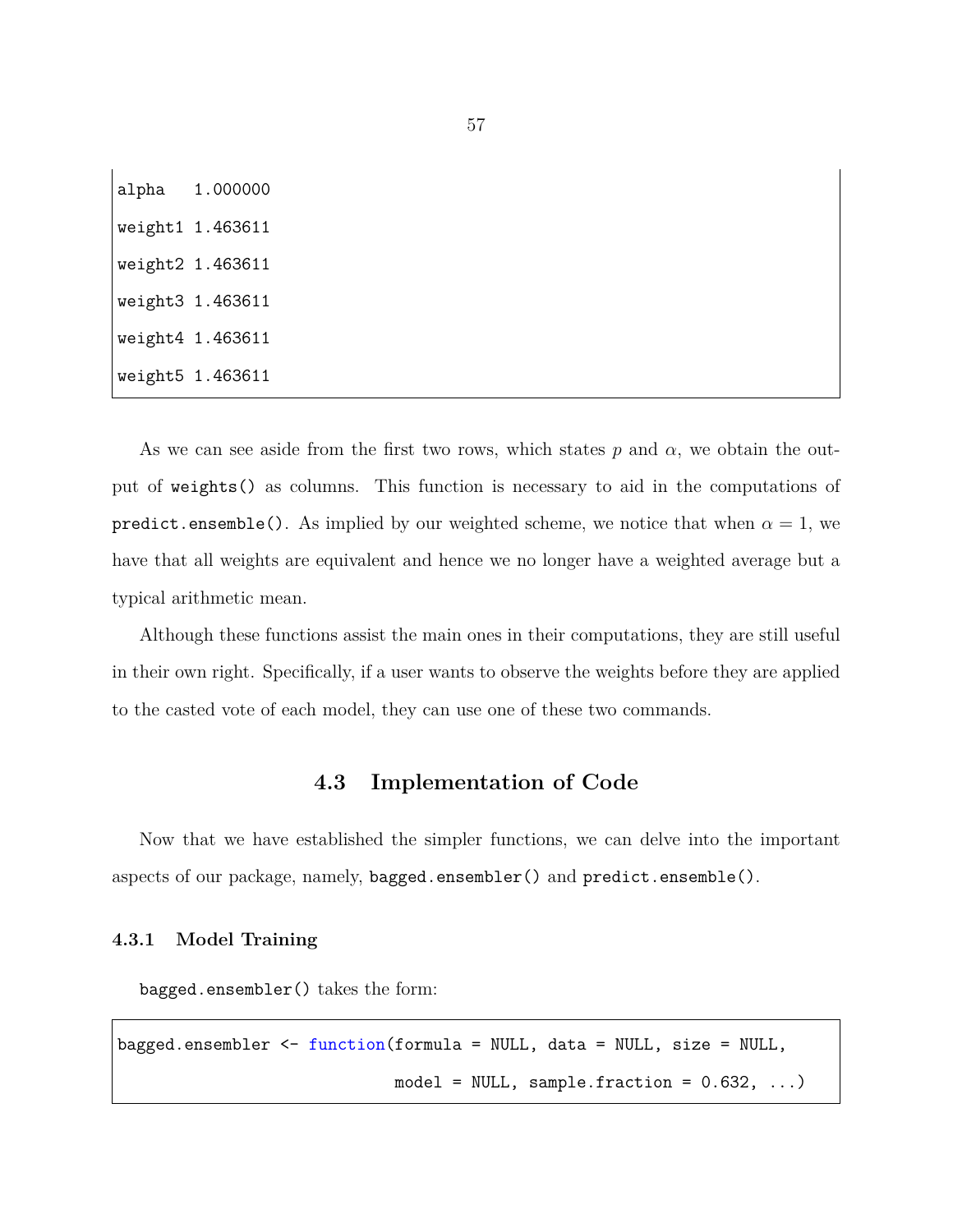```
alpha   1.000000
weight1 1.463611
weight2 1.463611
weight3 1.463611
weight4 1.463611
weight5 1.463611
```

As we can see aside from the first two rows, which states $p$ and $\alpha$, we obtain the output of `weights()` as columns. This function is necessary to aid in the computations of `predict.ensemble()`. As implied by our weighted scheme, we notice that when $\alpha = 1$, we have that all weights are equivalent and hence we no longer have a weighted average but a typical arithmetic mean.

Although these functions assist the main ones in their computations, they are still useful in their own right. Specifically, if a user wants to observe the weights before they are applied to the casted vote of each model, they can use one of these two commands.

## 4.3 Implementation of Code

Now that we have established the simpler functions, we can delve into the important aspects of our package, namely, `bagged.ensembler()` and `predict.ensemble()`.

### 4.3.1 Model Training

`bagged.ensembler()` takes the form:

```
bagged.ensembler <- function(formula = NULL, data = NULL, size = NULL,
                             model = NULL, sample.fraction = 0.632, ...)
```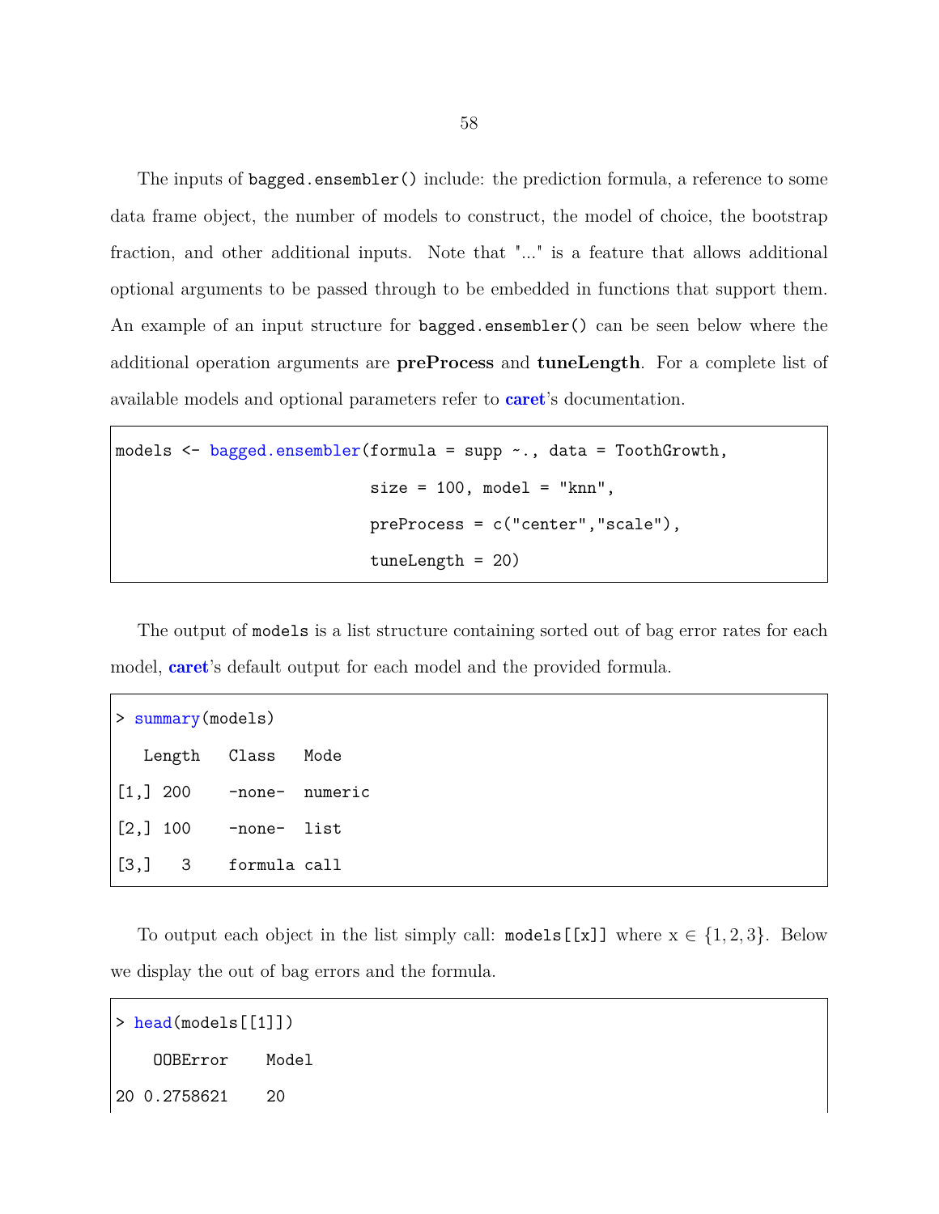The inputs of `bagged.ensembler()` include: the prediction formula, a reference to some data frame object, the number of models to construct, the model of choice, the bootstrap fraction, and other additional inputs. Note that "..." is a feature that allows additional optional arguments to be passed through to be embedded in functions that support them. An example of an input structure for `bagged.ensembler()` can be seen below where the additional operation arguments are **preProcess** and **tuneLength**. For a complete list of available models and optional parameters refer to **caret**'s documentation.

```
models <- bagged.ensembler(formula = supp ~., data = ToothGrowth,
                           size = 100, model = "knn",
                           preProcess = c("center","scale"),
                           tuneLength = 20)
```

The output of `models` is a list structure containing sorted out of bag error rates for each model, **caret**'s default output for each model and the provided formula.

```
> summary(models)
   Length  Class   Mode
[1,] 200   -none-  numeric
[2,] 100   -none-  list
[3,]   3   formula call
```

To output each object in the list simply call: `models[[x]]` where x $\in \{1, 2, 3\}$. Below we display the out of bag errors and the formula.

```
> head(models[[1]])
    OOBError   Model
20 0.2758621   20
```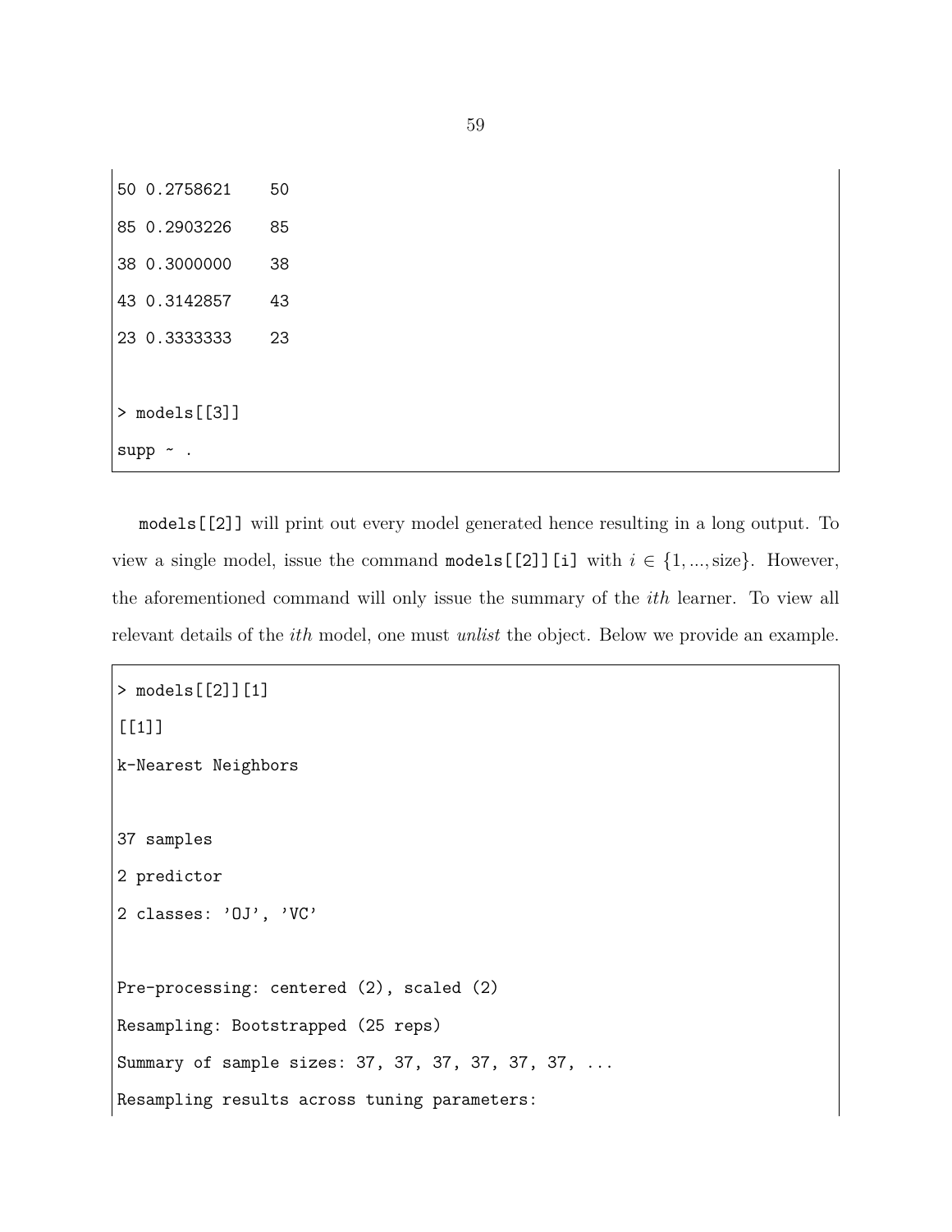```
50 0.2758621    50
85 0.2903226    85
38 0.3000000    38
43 0.3142857    43
23 0.3333333    23

> models[[3]]
supp ~ .
```

`models[[2]]` will print out every model generated hence resulting in a long output. To view a single model, issue the command `models[[2]][i]` with $i \in \{1, ..., \text{size}\}$. However, the aforementioned command will only issue the summary of the *ith* learner. To view all relevant details of the *ith* model, one must *unlist* the object. Below we provide an example.

```
> models[[2]][1]
[[1]]
k-Nearest Neighbors

37 samples
2 predictor
2 classes: 'OJ', 'VC'

Pre-processing: centered (2), scaled (2)
Resampling: Bootstrapped (25 reps)
Summary of sample sizes: 37, 37, 37, 37, 37, 37, ...
Resampling results across tuning parameters:
```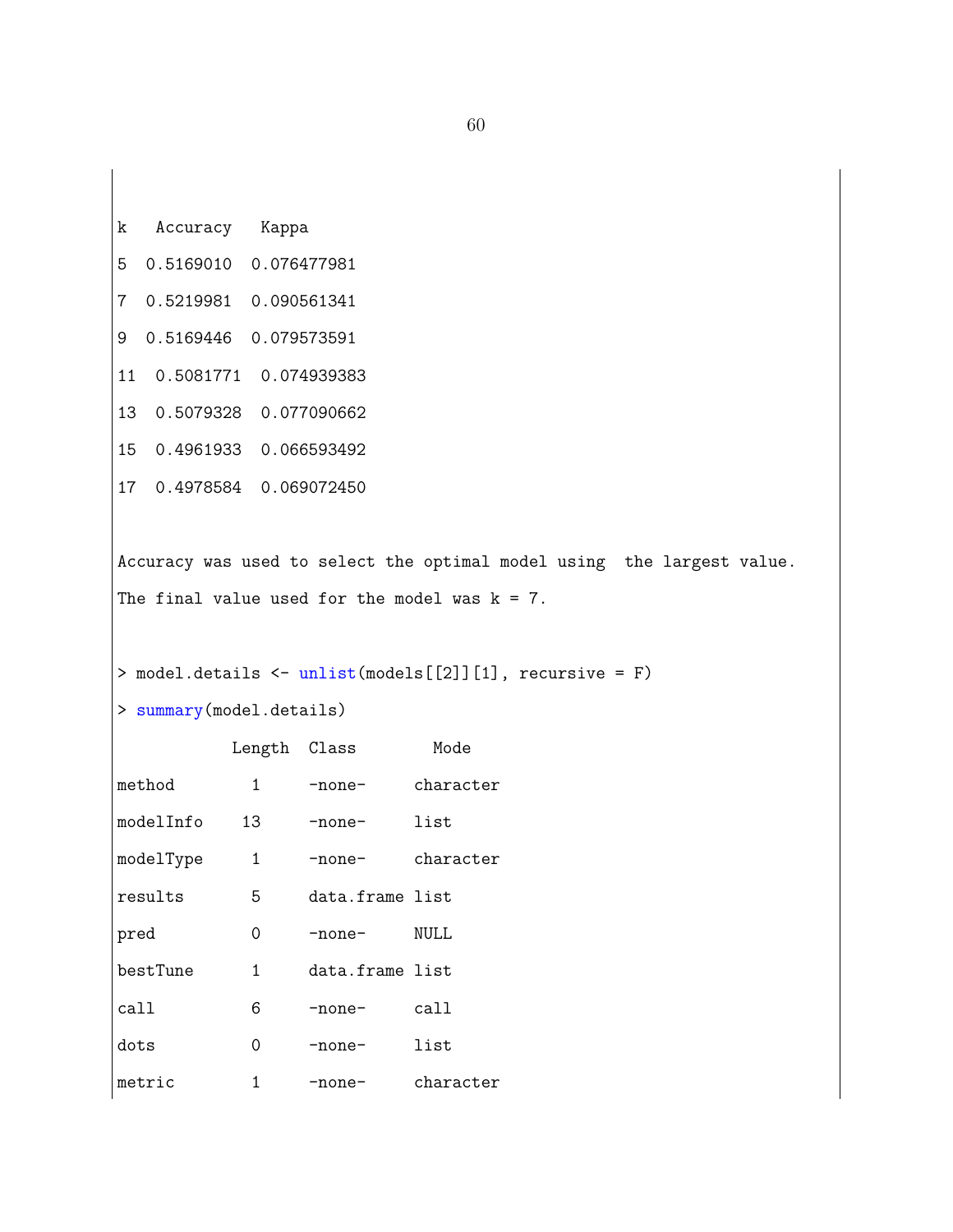```
k   Accuracy   Kappa
5  0.5169010  0.076477981
7  0.5219981  0.090561341
9  0.5169446  0.079573591
11  0.5081771  0.074939383
13  0.5079328  0.077090662
15  0.4961933  0.066593492
17  0.4978584  0.069072450

Accuracy was used to select the optimal model using  the largest value.
The final value used for the model was k = 7.

> model.details <- unlist(models[[2]][1], recursive = F)
> summary(model.details)
            Length  Class       Mode
method        1     -none-     character
modelInfo    13     -none-     list
modelType     1     -none-     character
results       5     data.frame list
pred          0     -none-     NULL
bestTune      1     data.frame list
call          6     -none-     call
dots          0     -none-     list
metric        1     -none-     character
```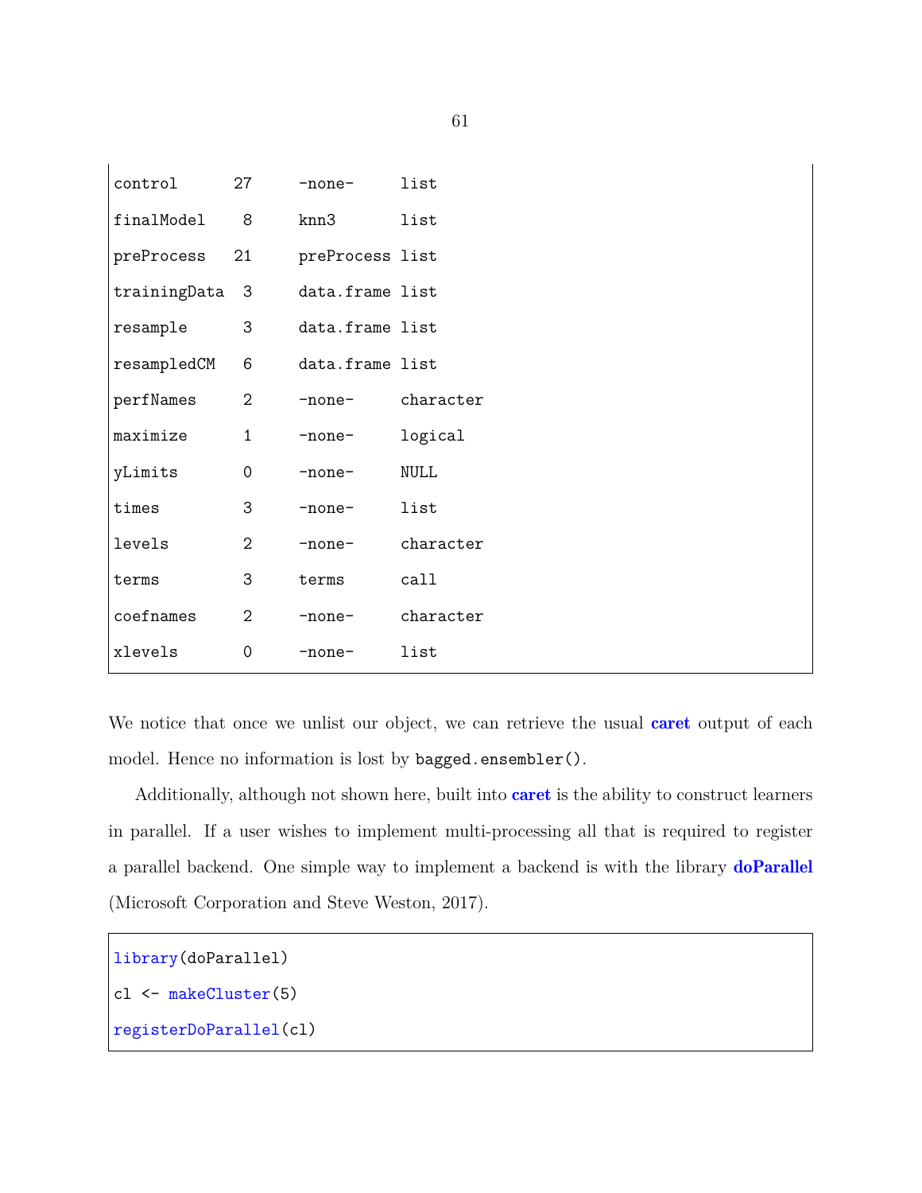```
control      27     -none-     list
finalModel    8     knn3       list
preProcess   21     preProcess list
trainingData  3     data.frame list
resample      3     data.frame list
resampledCM   6     data.frame list
perfNames     2     -none-     character
maximize      1     -none-     logical
yLimits       0     -none-     NULL
times         3     -none-     list
levels        2     -none-     character
terms         3     terms      call
coefnames     2     -none-     character
xlevels       0     -none-     list
```

We notice that once we unlist our object, we can retrieve the usual **caret** output of each model. Hence no information is lost by `bagged.ensembler()`.

Additionally, although not shown here, built into **caret** is the ability to construct learners in parallel. If a user wishes to implement multi-processing all that is required to register a parallel backend. One simple way to implement a backend is with the library **doParallel** (Microsoft Corporation and Steve Weston, 2017).

```
library(doParallel)
cl <- makeCluster(5)
registerDoParallel(cl)
```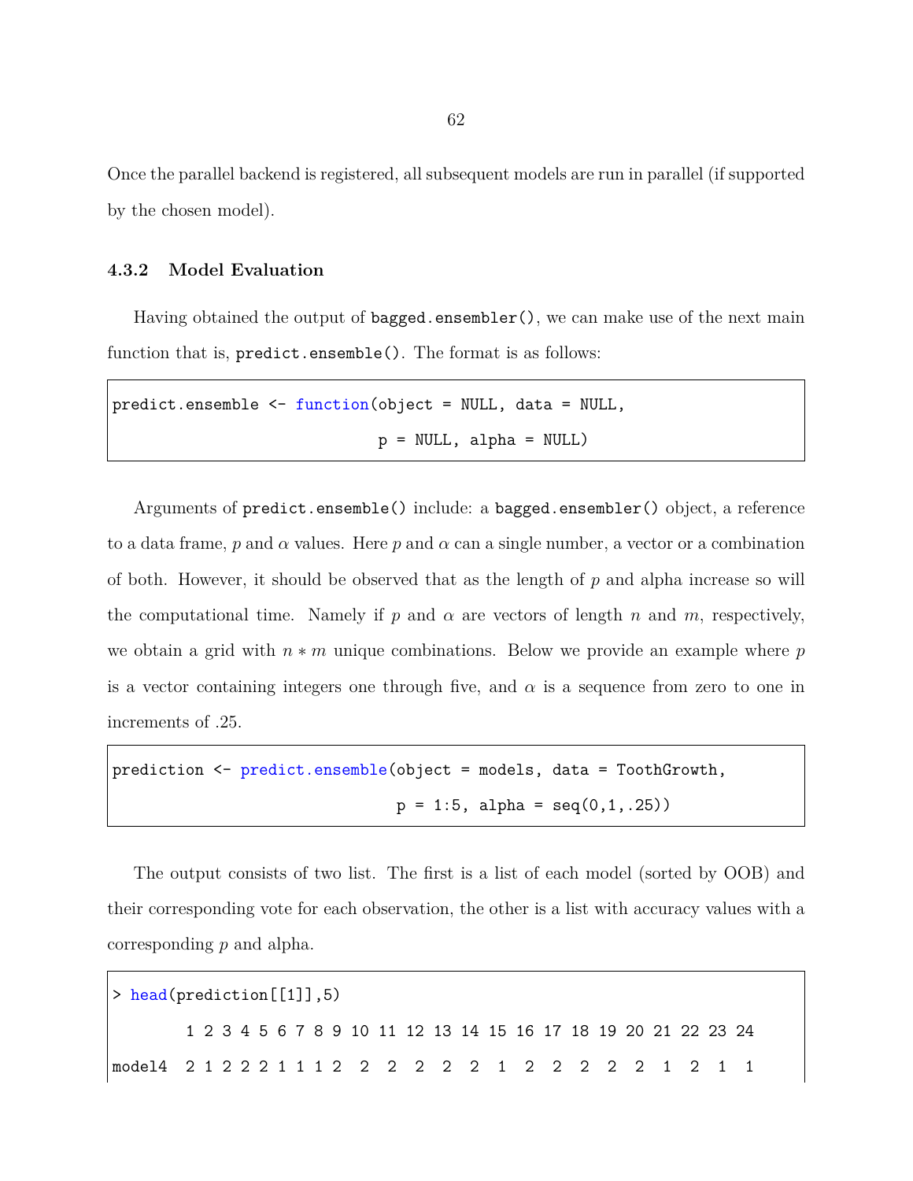Once the parallel backend is registered, all subsequent models are run in parallel (if supported by the chosen model).

### 4.3.2 Model Evaluation

Having obtained the output of `bagged.ensembler()`, we can make use of the next main function that is, `predict.ensemble()`. The format is as follows:

```
predict.ensemble <- function(object = NULL, data = NULL,
                             p = NULL, alpha = NULL)
```

Arguments of `predict.ensemble()` include: a `bagged.ensembler()` object, a reference to a data frame, $p$ and $\alpha$ values. Here $p$ and $\alpha$ can a single number, a vector or a combination of both. However, it should be observed that as the length of $p$ and alpha increase so will the computational time. Namely if $p$ and $\alpha$ are vectors of length $n$ and $m$, respectively, we obtain a grid with $n * m$ unique combinations. Below we provide an example where $p$ is a vector containing integers one through five, and $\alpha$ is a sequence from zero to one in increments of .25.

```
prediction <- predict.ensemble(object = models, data = ToothGrowth,
                               p = 1:5, alpha = seq(0,1,.25))
```

The output consists of two list. The first is a list of each model (sorted by OOB) and their corresponding vote for each observation, the other is a list with accuracy values with a corresponding $p$ and alpha.

```
> head(prediction[[1]],5)
       1 2 3 4 5 6 7 8 9 10 11 12 13 14 15 16 17 18 19 20 21 22 23 24
model4 2 1 2 2 2 1 1 1 2  2  2  2  2  2  1  2  2  2  2  2  1  2  1  1
```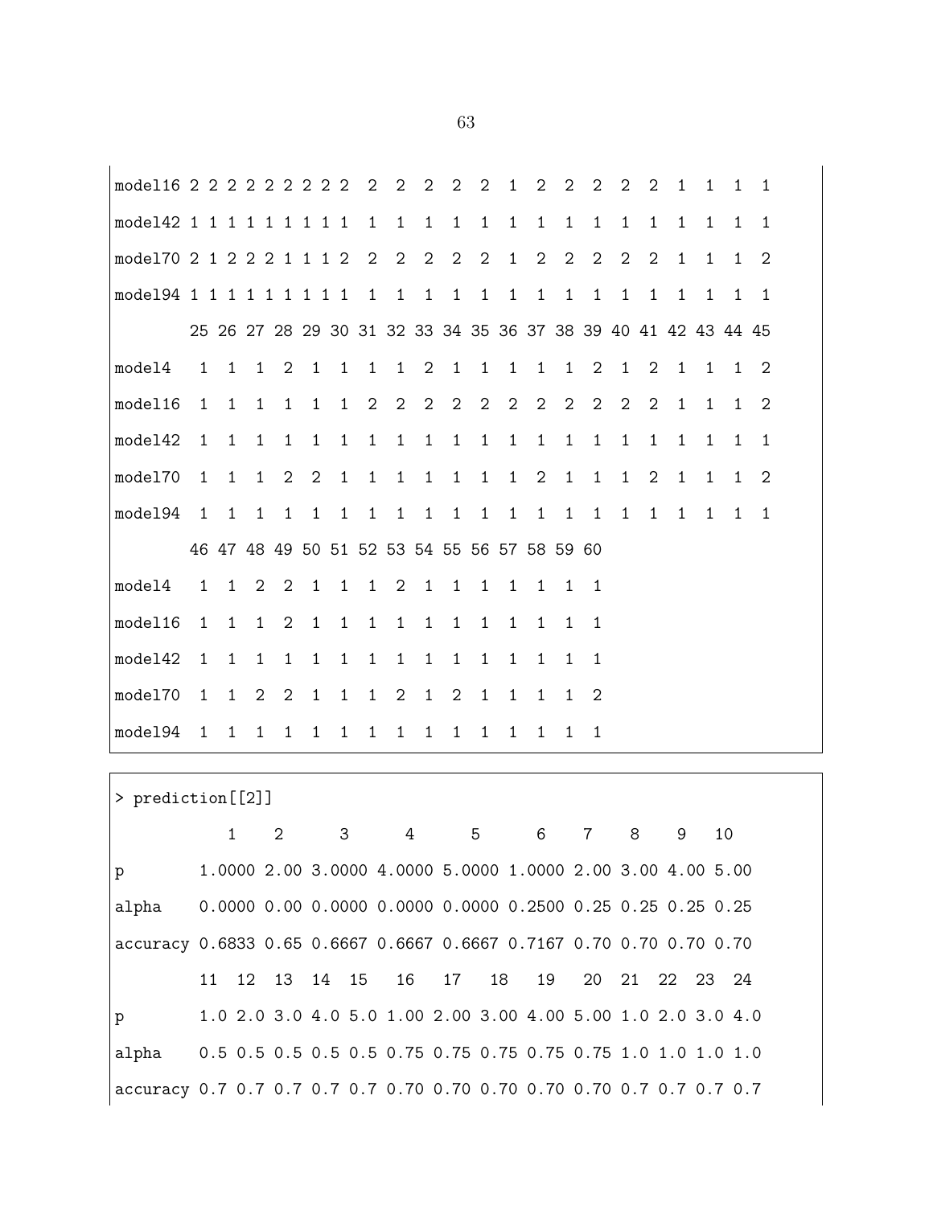```
model16 2 2 2 2 2 2 2 2 2  2  2  2  2  2  1  2  2  2  2  2  1  1  1  1
model42 1 1 1 1 1 1 1 1 1  1  1  1  1  1  1  1  1  1  1  1  1  1  1  1
model70 2 1 2 2 2 1 1 1 2  2  2  2  2  2  1  2  2  2  2  2  1  1  1  2
model94 1 1 1 1 1 1 1 1 1  1  1  1  1  1  1  1  1  1  1  1  1  1  1  1
        25 26 27 28 29 30 31 32 33 34 35 36 37 38 39 40 41 42 43 44 45
model4   1  1  1  2  1  1  1  1  2  1  1  1  1  1  2  1  2  1  1  1  2
model16  1  1  1  1  1  1  2  2  2  2  2  2  2  2  2  2  2  1  1  1  2
model42  1  1  1  1  1  1  1  1  1  1  1  1  1  1  1  1  1  1  1  1  1
model70  1  1  1  2  2  1  1  1  1  1  1  1  2  1  1  1  2  1  1  1  2
model94  1  1  1  1  1  1  1  1  1  1  1  1  1  1  1  1  1  1  1  1  1
        46 47 48 49 50 51 52 53 54 55 56 57 58 59 60
model4   1  1  2  2  1  1  1  2  1  1  1  1  1  1  1
model16  1  1  1  2  1  1  1  1  1  1  1  1  1  1  1
model42  1  1  1  1  1  1  1  1  1  1  1  1  1  1  1
model70  1  1  2  2  1  1  1  2  1  2  1  1  1  1  2
model94  1  1  1  1  1  1  1  1  1  1  1  1  1  1  1
```

```
> prediction[[2]]
              1    2      3      4      5      6    7    8    9   10
p        1.0000 2.00 3.0000 4.0000 5.0000 1.0000 2.00 3.00 4.00 5.00
alpha    0.0000 0.00 0.0000 0.0000 0.0000 0.2500 0.25 0.25 0.25 0.25
accuracy 0.6833 0.65 0.6667 0.6667 0.6667 0.7167 0.70 0.70 0.70 0.70
          11  12  13  14  15   16   17   18   19   20  21  22  23  24
p        1.0 2.0 3.0 4.0 5.0 1.00 2.00 3.00 4.00 5.00 1.0 2.0 3.0 4.0
alpha    0.5 0.5 0.5 0.5 0.5 0.75 0.75 0.75 0.75 0.75 1.0 1.0 1.0 1.0
accuracy 0.7 0.7 0.7 0.7 0.7 0.70 0.70 0.70 0.70 0.70 0.7 0.7 0.7 0.7
```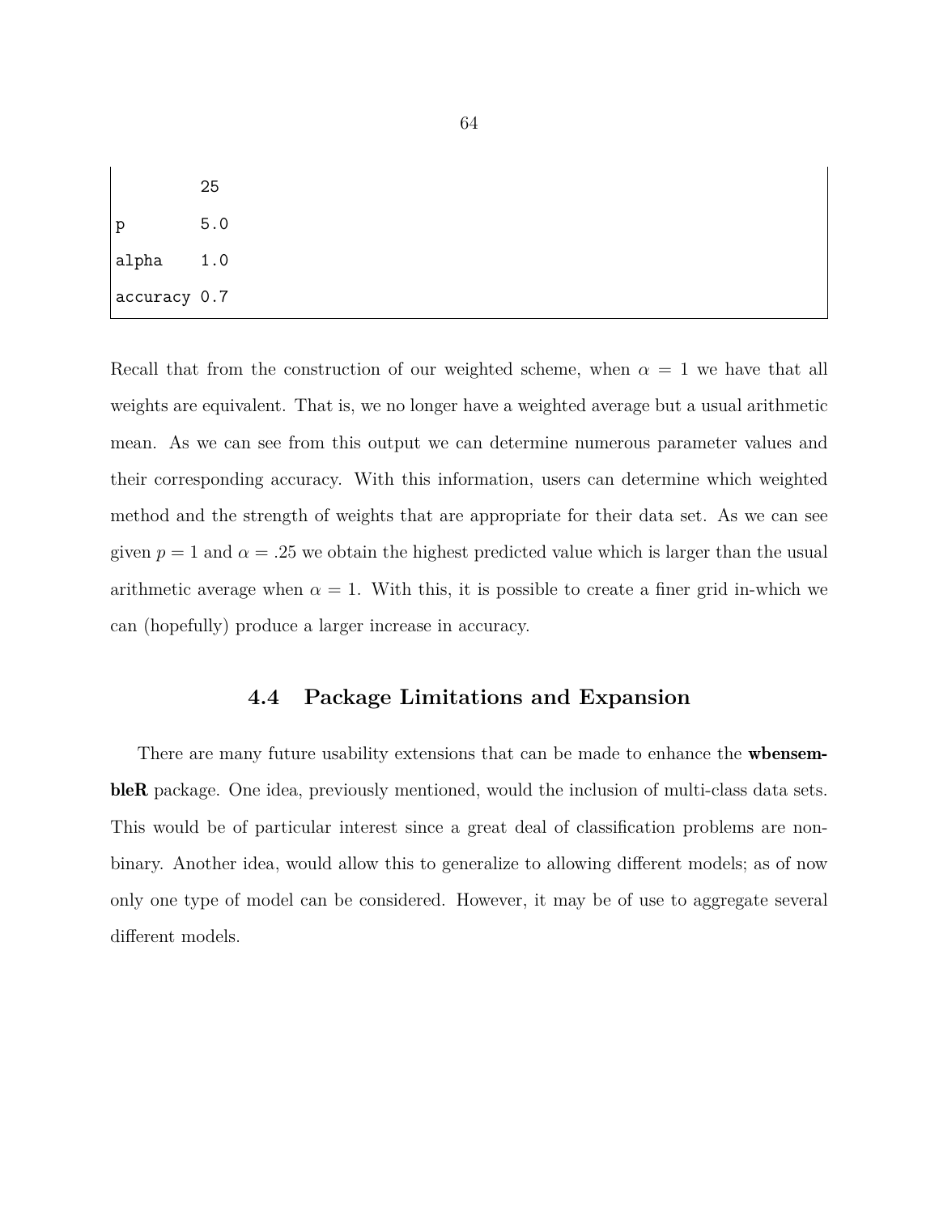```
         25
p        5.0
alpha    1.0
accuracy 0.7
```

Recall that from the construction of our weighted scheme, when $\alpha = 1$ we have that all weights are equivalent. That is, we no longer have a weighted average but a usual arithmetic mean. As we can see from this output we can determine numerous parameter values and their corresponding accuracy. With this information, users can determine which weighted method and the strength of weights that are appropriate for their data set. As we can see given $p = 1$ and $\alpha = .25$ we obtain the highest predicted value which is larger than the usual arithmetic average when $\alpha = 1$. With this, it is possible to create a finer grid in-which we can (hopefully) produce a larger increase in accuracy.

## 4.4 Package Limitations and Expansion

There are many future usability extensions that can be made to enhance the **wbensembleR** package. One idea, previously mentioned, would the inclusion of multi-class data sets. This would be of particular interest since a great deal of classification problems are non-binary. Another idea, would allow this to generalize to allowing different models; as of now only one type of model can be considered. However, it may be of use to aggregate several different models.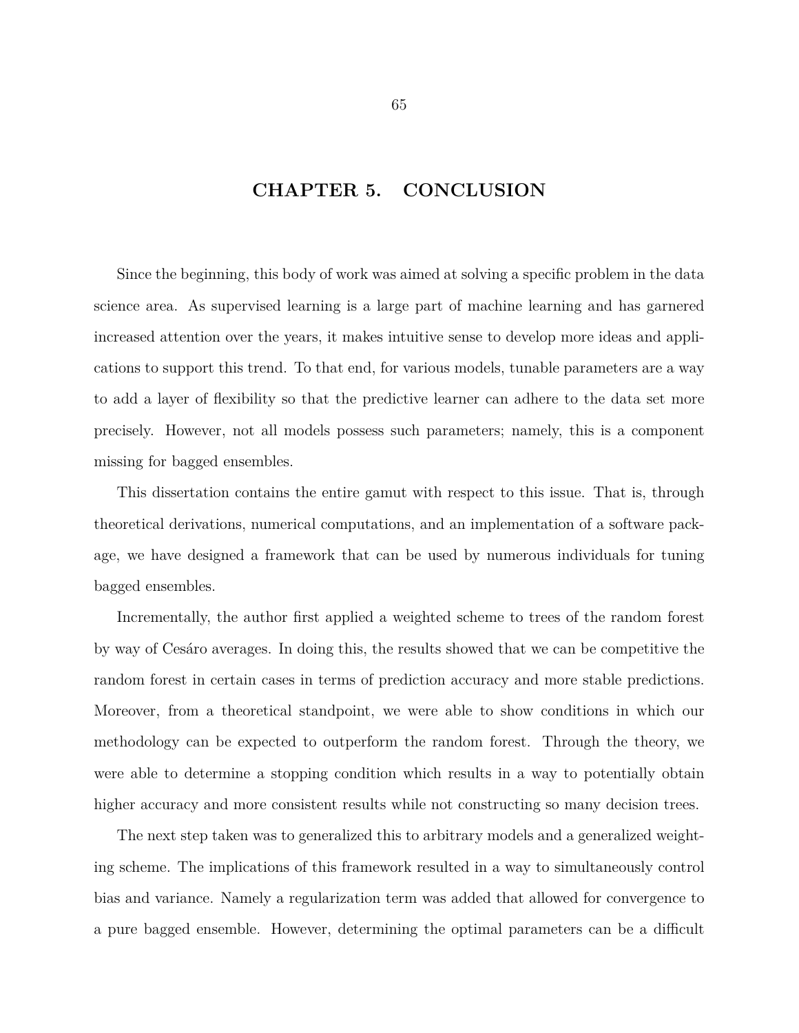# CHAPTER 5. CONCLUSION

Since the beginning, this body of work was aimed at solving a specific problem in the data science area. As supervised learning is a large part of machine learning and has garnered increased attention over the years, it makes intuitive sense to develop more ideas and applications to support this trend. To that end, for various models, tunable parameters are a way to add a layer of flexibility so that the predictive learner can adhere to the data set more precisely. However, not all models possess such parameters; namely, this is a component missing for bagged ensembles.

This dissertation contains the entire gamut with respect to this issue. That is, through theoretical derivations, numerical computations, and an implementation of a software package, we have designed a framework that can be used by numerous individuals for tuning bagged ensembles.

Incrementally, the author first applied a weighted scheme to trees of the random forest by way of Cesáro averages. In doing this, the results showed that we can be competitive the random forest in certain cases in terms of prediction accuracy and more stable predictions. Moreover, from a theoretical standpoint, we were able to show conditions in which our methodology can be expected to outperform the random forest. Through the theory, we were able to determine a stopping condition which results in a way to potentially obtain higher accuracy and more consistent results while not constructing so many decision trees.

The next step taken was to generalized this to arbitrary models and a generalized weighting scheme. The implications of this framework resulted in a way to simultaneously control bias and variance. Namely a regularization term was added that allowed for convergence to a pure bagged ensemble. However, determining the optimal parameters can be a difficult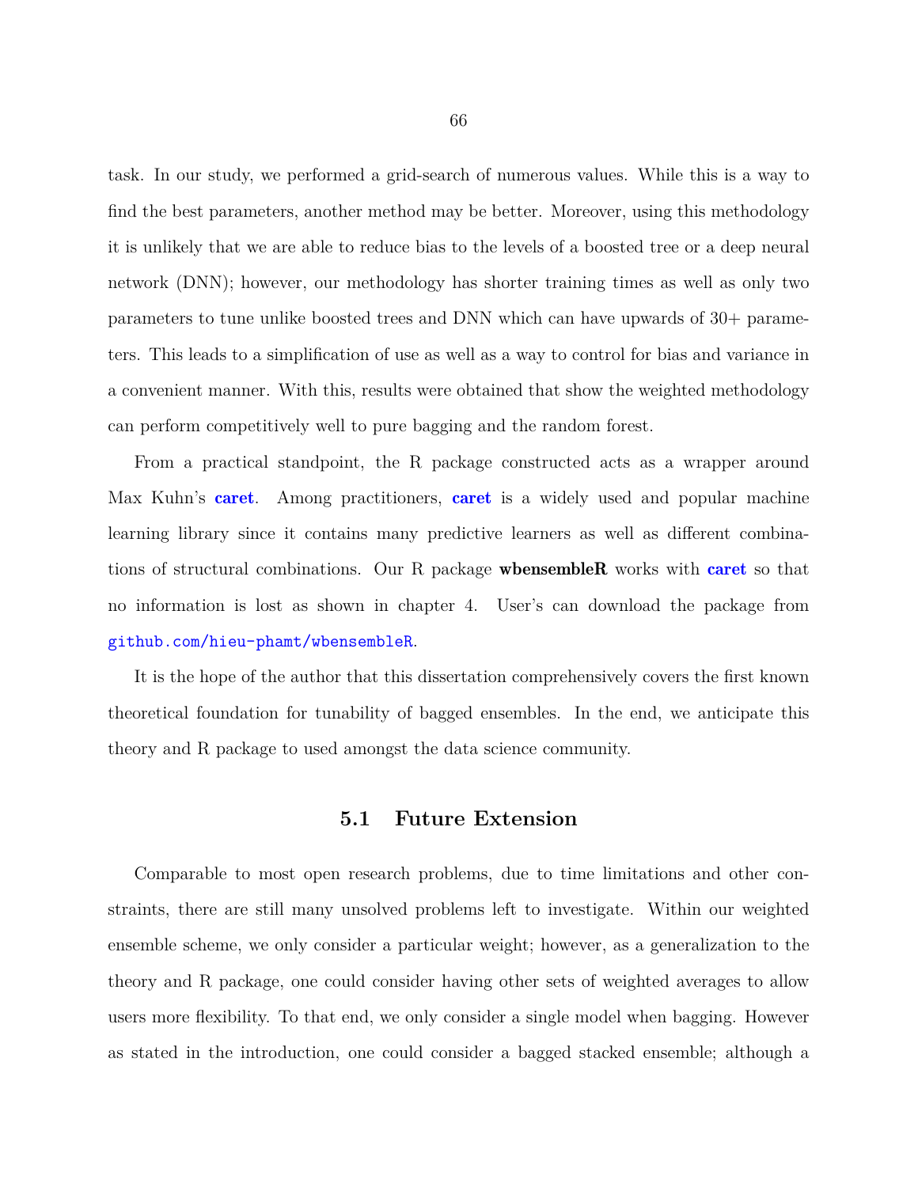task. In our study, we performed a grid-search of numerous values. While this is a way to find the best parameters, another method may be better. Moreover, using this methodology it is unlikely that we are able to reduce bias to the levels of a boosted tree or a deep neural network (DNN); however, our methodology has shorter training times as well as only two parameters to tune unlike boosted trees and DNN which can have upwards of 30+ parameters. This leads to a simplification of use as well as a way to control for bias and variance in a convenient manner. With this, results were obtained that show the weighted methodology can perform competitively well to pure bagging and the random forest.

From a practical standpoint, the R package constructed acts as a wrapper around Max Kuhn's **caret**. Among practitioners, **caret** is a widely used and popular machine learning library since it contains many predictive learners as well as different combinations of structural combinations. Our R package **wbensembleR** works with **caret** so that no information is lost as shown in chapter 4. User's can download the package from `github.com/hieu-phamt/wbensembleR`.

It is the hope of the author that this dissertation comprehensively covers the first known theoretical foundation for tunability of bagged ensembles. In the end, we anticipate this theory and R package to used amongst the data science community.

## 5.1 Future Extension

Comparable to most open research problems, due to time limitations and other constraints, there are still many unsolved problems left to investigate. Within our weighted ensemble scheme, we only consider a particular weight; however, as a generalization to the theory and R package, one could consider having other sets of weighted averages to allow users more flexibility. To that end, we only consider a single model when bagging. However as stated in the introduction, one could consider a bagged stacked ensemble; although a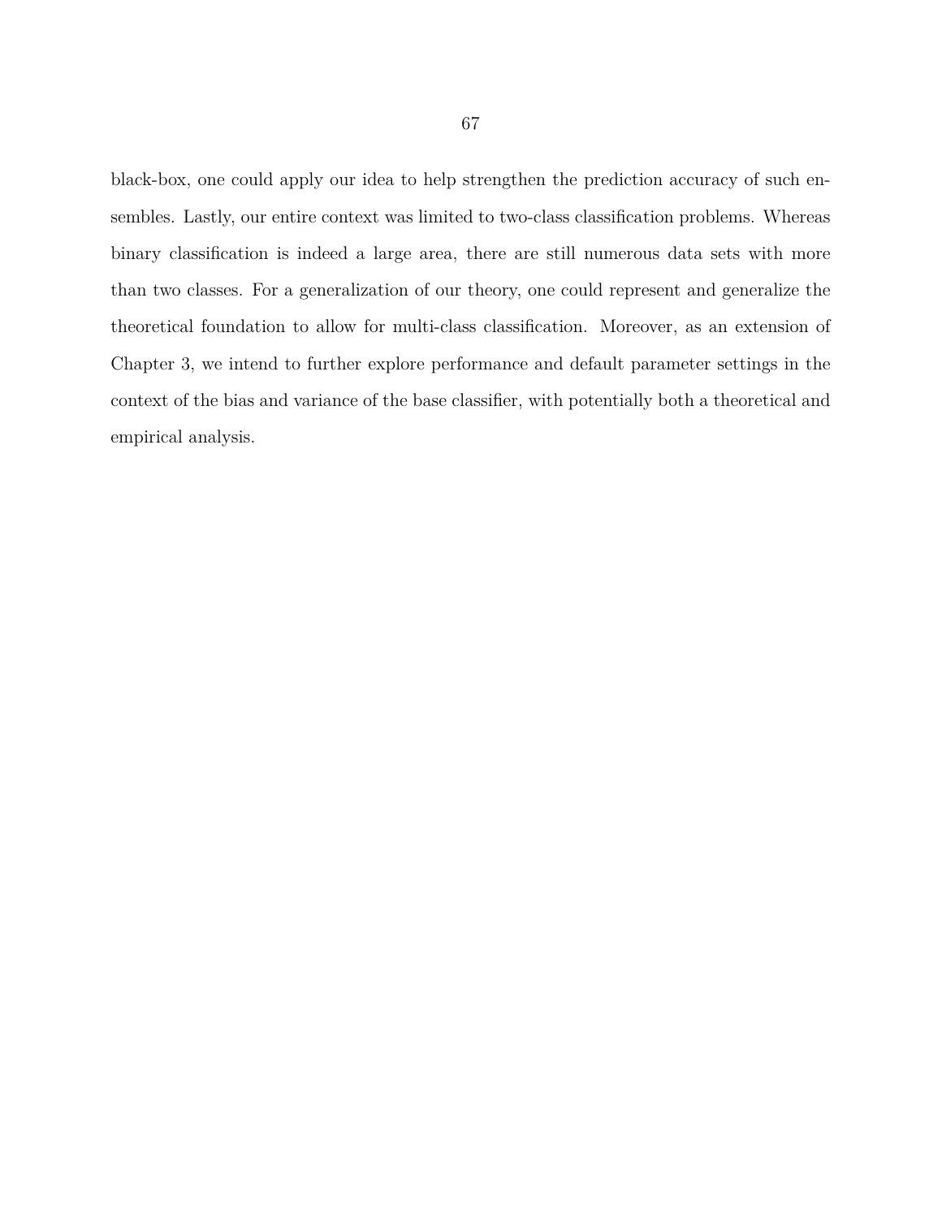black-box, one could apply our idea to help strengthen the prediction accuracy of such ensembles. Lastly, our entire context was limited to two-class classification problems. Whereas binary classification is indeed a large area, there are still numerous data sets with more than two classes. For a generalization of our theory, one could represent and generalize the theoretical foundation to allow for multi-class classification. Moreover, as an extension of Chapter 3, we intend to further explore performance and default parameter settings in the context of the bias and variance of the base classifier, with potentially both a theoretical and empirical analysis.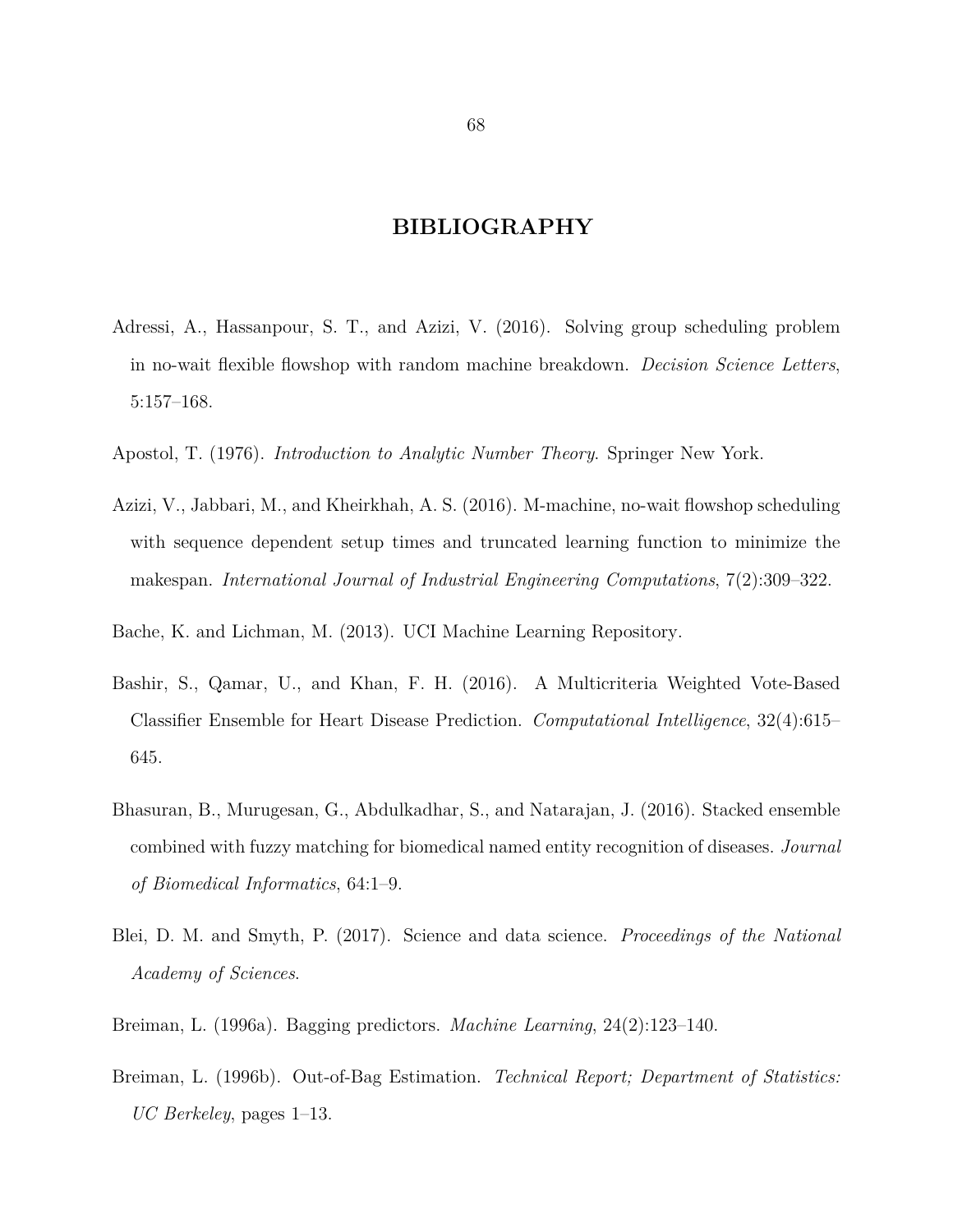# BIBLIOGRAPHY

Adressi, A., Hassanpour, S. T., and Azizi, V. (2016). Solving group scheduling problem in no-wait flexible flowshop with random machine breakdown. *Decision Science Letters*, 5:157–168.

Apostol, T. (1976). *Introduction to Analytic Number Theory*. Springer New York.

Azizi, V., Jabbari, M., and Kheirkhah, A. S. (2016). M-machine, no-wait flowshop scheduling with sequence dependent setup times and truncated learning function to minimize the makespan. *International Journal of Industrial Engineering Computations*, 7(2):309–322.

Bache, K. and Lichman, M. (2013). UCI Machine Learning Repository.

Bashir, S., Qamar, U., and Khan, F. H. (2016). A Multicriteria Weighted Vote-Based Classifier Ensemble for Heart Disease Prediction. *Computational Intelligence*, 32(4):615–645.

Bhasuran, B., Murugesan, G., Abdulkadhar, S., and Natarajan, J. (2016). Stacked ensemble combined with fuzzy matching for biomedical named entity recognition of diseases. *Journal of Biomedical Informatics*, 64:1–9.

Blei, D. M. and Smyth, P. (2017). Science and data science. *Proceedings of the National Academy of Sciences*.

Breiman, L. (1996a). Bagging predictors. *Machine Learning*, 24(2):123–140.

Breiman, L. (1996b). Out-of-Bag Estimation. *Technical Report; Department of Statistics: UC Berkeley*, pages 1–13.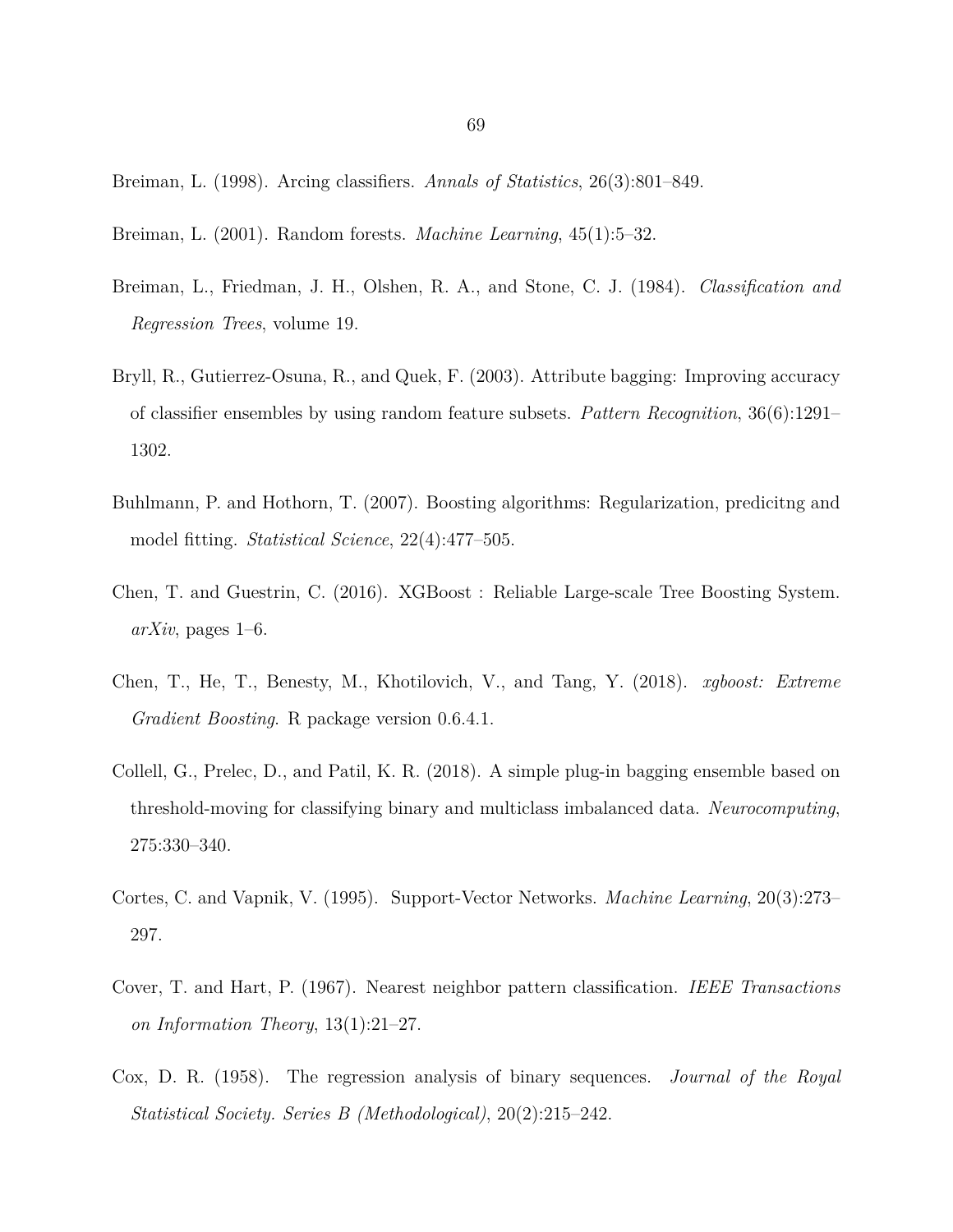Breiman, L. (1998). Arcing classifiers. *Annals of Statistics*, 26(3):801–849.

Breiman, L. (2001). Random forests. *Machine Learning*, 45(1):5–32.

Breiman, L., Friedman, J. H., Olshen, R. A., and Stone, C. J. (1984). *Classification and Regression Trees*, volume 19.

Bryll, R., Gutierrez-Osuna, R., and Quek, F. (2003). Attribute bagging: Improving accuracy of classifier ensembles by using random feature subsets. *Pattern Recognition*, 36(6):1291–1302.

Buhlmann, P. and Hothorn, T. (2007). Boosting algorithms: Regularization, predicitng and model fitting. *Statistical Science*, 22(4):477–505.

Chen, T. and Guestrin, C. (2016). XGBoost : Reliable Large-scale Tree Boosting System. *arXiv*, pages 1–6.

Chen, T., He, T., Benesty, M., Khotilovich, V., and Tang, Y. (2018). *xgboost: Extreme Gradient Boosting*. R package version 0.6.4.1.

Collell, G., Prelec, D., and Patil, K. R. (2018). A simple plug-in bagging ensemble based on threshold-moving for classifying binary and multiclass imbalanced data. *Neurocomputing*, 275:330–340.

Cortes, C. and Vapnik, V. (1995). Support-Vector Networks. *Machine Learning*, 20(3):273–297.

Cover, T. and Hart, P. (1967). Nearest neighbor pattern classification. *IEEE Transactions on Information Theory*, 13(1):21–27.

Cox, D. R. (1958). The regression analysis of binary sequences. *Journal of the Royal Statistical Society. Series B (Methodological)*, 20(2):215–242.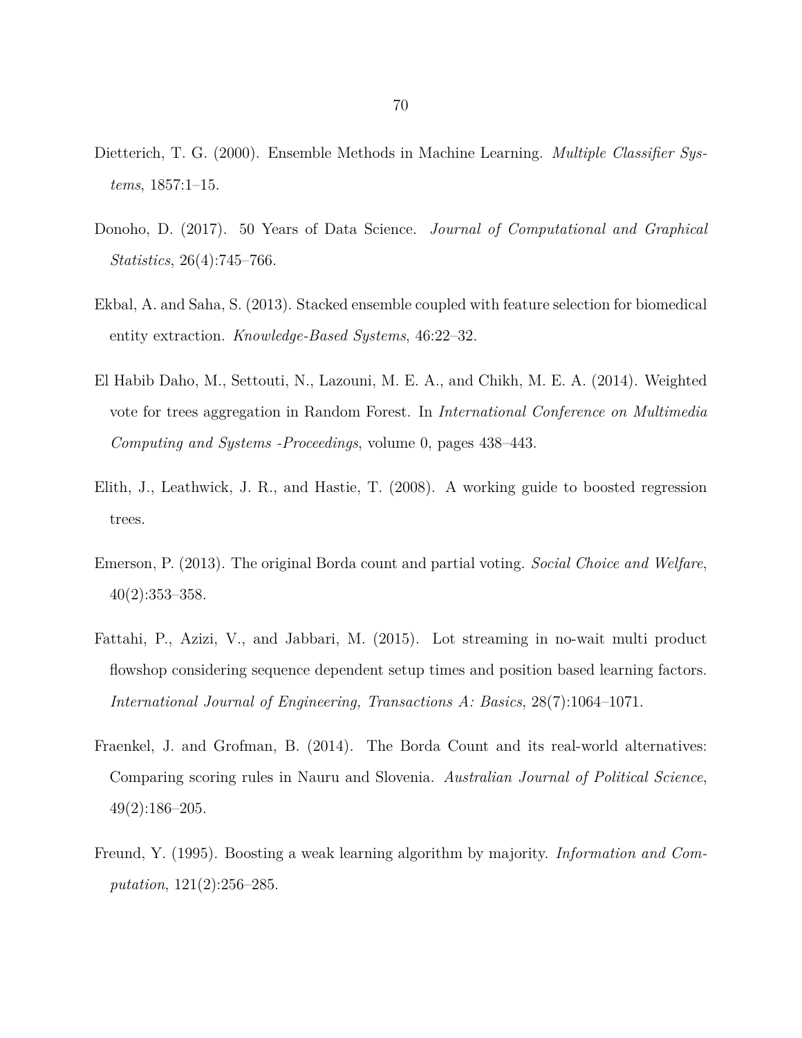Dietterich, T. G. (2000). Ensemble Methods in Machine Learning. *Multiple Classifier Systems*, 1857:1–15.

Donoho, D. (2017). 50 Years of Data Science. *Journal of Computational and Graphical Statistics*, 26(4):745–766.

Ekbal, A. and Saha, S. (2013). Stacked ensemble coupled with feature selection for biomedical entity extraction. *Knowledge-Based Systems*, 46:22–32.

El Habib Daho, M., Settouti, N., Lazouni, M. E. A., and Chikh, M. E. A. (2014). Weighted vote for trees aggregation in Random Forest. In *International Conference on Multimedia Computing and Systems -Proceedings*, volume 0, pages 438–443.

Elith, J., Leathwick, J. R., and Hastie, T. (2008). A working guide to boosted regression trees.

Emerson, P. (2013). The original Borda count and partial voting. *Social Choice and Welfare*, 40(2):353–358.

Fattahi, P., Azizi, V., and Jabbari, M. (2015). Lot streaming in no-wait multi product flowshop considering sequence dependent setup times and position based learning factors. *International Journal of Engineering, Transactions A: Basics*, 28(7):1064–1071.

Fraenkel, J. and Grofman, B. (2014). The Borda Count and its real-world alternatives: Comparing scoring rules in Nauru and Slovenia. *Australian Journal of Political Science*, 49(2):186–205.

Freund, Y. (1995). Boosting a weak learning algorithm by majority. *Information and Computation*, 121(2):256–285.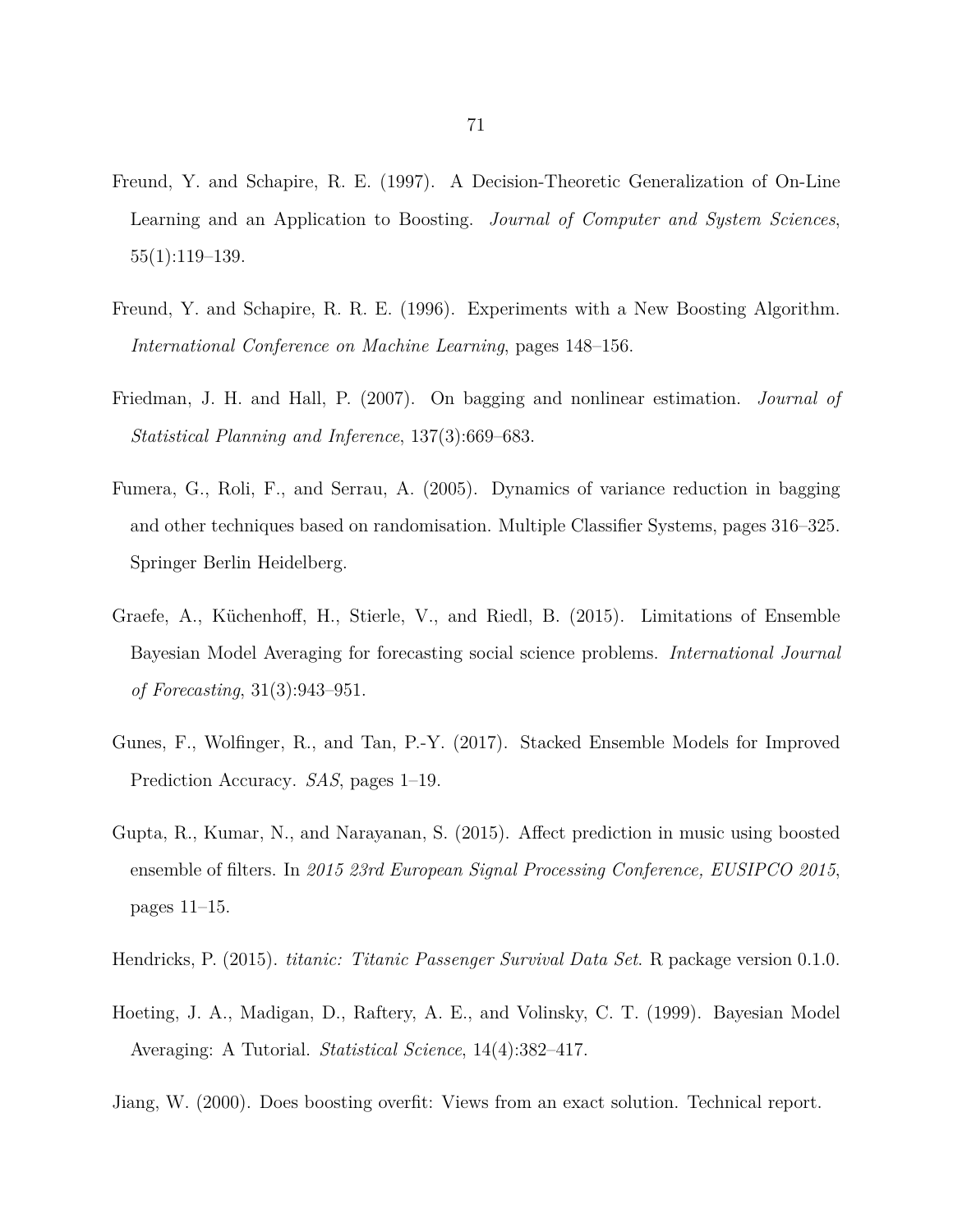Freund, Y. and Schapire, R. E. (1997). A Decision-Theoretic Generalization of On-Line Learning and an Application to Boosting. *Journal of Computer and System Sciences*, 55(1):119–139.

Freund, Y. and Schapire, R. R. E. (1996). Experiments with a New Boosting Algorithm. *International Conference on Machine Learning*, pages 148–156.

Friedman, J. H. and Hall, P. (2007). On bagging and nonlinear estimation. *Journal of Statistical Planning and Inference*, 137(3):669–683.

Fumera, G., Roli, F., and Serrau, A. (2005). Dynamics of variance reduction in bagging and other techniques based on randomisation. Multiple Classifier Systems, pages 316–325. Springer Berlin Heidelberg.

Graefe, A., Küchenhoff, H., Stierle, V., and Riedl, B. (2015). Limitations of Ensemble Bayesian Model Averaging for forecasting social science problems. *International Journal of Forecasting*, 31(3):943–951.

Gunes, F., Wolfinger, R., and Tan, P.-Y. (2017). Stacked Ensemble Models for Improved Prediction Accuracy. *SAS*, pages 1–19.

Gupta, R., Kumar, N., and Narayanan, S. (2015). Affect prediction in music using boosted ensemble of filters. In *2015 23rd European Signal Processing Conference, EUSIPCO 2015*, pages 11–15.

Hendricks, P. (2015). *titanic: Titanic Passenger Survival Data Set*. R package version 0.1.0.

Hoeting, J. A., Madigan, D., Raftery, A. E., and Volinsky, C. T. (1999). Bayesian Model Averaging: A Tutorial. *Statistical Science*, 14(4):382–417.

Jiang, W. (2000). Does boosting overfit: Views from an exact solution. Technical report.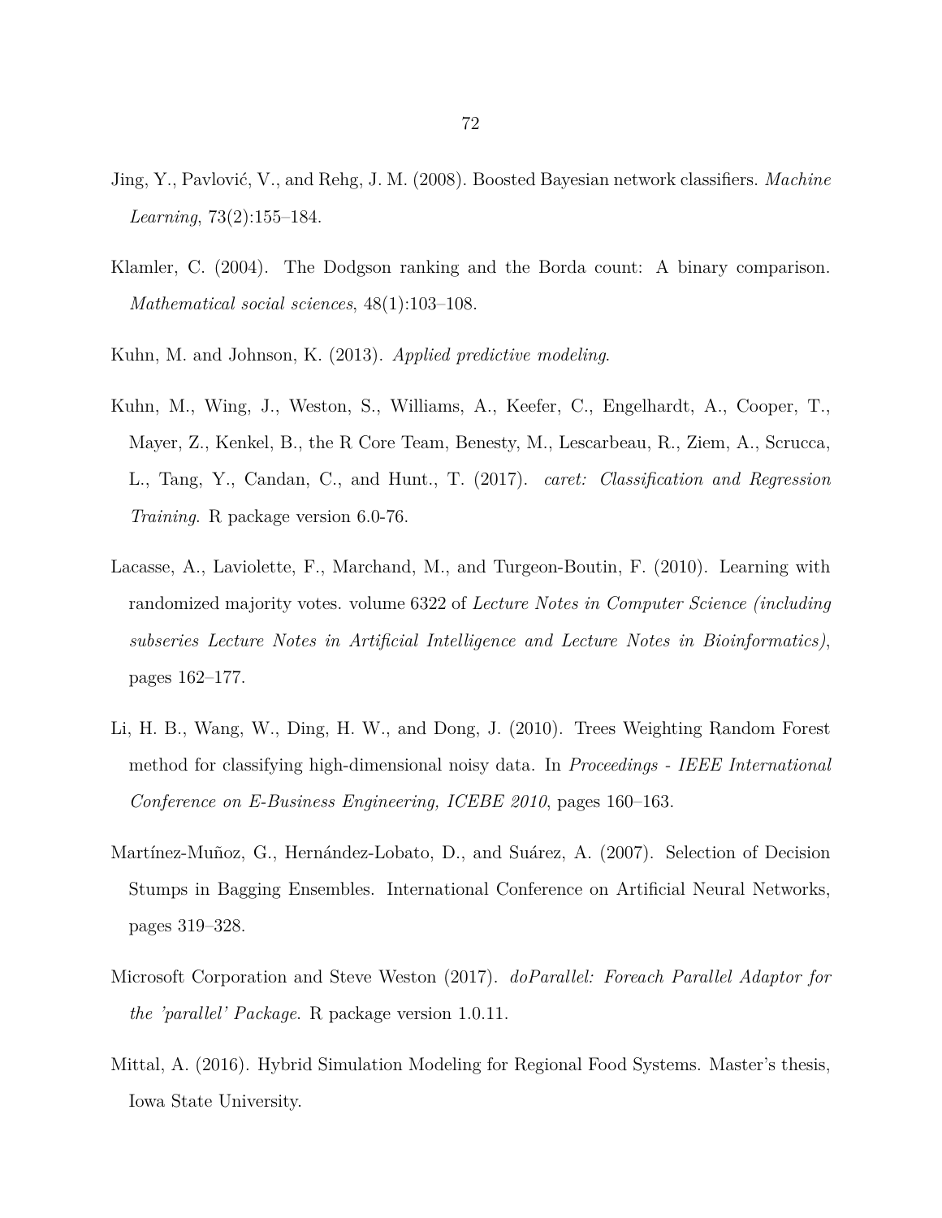Jing, Y., Pavlović, V., and Rehg, J. M. (2008). Boosted Bayesian network classifiers. *Machine Learning*, 73(2):155–184.

Klamler, C. (2004). The Dodgson ranking and the Borda count: A binary comparison. *Mathematical social sciences*, 48(1):103–108.

Kuhn, M. and Johnson, K. (2013). *Applied predictive modeling*.

Kuhn, M., Wing, J., Weston, S., Williams, A., Keefer, C., Engelhardt, A., Cooper, T., Mayer, Z., Kenkel, B., the R Core Team, Benesty, M., Lescarbeau, R., Ziem, A., Scrucca, L., Tang, Y., Candan, C., and Hunt., T. (2017). *caret: Classification and Regression Training*. R package version 6.0-76.

Lacasse, A., Laviolette, F., Marchand, M., and Turgeon-Boutin, F. (2010). Learning with randomized majority votes. volume 6322 of *Lecture Notes in Computer Science (including subseries Lecture Notes in Artificial Intelligence and Lecture Notes in Bioinformatics)*, pages 162–177.

Li, H. B., Wang, W., Ding, H. W., and Dong, J. (2010). Trees Weighting Random Forest method for classifying high-dimensional noisy data. In *Proceedings - IEEE International Conference on E-Business Engineering, ICEBE 2010*, pages 160–163.

Martínez-Muñoz, G., Hernández-Lobato, D., and Suárez, A. (2007). Selection of Decision Stumps in Bagging Ensembles. International Conference on Artificial Neural Networks, pages 319–328.

Microsoft Corporation and Steve Weston (2017). *doParallel: Foreach Parallel Adaptor for the 'parallel' Package*. R package version 1.0.11.

Mittal, A. (2016). Hybrid Simulation Modeling for Regional Food Systems. Master's thesis, Iowa State University.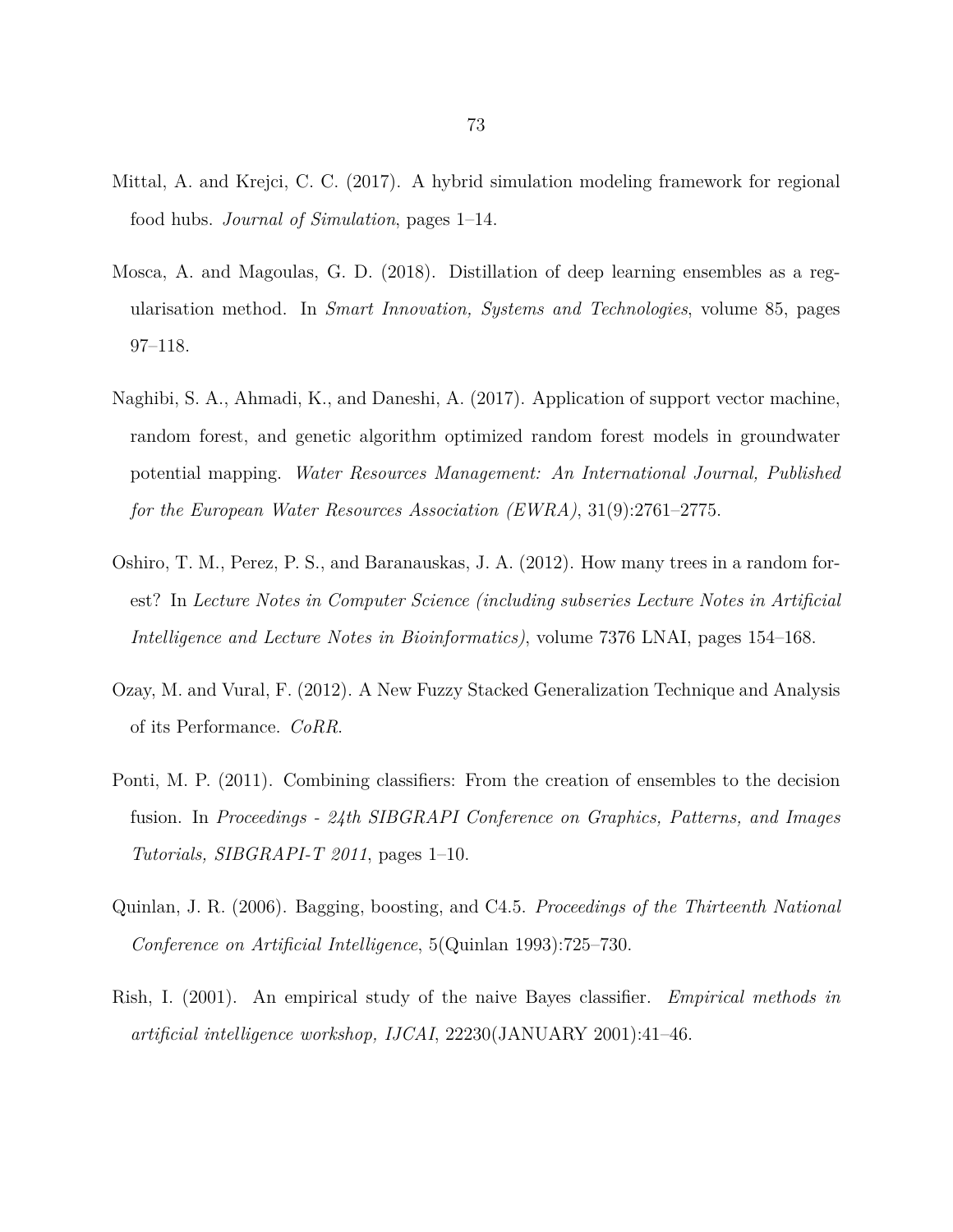Mittal, A. and Krejci, C. C. (2017). A hybrid simulation modeling framework for regional food hubs. *Journal of Simulation*, pages 1–14.

Mosca, A. and Magoulas, G. D. (2018). Distillation of deep learning ensembles as a regularisation method. In *Smart Innovation, Systems and Technologies*, volume 85, pages 97–118.

Naghibi, S. A., Ahmadi, K., and Daneshi, A. (2017). Application of support vector machine, random forest, and genetic algorithm optimized random forest models in groundwater potential mapping. *Water Resources Management: An International Journal, Published for the European Water Resources Association (EWRA)*, 31(9):2761–2775.

Oshiro, T. M., Perez, P. S., and Baranauskas, J. A. (2012). How many trees in a random forest? In *Lecture Notes in Computer Science (including subseries Lecture Notes in Artificial Intelligence and Lecture Notes in Bioinformatics)*, volume 7376 LNAI, pages 154–168.

Ozay, M. and Vural, F. (2012). A New Fuzzy Stacked Generalization Technique and Analysis of its Performance. *CoRR*.

Ponti, M. P. (2011). Combining classifiers: From the creation of ensembles to the decision fusion. In *Proceedings - 24th SIBGRAPI Conference on Graphics, Patterns, and Images Tutorials, SIBGRAPI-T 2011*, pages 1–10.

Quinlan, J. R. (2006). Bagging, boosting, and C4.5. *Proceedings of the Thirteenth National Conference on Artificial Intelligence*, 5(Quinlan 1993):725–730.

Rish, I. (2001). An empirical study of the naive Bayes classifier. *Empirical methods in artificial intelligence workshop, IJCAI*, 22230(JANUARY 2001):41–46.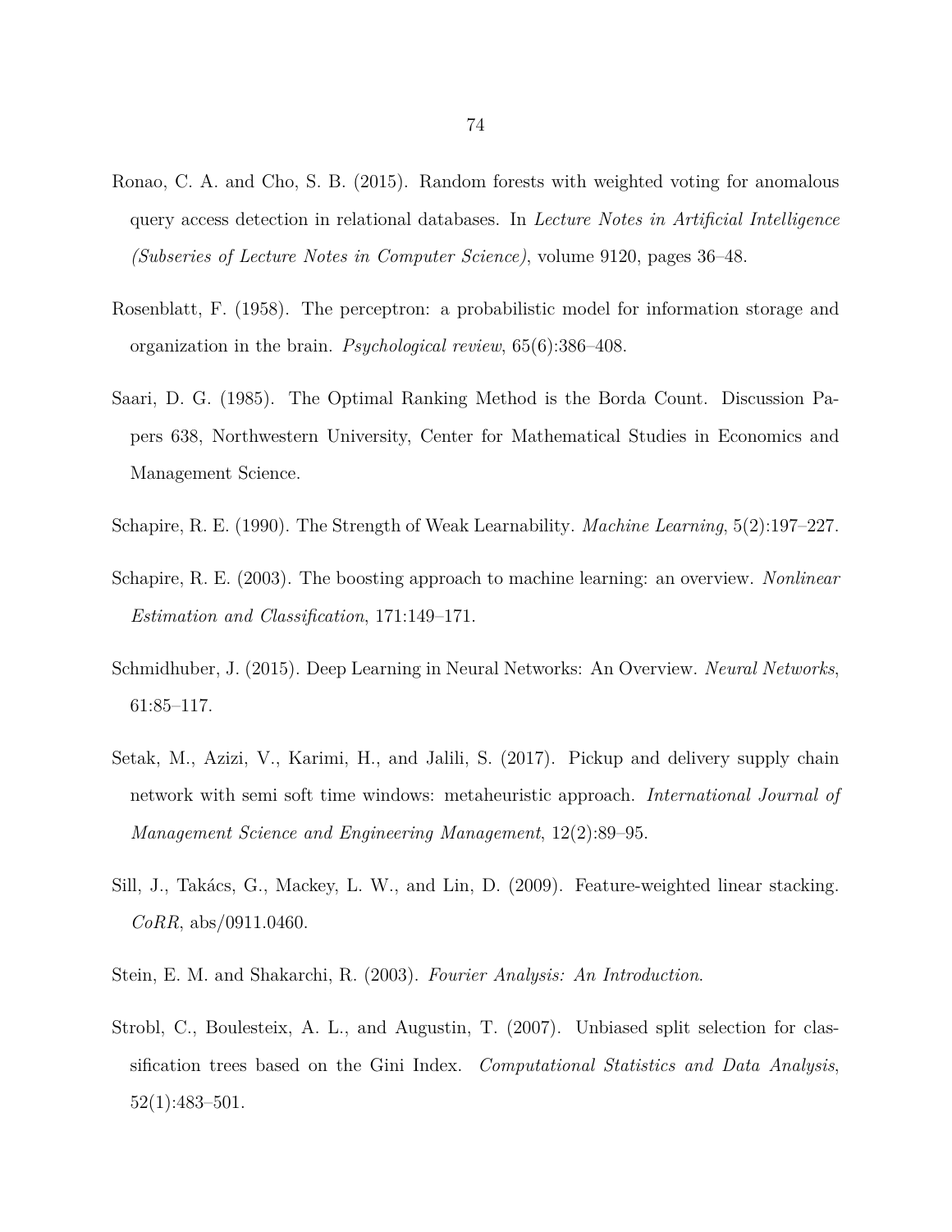Ronao, C. A. and Cho, S. B. (2015). Random forests with weighted voting for anomalous query access detection in relational databases. In *Lecture Notes in Artificial Intelligence (Subseries of Lecture Notes in Computer Science)*, volume 9120, pages 36–48.

Rosenblatt, F. (1958). The perceptron: a probabilistic model for information storage and organization in the brain. *Psychological review*, 65(6):386–408.

Saari, D. G. (1985). The Optimal Ranking Method is the Borda Count. Discussion Papers 638, Northwestern University, Center for Mathematical Studies in Economics and Management Science.

Schapire, R. E. (1990). The Strength of Weak Learnability. *Machine Learning*, 5(2):197–227.

Schapire, R. E. (2003). The boosting approach to machine learning: an overview. *Nonlinear Estimation and Classification*, 171:149–171.

Schmidhuber, J. (2015). Deep Learning in Neural Networks: An Overview. *Neural Networks*, 61:85–117.

Setak, M., Azizi, V., Karimi, H., and Jalili, S. (2017). Pickup and delivery supply chain network with semi soft time windows: metaheuristic approach. *International Journal of Management Science and Engineering Management*, 12(2):89–95.

Sill, J., Takács, G., Mackey, L. W., and Lin, D. (2009). Feature-weighted linear stacking. *CoRR*, abs/0911.0460.

Stein, E. M. and Shakarchi, R. (2003). *Fourier Analysis: An Introduction*.

Strobl, C., Boulesteix, A. L., and Augustin, T. (2007). Unbiased split selection for classification trees based on the Gini Index. *Computational Statistics and Data Analysis*, 52(1):483–501.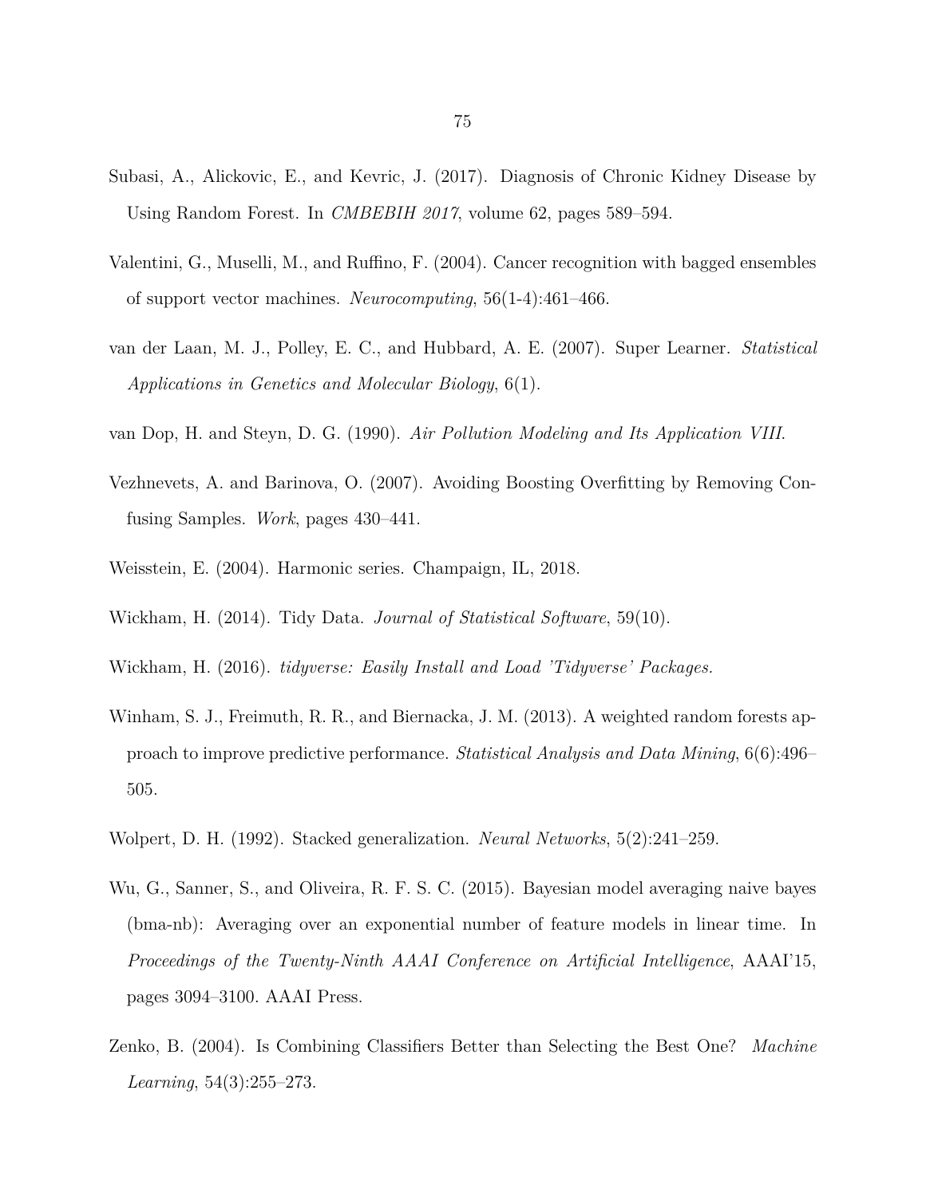Subasi, A., Alickovic, E., and Kevric, J. (2017). Diagnosis of Chronic Kidney Disease by Using Random Forest. In *CMBEBIH 2017*, volume 62, pages 589–594.

Valentini, G., Muselli, M., and Ruffino, F. (2004). Cancer recognition with bagged ensembles of support vector machines. *Neurocomputing*, 56(1-4):461–466.

van der Laan, M. J., Polley, E. C., and Hubbard, A. E. (2007). Super Learner. *Statistical Applications in Genetics and Molecular Biology*, 6(1).

van Dop, H. and Steyn, D. G. (1990). *Air Pollution Modeling and Its Application VIII.*

Vezhnevets, A. and Barinova, O. (2007). Avoiding Boosting Overfitting by Removing Confusing Samples. *Work*, pages 430–441.

Weisstein, E. (2004). Harmonic series. Champaign, IL, 2018.

Wickham, H. (2014). Tidy Data. *Journal of Statistical Software*, 59(10).

Wickham, H. (2016). *tidyverse: Easily Install and Load 'Tidyverse' Packages.*

Winham, S. J., Freimuth, R. R., and Biernacka, J. M. (2013). A weighted random forests approach to improve predictive performance. *Statistical Analysis and Data Mining*, 6(6):496–505.

Wolpert, D. H. (1992). Stacked generalization. *Neural Networks*, 5(2):241–259.

Wu, G., Sanner, S., and Oliveira, R. F. S. C. (2015). Bayesian model averaging naive bayes (bma-nb): Averaging over an exponential number of feature models in linear time. In *Proceedings of the Twenty-Ninth AAAI Conference on Artificial Intelligence*, AAAI'15, pages 3094–3100. AAAI Press.

Zenko, B. (2004). Is Combining Classifiers Better than Selecting the Best One? *Machine Learning*, 54(3):255–273.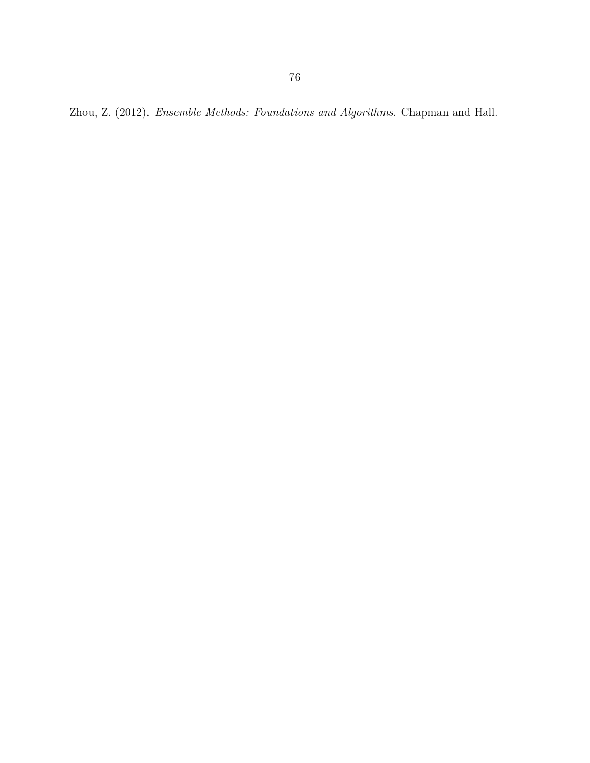Zhou, Z. (2012). *Ensemble Methods: Foundations and Algorithms*. Chapman and Hall.